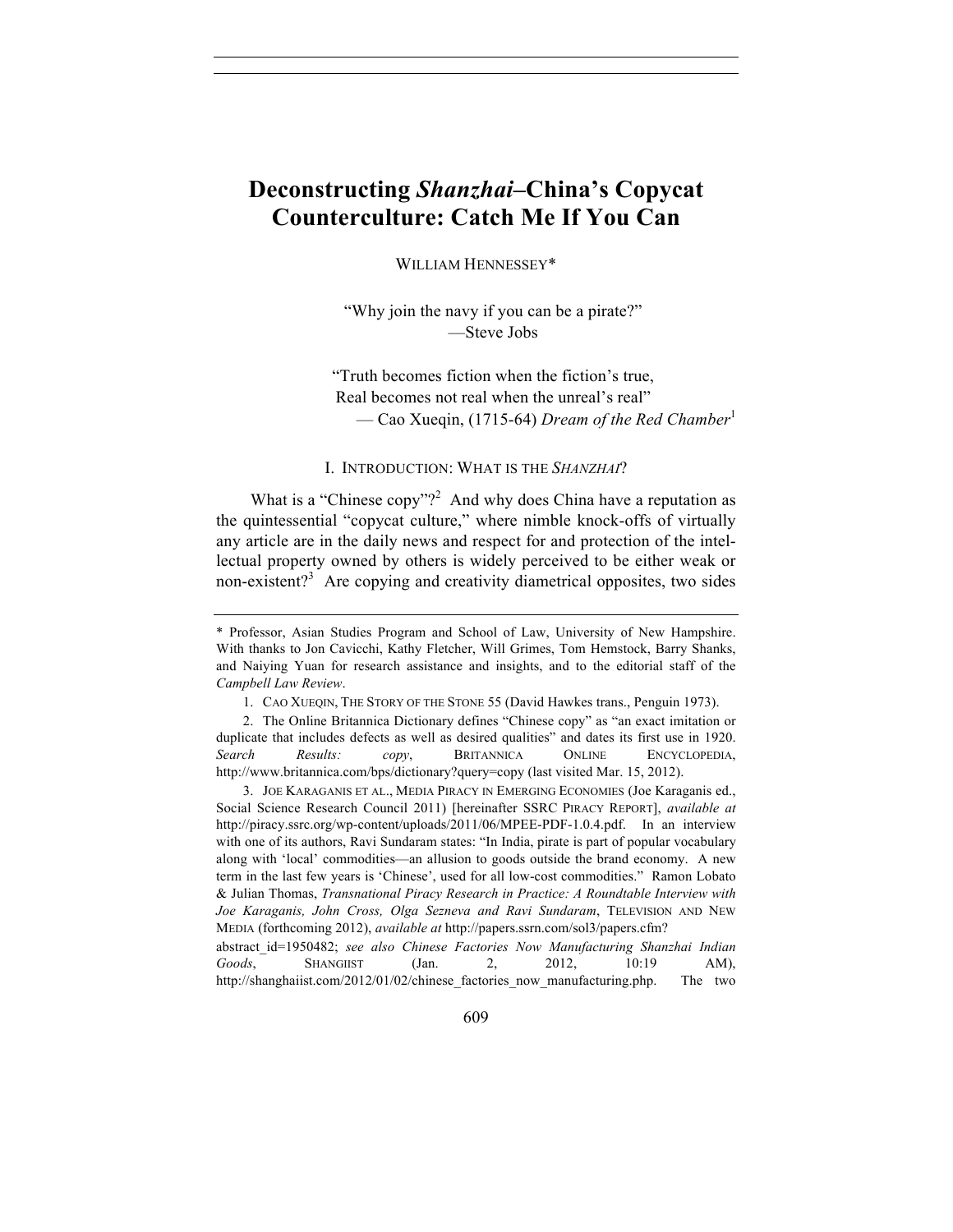# Deconstructing *Shanzhai*–China's Copycat Counterculture: Catch Me If You Can

WILLIAM HENNESSEY*

> "Why join the navy if you can be a pirate?"
> —Steve Jobs

> "Truth becomes fiction when the fiction's true,
> Real becomes not real when the unreal's real"
> — Cao Xueqin, (1715-64) *Dream of the Red Chamber*[1]

## I. INTRODUCTION: WHAT IS THE *SHANZHAI*?

What is a "Chinese copy"?[2] And why does China have a reputation as the quintessential "copycat culture," where nimble knock-offs of virtually any article are in the daily news and respect for and protection of the intellectual property owned by others is widely perceived to be either weak or non-existent?[3] Are copying and creativity diametrical opposites, two sides

---

\* Professor, Asian Studies Program and School of Law, University of New Hampshire. With thanks to Jon Cavicchi, Kathy Fletcher, Will Grimes, Tom Hemstock, Barry Shanks, and Naiying Yuan for research assistance and insights, and to the editorial staff of the *Campbell Law Review*.

1. CAO XUEQIN, THE STORY OF THE STONE 55 (David Hawkes trans., Penguin 1973).

2. The Online Britannica Dictionary defines "Chinese copy" as "an exact imitation or duplicate that includes defects as well as desired qualities" and dates its first use in 1920. *Search Results: copy*, BRITANNICA ONLINE ENCYCLOPEDIA, http://www.britannica.com/bps/dictionary?query=copy (last visited Mar. 15, 2012).

3. JOE KARAGANIS ET AL., MEDIA PIRACY IN EMERGING ECONOMIES (Joe Karaganis ed., Social Science Research Council 2011) [hereinafter SSRC PIRACY REPORT], *available at* http://piracy.ssrc.org/wp-content/uploads/2011/06/MPEE-PDF-1.0.4.pdf. In an interview with one of its authors, Ravi Sundaram states: "In India, pirate is part of popular vocabulary along with 'local' commodities—an allusion to goods outside the brand economy. A new term in the last few years is 'Chinese', used for all low-cost commodities." Ramon Lobato & Julian Thomas, *Transnational Piracy Research in Practice: A Roundtable Interview with Joe Karaganis, John Cross, Olga Sezneva and Ravi Sundaram*, TELEVISION AND NEW MEDIA (forthcoming 2012), *available at* http://papers.ssrn.com/sol3/papers.cfm?abstract_id=1950482; *see also Chinese Factories Now Manufacturing Shanzhai Indian Goods*, SHANGIIST (Jan. 2, 2012, 10:19 AM), http://shanghaiist.com/2012/01/02/chinese_factories_now_manufacturing.php. The two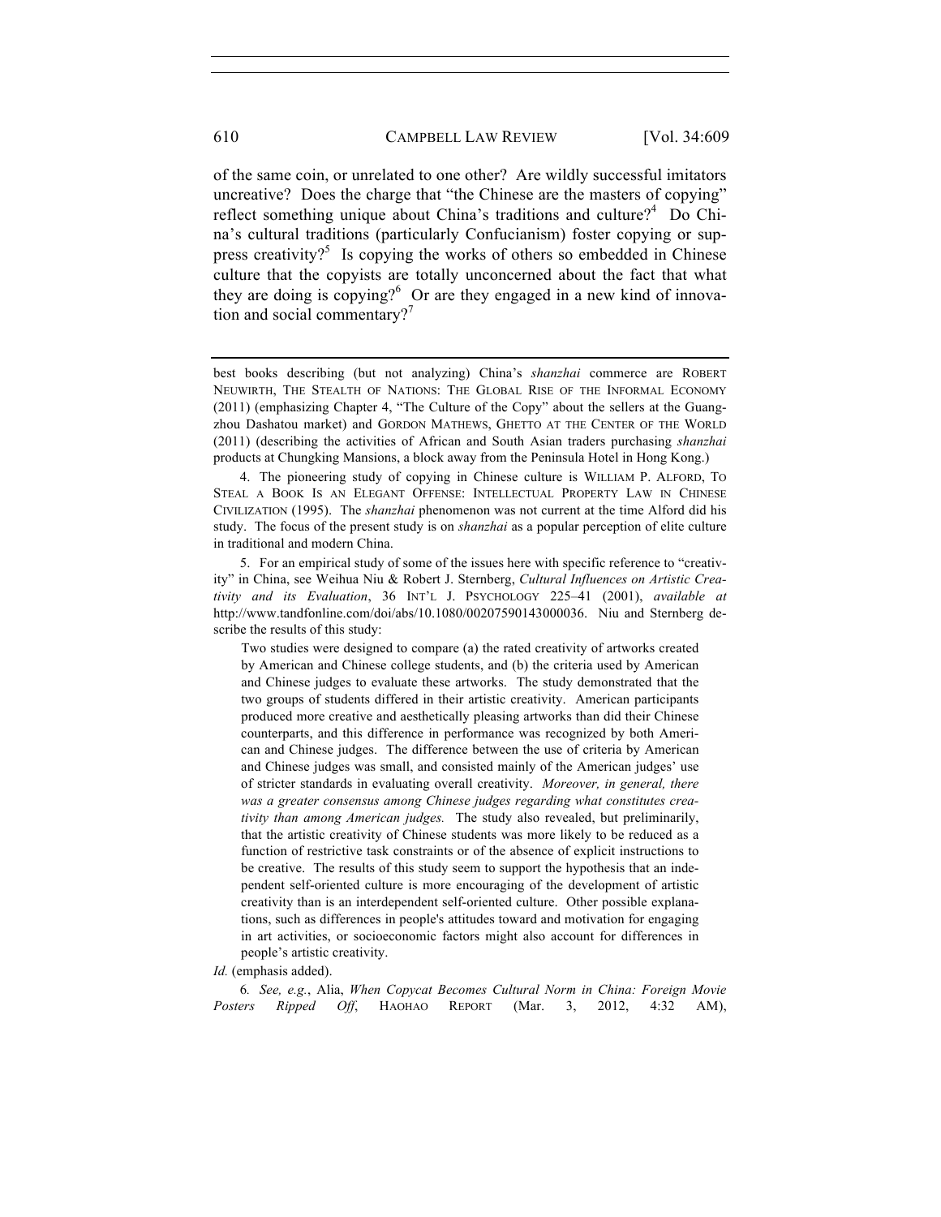of the same coin, or unrelated to one other? Are wildly successful imitators uncreative? Does the charge that "the Chinese are the masters of copying" reflect something unique about China's traditions and culture?[4] Do China's cultural traditions (particularly Confucianism) foster copying or suppress creativity?[5] Is copying the works of others so embedded in Chinese culture that the copyists are totally unconcerned about the fact that what they are doing is copying?[6] Or are they engaged in a new kind of innovation and social commentary?[7]

---

best books describing (but not analyzing) China's *shanzhai* commerce are ROBERT NEUWIRTH, THE STEALTH OF NATIONS: THE GLOBAL RISE OF THE INFORMAL ECONOMY (2011) (emphasizing Chapter 4, "The Culture of the Copy" about the sellers at the Guangzhou Dashatou market) and GORDON MATHEWS, GHETTO AT THE CENTER OF THE WORLD (2011) (describing the activities of African and South Asian traders purchasing *shanzhai* products at Chungking Mansions, a block away from the Peninsula Hotel in Hong Kong.)

4. The pioneering study of copying in Chinese culture is WILLIAM P. ALFORD, TO STEAL A BOOK IS AN ELEGANT OFFENSE: INTELLECTUAL PROPERTY LAW IN CHINESE CIVILIZATION (1995). The *shanzhai* phenomenon was not current at the time Alford did his study. The focus of the present study is on *shanzhai* as a popular perception of elite culture in traditional and modern China.

5. For an empirical study of some of the issues here with specific reference to "creativity" in China, see Weihua Niu & Robert J. Sternberg, *Cultural Influences on Artistic Creativity and its Evaluation*, 36 INT'L J. PSYCHOLOGY 225–41 (2001), *available at* http://www.tandfonline.com/doi/abs/10.1080/00207590143000036. Niu and Sternberg describe the results of this study:

> Two studies were designed to compare (a) the rated creativity of artworks created by American and Chinese college students, and (b) the criteria used by American and Chinese judges to evaluate these artworks. The study demonstrated that the two groups of students differed in their artistic creativity. American participants produced more creative and aesthetically pleasing artworks than did their Chinese counterparts, and this difference in performance was recognized by both American and Chinese judges. The difference between the use of criteria by American and Chinese judges was small, and consisted mainly of the American judges' use of stricter standards in evaluating overall creativity. *Moreover, in general, there was a greater consensus among Chinese judges regarding what constitutes creativity than among American judges.* The study also revealed, but preliminarily, that the artistic creativity of Chinese students was more likely to be reduced as a function of restrictive task constraints or of the absence of explicit instructions to be creative. The results of this study seem to support the hypothesis that an independent self-oriented culture is more encouraging of the development of artistic creativity than is an interdependent self-oriented culture. Other possible explanations, such as differences in people's attitudes toward and motivation for engaging in art activities, or socioeconomic factors might also account for differences in people's artistic creativity.

*Id.* (emphasis added).

6. *See, e.g.*, Alia, *When Copycat Becomes Cultural Norm in China: Foreign Movie Posters Ripped Off*, HAOHAO REPORT (Mar. 3, 2012, 4:32 AM),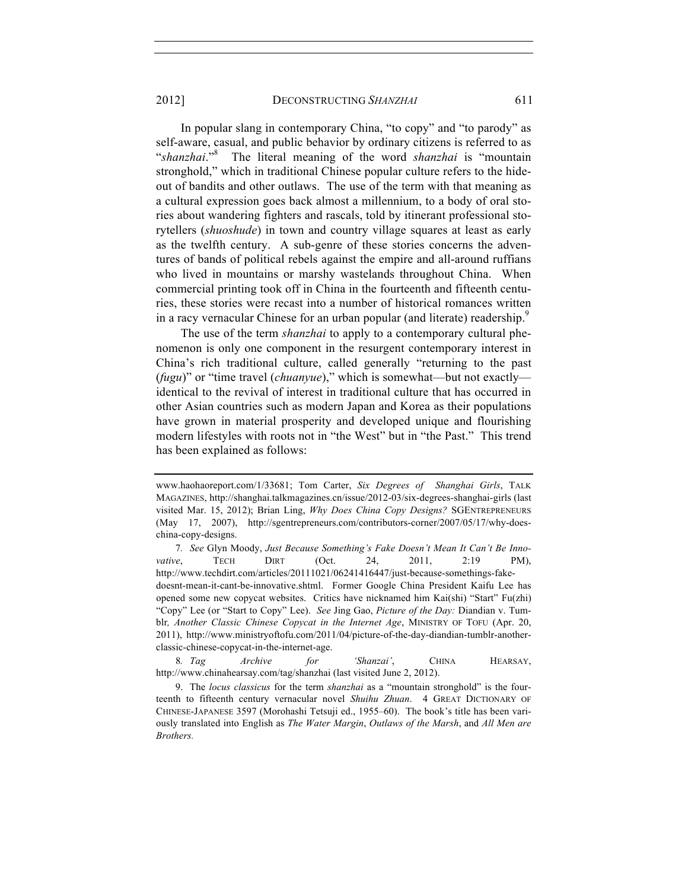In popular slang in contemporary China, "to copy" and "to parody" as self-aware, casual, and public behavior by ordinary citizens is referred to as "*shanzhai*."[8] The literal meaning of the word *shanzhai* is "mountain stronghold," which in traditional Chinese popular culture refers to the hide-out of bandits and other outlaws. The use of the term with that meaning as a cultural expression goes back almost a millennium, to a body of oral stories about wandering fighters and rascals, told by itinerant professional storytellers (*shuoshude*) in town and country village squares at least as early as the twelfth century. A sub-genre of these stories concerns the adventures of bands of political rebels against the empire and all-around ruffians who lived in mountains or marshy wastelands throughout China. When commercial printing took off in China in the fourteenth and fifteenth centuries, these stories were recast into a number of historical romances written in a racy vernacular Chinese for an urban popular (and literate) readership.[9]

The use of the term *shanzhai* to apply to a contemporary cultural phenomenon is only one component in the resurgent contemporary interest in China's rich traditional culture, called generally "returning to the past (*fugu*)" or "time travel (*chuanyue*)," which is somewhat—but not exactly—identical to the revival of interest in traditional culture that has occurred in other Asian countries such as modern Japan and Korea as their populations have grown in material prosperity and developed unique and flourishing modern lifestyles with roots not in "the West" but in "the Past." This trend has been explained as follows:

---

www.haohaoreport.com/1/33681; Tom Carter, *Six Degrees of Shanghai Girls*, TALK MAGAZINES, http://shanghai.talkmagazines.cn/issue/2012-03/six-degrees-shanghai-girls (last visited Mar. 15, 2012); Brian Ling, *Why Does China Copy Designs?* SGENTREPRENEURS (May 17, 2007), http://sgentrepreneurs.com/contributors-corner/2007/05/17/why-does-china-copy-designs.

7. *See* Glyn Moody, *Just Because Something's Fake Doesn't Mean It Can't Be Innovative*, TECH DIRT (Oct. 24, 2011, 2:19 PM), http://www.techdirt.com/articles/20111021/06241416447/just-because-somethings-fake-doesnt-mean-it-cant-be-innovative.shtml. Former Google China President Kaifu Lee has opened some new copycat websites. Critics have nicknamed him Kai(shi) "Start" Fu(zhi) "Copy" Lee (or "Start to Copy" Lee). *See* Jing Gao, *Picture of the Day:* Diandian v. Tumblr*, Another Classic Chinese Copycat in the Internet Age*, MINISTRY OF TOFU (Apr. 20, 2011), http://ministryoftofu.com/2011/04/picture-of-the-day-diandian-tumblr-another-classic-chinese-copycat-in-the-internet-age.

8. *Tag Archive for 'Shanzai'*, CHINA HEARSAY, http://www.chinahearsay.com/tag/shanzhai (last visited June 2, 2012).

9. The *locus classicus* for the term *shanzhai* as a "mountain stronghold" is the fourteenth to fifteenth century vernacular novel *Shuihu Zhuan*. 4 GREAT DICTIONARY OF CHINESE-JAPANESE 3597 (Morohashi Tetsuji ed., 1955–60). The book's title has been variously translated into English as *The Water Margin*, *Outlaws of the Marsh*, and *All Men are Brothers.*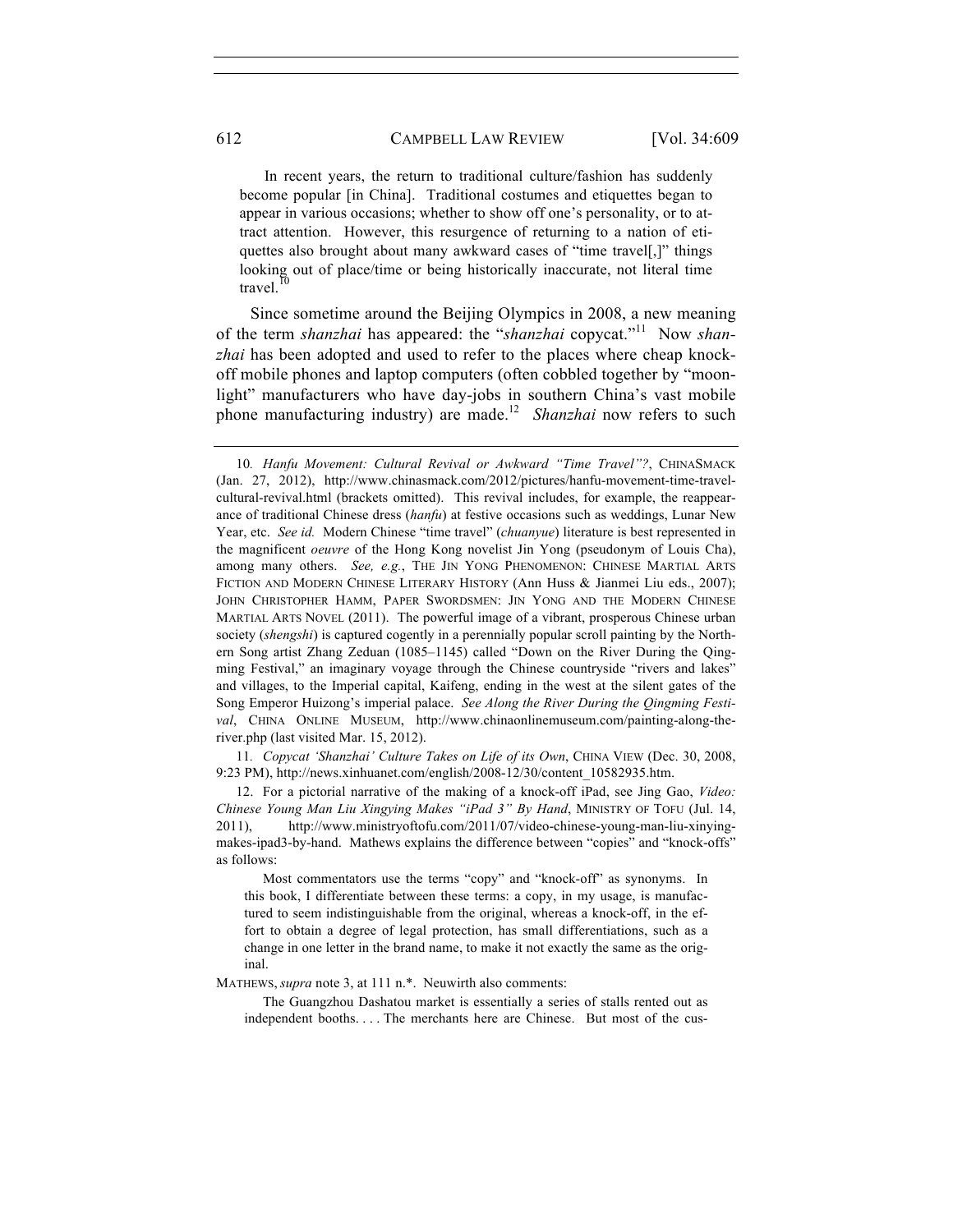> In recent years, the return to traditional culture/fashion has suddenly become popular [in China]. Traditional costumes and etiquettes began to appear in various occasions; whether to show off one's personality, or to attract attention. However, this resurgence of returning to a nation of etiquettes also brought about many awkward cases of "time travel[,]" things looking out of place/time or being historically inaccurate, not literal time travel.[10]

Since sometime around the Beijing Olympics in 2008, a new meaning of the term *shanzhai* has appeared: the "*shanzhai* copycat."[11] Now *shanzhai* has been adopted and used to refer to the places where cheap knock-off mobile phones and laptop computers (often cobbled together by "moonlight" manufacturers who have day-jobs in southern China's vast mobile phone manufacturing industry) are made.[12] *Shanzhai* now refers to such

---

10. *Hanfu Movement: Cultural Revival or Awkward "Time Travel"?*, CHINASMACK (Jan. 27, 2012), http://www.chinasmack.com/2012/pictures/hanfu-movement-time-travel-cultural-revival.html (brackets omitted). This revival includes, for example, the reappearance of traditional Chinese dress (*hanfu*) at festive occasions such as weddings, Lunar New Year, etc. *See id.* Modern Chinese "time travel" (*chuanyue*) literature is best represented in the magnificent *oeuvre* of the Hong Kong novelist Jin Yong (pseudonym of Louis Cha), among many others. *See, e.g.*, THE JIN YONG PHENOMENON: CHINESE MARTIAL ARTS FICTION AND MODERN CHINESE LITERARY HISTORY (Ann Huss & Jianmei Liu eds., 2007); JOHN CHRISTOPHER HAMM, PAPER SWORDSMEN: JIN YONG AND THE MODERN CHINESE MARTIAL ARTS NOVEL (2011). The powerful image of a vibrant, prosperous Chinese urban society (*shengshi*) is captured cogently in a perennially popular scroll painting by the Northern Song artist Zhang Zeduan (1085–1145) called "Down on the River During the Qingming Festival," an imaginary voyage through the Chinese countryside "rivers and lakes" and villages, to the Imperial capital, Kaifeng, ending in the west at the silent gates of the Song Emperor Huizong's imperial palace. *See Along the River During the Qingming Festival*, CHINA ONLINE MUSEUM, http://www.chinaonlinemuseum.com/painting-along-the-river.php (last visited Mar. 15, 2012).

11. *Copycat 'Shanzhai' Culture Takes on Life of its Own*, CHINA VIEW (Dec. 30, 2008, 9:23 PM), http://news.xinhuanet.com/english/2008-12/30/content_10582935.htm.

12. For a pictorial narrative of the making of a knock-off iPad, see Jing Gao, *Video: Chinese Young Man Liu Xingying Makes "iPad 3" By Hand*, MINISTRY OF TOFU (Jul. 14, 2011), http://www.ministryoftofu.com/2011/07/video-chinese-young-man-liu-xinying-makes-ipad3-by-hand. Mathews explains the difference between "copies" and "knock-offs" as follows:

> Most commentators use the terms "copy" and "knock-off" as synonyms. In this book, I differentiate between these terms: a copy, in my usage, is manufactured to seem indistinguishable from the original, whereas a knock-off, in the effort to obtain a degree of legal protection, has small differentiations, such as a change in one letter in the brand name, to make it not exactly the same as the original.

MATHEWS, *supra* note 3, at 111 n.*. Neuwirth also comments:

> The Guangzhou Dashatou market is essentially a series of stalls rented out as independent booths. . . . The merchants here are Chinese. But most of the cus-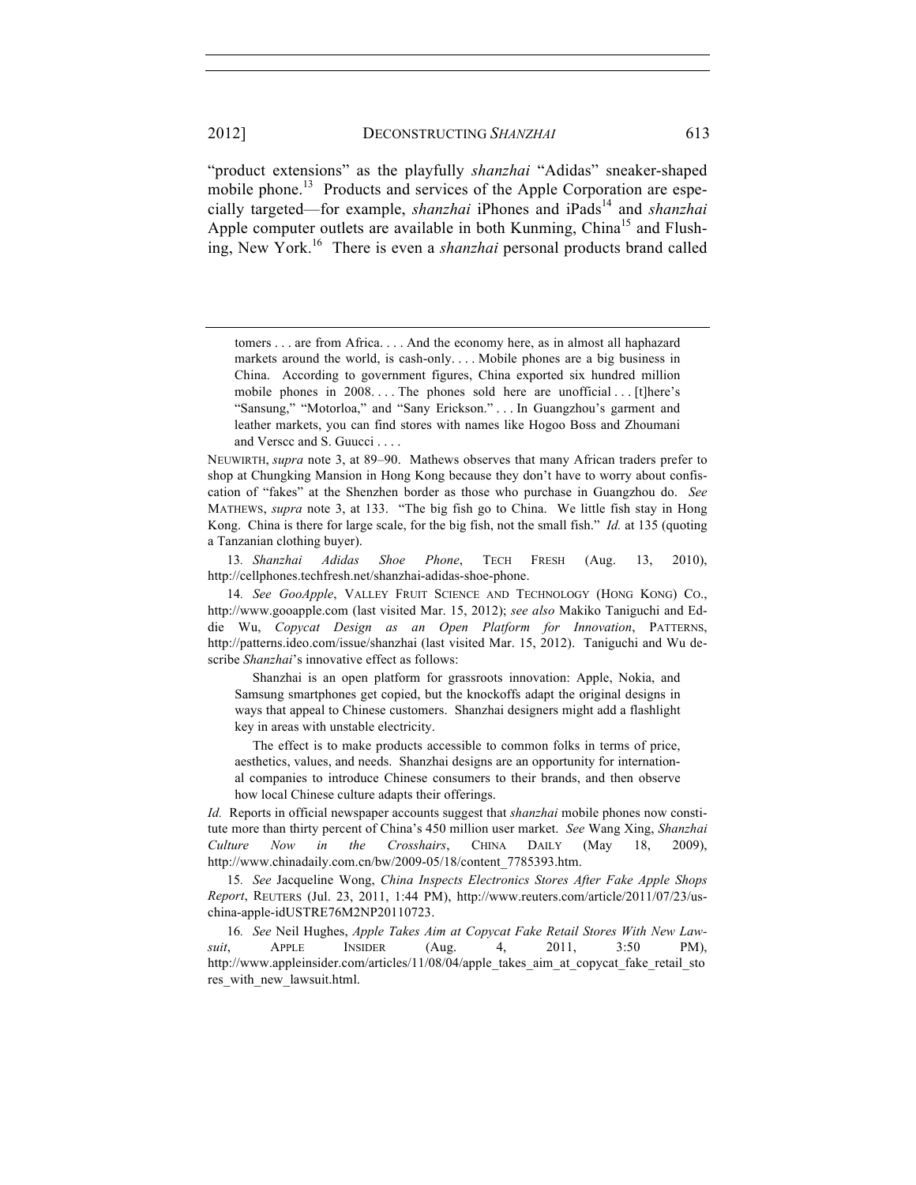"product extensions" as the playfully *shanzhai* "Adidas" sneaker-shaped mobile phone.[13] Products and services of the Apple Corporation are especially targeted—for example, *shanzhai* iPhones and iPads[14] and *shanzhai* Apple computer outlets are available in both Kunming, China[15] and Flushing, New York.[16] There is even a *shanzhai* personal products brand called

---

> tomers . . . are from Africa. . . . And the economy here, as in almost all haphazard markets around the world, is cash-only. . . . Mobile phones are a big business in China. According to government figures, China exported six hundred million mobile phones in 2008. . . . The phones sold here are unofficial . . . [t]here's "Sansung," "Motorloa," and "Sany Erickson." . . . In Guangzhou's garment and leather markets, you can find stores with names like Hogoo Boss and Zhoumani and Verscc and S. Guucci . . . .

NEUWIRTH, *supra* note 3, at 89–90. Mathews observes that many African traders prefer to shop at Chungking Mansion in Hong Kong because they don't have to worry about confiscation of "fakes" at the Shenzhen border as those who purchase in Guangzhou do. *See* MATHEWS, *supra* note 3, at 133. "The big fish go to China. We little fish stay in Hong Kong. China is there for large scale, for the big fish, not the small fish." *Id.* at 135 (quoting a Tanzanian clothing buyer).

13. *Shanzhai Adidas Shoe Phone*, TECH FRESH (Aug. 13, 2010), http://cellphones.techfresh.net/shanzhai-adidas-shoe-phone.

14. *See GooApple*, VALLEY FRUIT SCIENCE AND TECHNOLOGY (HONG KONG) CO., http://www.gooapple.com (last visited Mar. 15, 2012); *see also* Makiko Taniguchi and Eddie Wu, *Copycat Design as an Open Platform for Innovation*, PATTERNS, http://patterns.ideo.com/issue/shanzhai (last visited Mar. 15, 2012). Taniguchi and Wu describe *Shanzhai*'s innovative effect as follows:

> Shanzhai is an open platform for grassroots innovation: Apple, Nokia, and Samsung smartphones get copied, but the knockoffs adapt the original designs in ways that appeal to Chinese customers. Shanzhai designers might add a flashlight key in areas with unstable electricity.
>
> The effect is to make products accessible to common folks in terms of price, aesthetics, values, and needs. Shanzhai designs are an opportunity for international companies to introduce Chinese consumers to their brands, and then observe how local Chinese culture adapts their offerings.

*Id.* Reports in official newspaper accounts suggest that *shanzhai* mobile phones now constitute more than thirty percent of China's 450 million user market. *See* Wang Xing, *Shanzhai Culture Now in the Crosshairs*, CHINA DAILY (May 18, 2009), http://www.chinadaily.com.cn/bw/2009-05/18/content_7785393.htm.

15. *See* Jacqueline Wong, *China Inspects Electronics Stores After Fake Apple Shops Report*, REUTERS (Jul. 23, 2011, 1:44 PM), http://www.reuters.com/article/2011/07/23/us-china-apple-idUSTRE76M2NP20110723.

16. *See* Neil Hughes, *Apple Takes Aim at Copycat Fake Retail Stores With New Lawsuit*, APPLE INSIDER (Aug. 4, 2011, 3:50 PM), http://www.appleinsider.com/articles/11/08/04/apple_takes_aim_at_copycat_fake_retail_stores_with_new_lawsuit.html.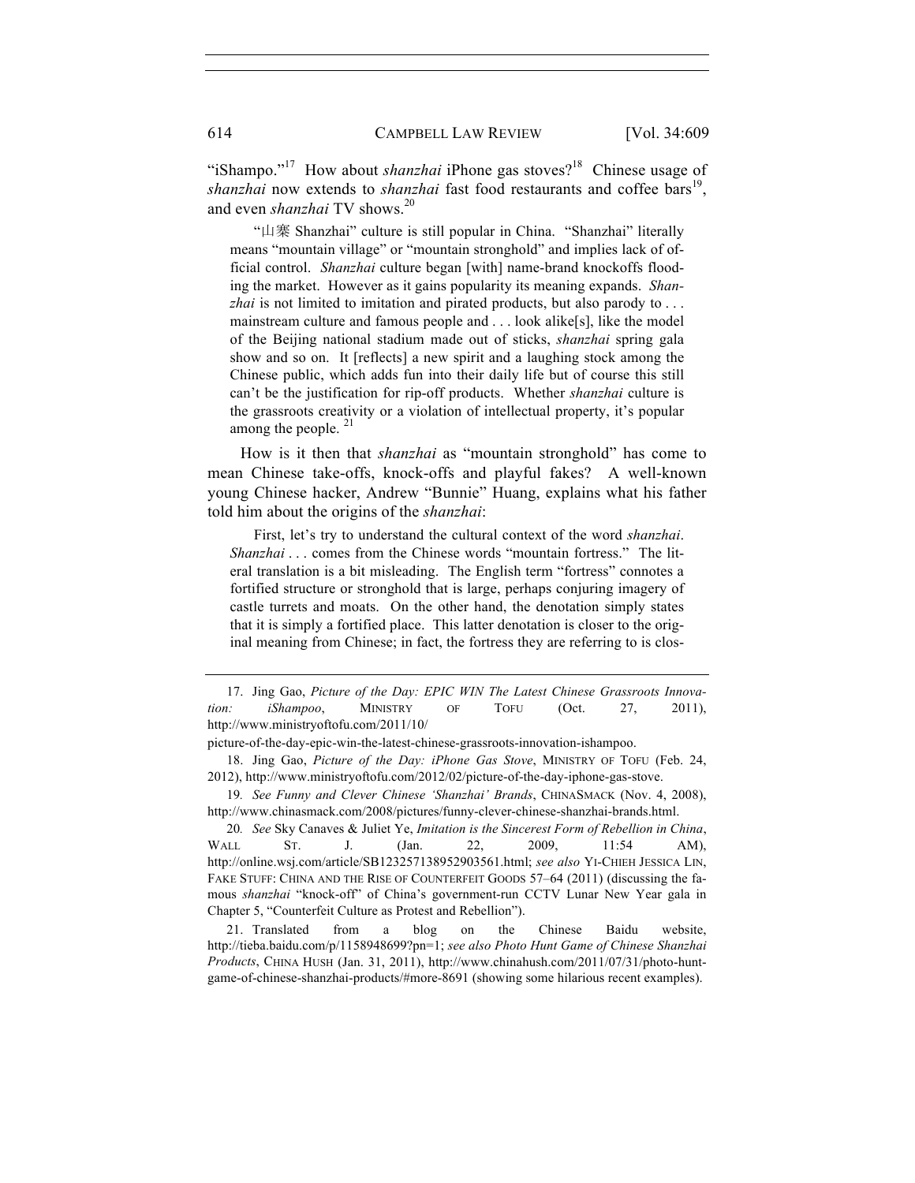"iShampo."[17] How about *shanzhai* iPhone gas stoves?[18] Chinese usage of *shanzhai* now extends to *shanzhai* fast food restaurants and coffee bars[19], and even *shanzhai* TV shows.[20]

> "山寨 Shanzhai" culture is still popular in China. "Shanzhai" literally means "mountain village" or "mountain stronghold" and implies lack of official control. *Shanzhai* culture began [with] name-brand knockoffs flooding the market. However as it gains popularity its meaning expands. *Shanzhai* is not limited to imitation and pirated products, but also parody to . . . mainstream culture and famous people and . . . look alike[s], like the model of the Beijing national stadium made out of sticks, *shanzhai* spring gala show and so on. It [reflects] a new spirit and a laughing stock among the Chinese public, which adds fun into their daily life but of course this still can't be the justification for rip-off products. Whether *shanzhai* culture is the grassroots creativity or a violation of intellectual property, it's popular among the people. [21]

How is it then that *shanzhai* as "mountain stronghold" has come to mean Chinese take-offs, knock-offs and playful fakes? A well-known young Chinese hacker, Andrew "Bunnie" Huang, explains what his father told him about the origins of the *shanzhai*:

> First, let's try to understand the cultural context of the word *shanzhai*. *Shanzhai* . . . comes from the Chinese words "mountain fortress." The literal translation is a bit misleading. The English term "fortress" connotes a fortified structure or stronghold that is large, perhaps conjuring imagery of castle turrets and moats. On the other hand, the denotation simply states that it is simply a fortified place. This latter denotation is closer to the original meaning from Chinese; in fact, the fortress they are referring to is clos-

---

17. Jing Gao, *Picture of the Day: EPIC WIN The Latest Chinese Grassroots Innovation: iShampoo*, MINISTRY OF TOFU (Oct. 27, 2011), http://www.ministryoftofu.com/2011/10/picture-of-the-day-epic-win-the-latest-chinese-grassroots-innovation-ishampoo.

18. Jing Gao, *Picture of the Day: iPhone Gas Stove*, MINISTRY OF TOFU (Feb. 24, 2012), http://www.ministryoftofu.com/2012/02/picture-of-the-day-iphone-gas-stove.

19. *See Funny and Clever Chinese 'Shanzhai' Brands*, CHINASMACK (Nov. 4, 2008), http://www.chinasmack.com/2008/pictures/funny-clever-chinese-shanzhai-brands.html.

20. *See* Sky Canaves & Juliet Ye, *Imitation is the Sincerest Form of Rebellion in China*, WALL ST. J. (Jan. 22, 2009, 11:54 AM), http://online.wsj.com/article/SB123257138952903561.html; *see also* YI-CHIEH JESSICA LIN, FAKE STUFF: CHINA AND THE RISE OF COUNTERFEIT GOODS 57–64 (2011) (discussing the famous *shanzhai* "knock-off" of China's government-run CCTV Lunar New Year gala in Chapter 5, "Counterfeit Culture as Protest and Rebellion").

21. Translated from a blog on the Chinese Baidu website, http://tieba.baidu.com/p/1158948699?pn=1; *see also Photo Hunt Game of Chinese Shanzhai Products*, CHINA HUSH (Jan. 31, 2011), http://www.chinahush.com/2011/07/31/photo-hunt-game-of-chinese-shanzhai-products/#more-8691 (showing some hilarious recent examples).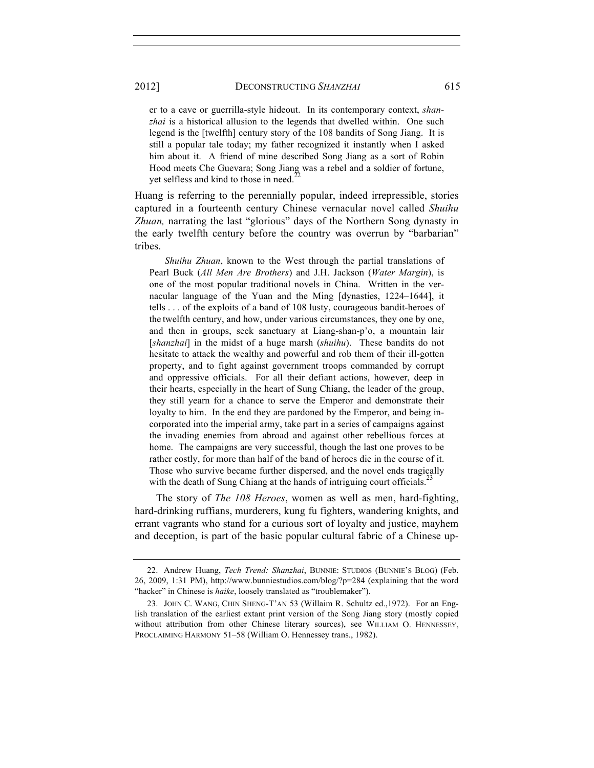er to a cave or guerrilla-style hideout. In its contemporary context, *shanzhai* is a historical allusion to the legends that dwelled within. One such legend is the [twelfth] century story of the 108 bandits of Song Jiang. It is still a popular tale today; my father recognized it instantly when I asked him about it. A friend of mine described Song Jiang as a sort of Robin Hood meets Che Guevara; Song Jiang was a rebel and a soldier of fortune, yet selfless and kind to those in need.[22]

Huang is referring to the perennially popular, indeed irrepressible, stories captured in a fourteenth century Chinese vernacular novel called *Shuihu Zhuan,* narrating the last "glorious" days of the Northern Song dynasty in the early twelfth century before the country was overrun by "barbarian" tribes.

> *Shuihu Zhuan*, known to the West through the partial translations of Pearl Buck (*All Men Are Brothers*) and J.H. Jackson (*Water Margin*), is one of the most popular traditional novels in China. Written in the vernacular language of the Yuan and the Ming [dynasties, 1224–1644], it tells . . . of the exploits of a band of 108 lusty, courageous bandit-heroes of the twelfth century, and how, under various circumstances, they one by one, and then in groups, seek sanctuary at Liang-shan-p'o, a mountain lair [*shanzhai*] in the midst of a huge marsh (*shuihu*). These bandits do not hesitate to attack the wealthy and powerful and rob them of their ill-gotten property, and to fight against government troops commanded by corrupt and oppressive officials. For all their defiant actions, however, deep in their hearts, especially in the heart of Sung Chiang, the leader of the group, they still yearn for a chance to serve the Emperor and demonstrate their loyalty to him. In the end they are pardoned by the Emperor, and being incorporated into the imperial army, take part in a series of campaigns against the invading enemies from abroad and against other rebellious forces at home. The campaigns are very successful, though the last one proves to be rather costly, for more than half of the band of heroes die in the course of it. Those who survive became further dispersed, and the novel ends tragically with the death of Sung Chiang at the hands of intriguing court officials.[23]

The story of *The 108 Heroes*, women as well as men, hard-fighting, hard-drinking ruffians, murderers, kung fu fighters, wandering knights, and errant vagrants who stand for a curious sort of loyalty and justice, mayhem and deception, is part of the basic popular cultural fabric of a Chinese up-

---

22. Andrew Huang, *Tech Trend: Shanzhai*, BUNNIE: STUDIOS (BUNNIE'S BLOG) (Feb. 26, 2009, 1:31 PM), http://www.bunniestudios.com/blog/?p=284 (explaining that the word "hacker" in Chinese is *haike*, loosely translated as "troublemaker").

23. JOHN C. WANG, CHIN SHENG-T'AN 53 (Willaim R. Schultz ed.,1972). For an English translation of the earliest extant print version of the Song Jiang story (mostly copied without attribution from other Chinese literary sources), see WILLIAM O. HENNESSEY, PROCLAIMING HARMONY 51–58 (William O. Hennessey trans., 1982).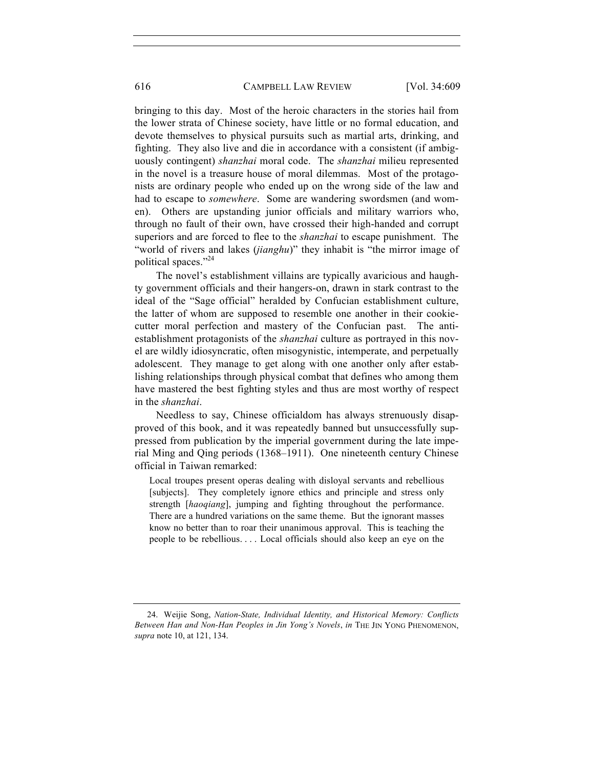bringing to this day. Most of the heroic characters in the stories hail from the lower strata of Chinese society, have little or no formal education, and devote themselves to physical pursuits such as martial arts, drinking, and fighting. They also live and die in accordance with a consistent (if ambiguously contingent) *shanzhai* moral code. The *shanzhai* milieu represented in the novel is a treasure house of moral dilemmas. Most of the protagonists are ordinary people who ended up on the wrong side of the law and had to escape to *somewhere*. Some are wandering swordsmen (and women). Others are upstanding junior officials and military warriors who, through no fault of their own, have crossed their high-handed and corrupt superiors and are forced to flee to the *shanzhai* to escape punishment. The "world of rivers and lakes (*jianghu*)" they inhabit is "the mirror image of political spaces."[24]

The novel's establishment villains are typically avaricious and haughty government officials and their hangers-on, drawn in stark contrast to the ideal of the "Sage official" heralded by Confucian establishment culture, the latter of whom are supposed to resemble one another in their cookie-cutter moral perfection and mastery of the Confucian past. The anti-establishment protagonists of the *shanzhai* culture as portrayed in this novel are wildly idiosyncratic, often misogynistic, intemperate, and perpetually adolescent. They manage to get along with one another only after establishing relationships through physical combat that defines who among them have mastered the best fighting styles and thus are most worthy of respect in the *shanzhai*.

Needless to say, Chinese officialdom has always strenuously disapproved of this book, and it was repeatedly banned but unsuccessfully suppressed from publication by the imperial government during the late imperial Ming and Qing periods (1368–1911). One nineteenth century Chinese official in Taiwan remarked:

> Local troupes present operas dealing with disloyal servants and rebellious [subjects]. They completely ignore ethics and principle and stress only strength [*haoqiang*], jumping and fighting throughout the performance. There are a hundred variations on the same theme. But the ignorant masses know no better than to roar their unanimous approval. This is teaching the people to be rebellious. . . . Local officials should also keep an eye on the

24. Weijie Song, *Nation-State, Individual Identity, and Historical Memory: Conflicts Between Han and Non-Han Peoples in Jin Yong's Novels*, *in* THE JIN YONG PHENOMENON, *supra* note 10, at 121, 134.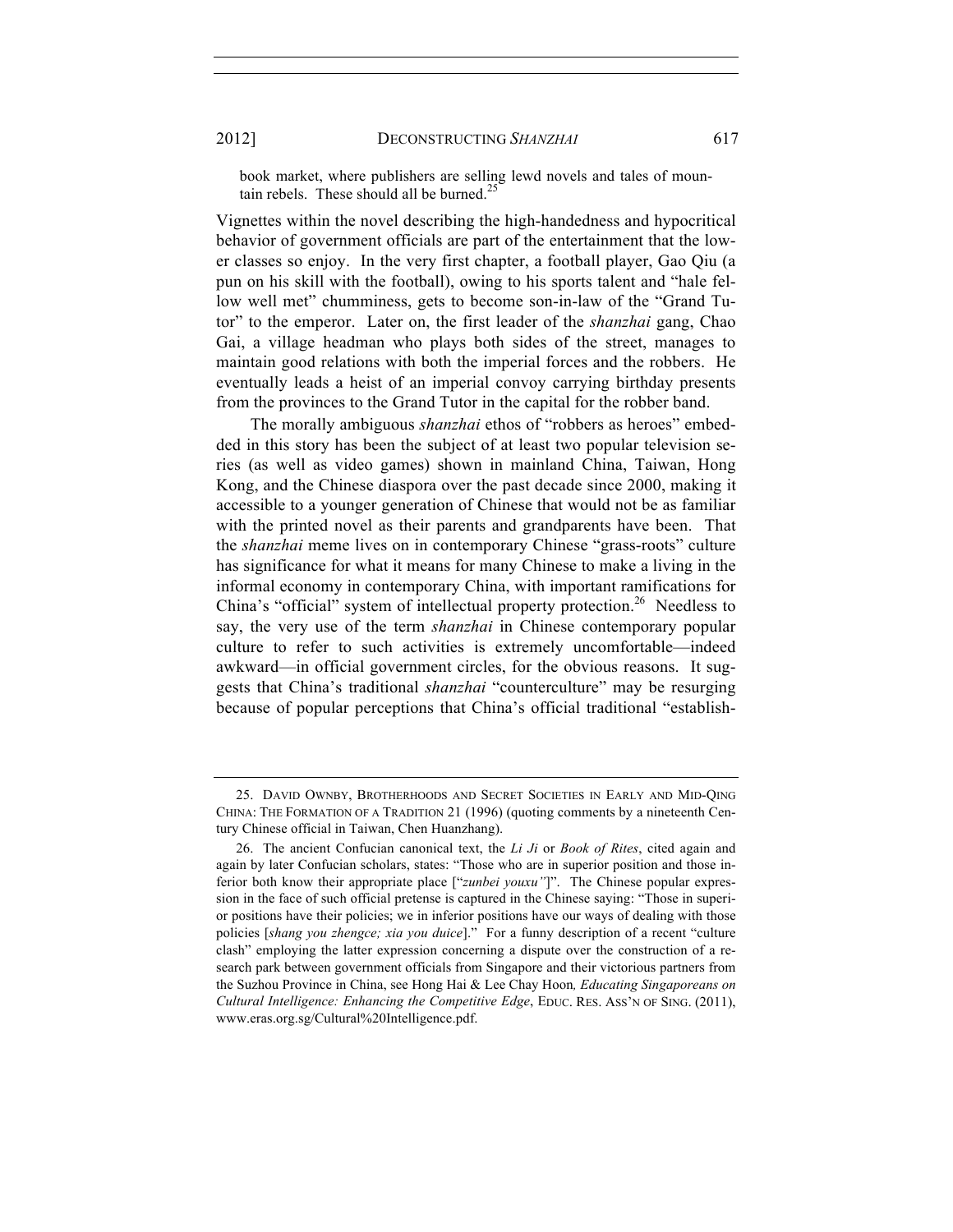> book market, where publishers are selling lewd novels and tales of mountain rebels. These should all be burned.[25]

Vignettes within the novel describing the high-handedness and hypocritical behavior of government officials are part of the entertainment that the lower classes so enjoy. In the very first chapter, a football player, Gao Qiu (a pun on his skill with the football), owing to his sports talent and "hale fellow well met" chumminess, gets to become son-in-law of the "Grand Tutor" to the emperor. Later on, the first leader of the *shanzhai* gang, Chao Gai, a village headman who plays both sides of the street, manages to maintain good relations with both the imperial forces and the robbers. He eventually leads a heist of an imperial convoy carrying birthday presents from the provinces to the Grand Tutor in the capital for the robber band.

The morally ambiguous *shanzhai* ethos of "robbers as heroes" embedded in this story has been the subject of at least two popular television series (as well as video games) shown in mainland China, Taiwan, Hong Kong, and the Chinese diaspora over the past decade since 2000, making it accessible to a younger generation of Chinese that would not be as familiar with the printed novel as their parents and grandparents have been. That the *shanzhai* meme lives on in contemporary Chinese "grass-roots" culture has significance for what it means for many Chinese to make a living in the informal economy in contemporary China, with important ramifications for China's "official" system of intellectual property protection.[26] Needless to say, the very use of the term *shanzhai* in Chinese contemporary popular culture to refer to such activities is extremely uncomfortable—indeed awkward—in official government circles, for the obvious reasons. It suggests that China's traditional *shanzhai* "counterculture" may be resurging because of popular perceptions that China's official traditional "establish-

---

25. DAVID OWNBY, BROTHERHOODS AND SECRET SOCIETIES IN EARLY AND MID-QING CHINA: THE FORMATION OF A TRADITION 21 (1996) (quoting comments by a nineteenth Century Chinese official in Taiwan, Chen Huanzhang).

26. The ancient Confucian canonical text, the *Li Ji* or *Book of Rites*, cited again and again by later Confucian scholars, states: "Those who are in superior position and those inferior both know their appropriate place ["*zunbei youxu"*]". The Chinese popular expression in the face of such official pretense is captured in the Chinese saying: "Those in superior positions have their policies; we in inferior positions have our ways of dealing with those policies [*shang you zhengce; xia you duice*]." For a funny description of a recent "culture clash" employing the latter expression concerning a dispute over the construction of a research park between government officials from Singapore and their victorious partners from the Suzhou Province in China, see Hong Hai & Lee Chay Hoon*, Educating Singaporeans on Cultural Intelligence: Enhancing the Competitive Edge*, EDUC. RES. ASS'N OF SING. (2011), www.eras.org.sg/Cultural%20Intelligence.pdf.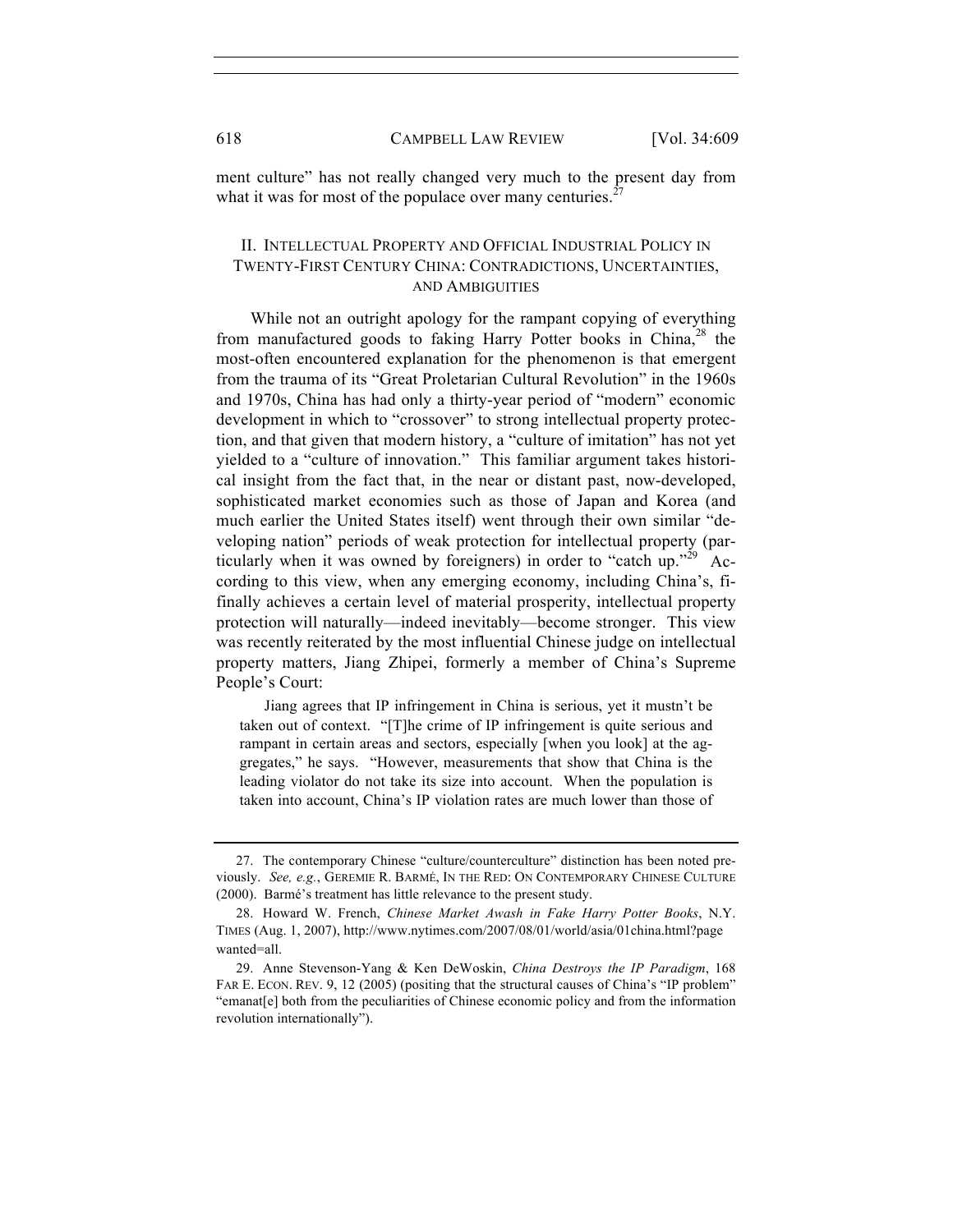ment culture" has not really changed very much to the present day from what it was for most of the populace over many centuries.[27]

## II. Intellectual Property and Official Industrial Policy in Twenty-First Century China: Contradictions, Uncertainties, and Ambiguities

While not an outright apology for the rampant copying of everything from manufactured goods to faking Harry Potter books in China,[28] the most-often encountered explanation for the phenomenon is that emergent from the trauma of its "Great Proletarian Cultural Revolution" in the 1960s and 1970s, China has had only a thirty-year period of "modern" economic development in which to "crossover" to strong intellectual property protection, and that given that modern history, a "culture of imitation" has not yet yielded to a "culture of innovation." This familiar argument takes historical insight from the fact that, in the near or distant past, now-developed, sophisticated market economies such as those of Japan and Korea (and much earlier the United States itself) went through their own similar "developing nation" periods of weak protection for intellectual property (particularly when it was owned by foreigners) in order to "catch up."[29] According to this view, when any emerging economy, including China's, finally achieves a certain level of material prosperity, intellectual property protection will naturally—indeed inevitably—become stronger. This view was recently reiterated by the most influential Chinese judge on intellectual property matters, Jiang Zhipei, formerly a member of China's Supreme People's Court:

> Jiang agrees that IP infringement in China is serious, yet it mustn't be taken out of context. "[T]he crime of IP infringement is quite serious and rampant in certain areas and sectors, especially [when you look] at the aggregates," he says. "However, measurements that show that China is the leading violator do not take its size into account. When the population is taken into account, China's IP violation rates are much lower than those of

---

27. The contemporary Chinese "culture/counterculture" distinction has been noted previously. *See, e.g.*, Geremie R. Barmé, In the Red: On Contemporary Chinese Culture (2000). Barmé's treatment has little relevance to the present study.

28. Howard W. French, *Chinese Market Awash in Fake Harry Potter Books*, N.Y. Times (Aug. 1, 2007), http://www.nytimes.com/2007/08/01/world/asia/01china.html?pagewanted=all.

29. Anne Stevenson-Yang & Ken DeWoskin, *China Destroys the IP Paradigm*, 168 Far E. Econ. Rev. 9, 12 (2005) (positing that the structural causes of China's "IP problem" "emanat[e] both from the peculiarities of Chinese economic policy and from the information revolution internationally").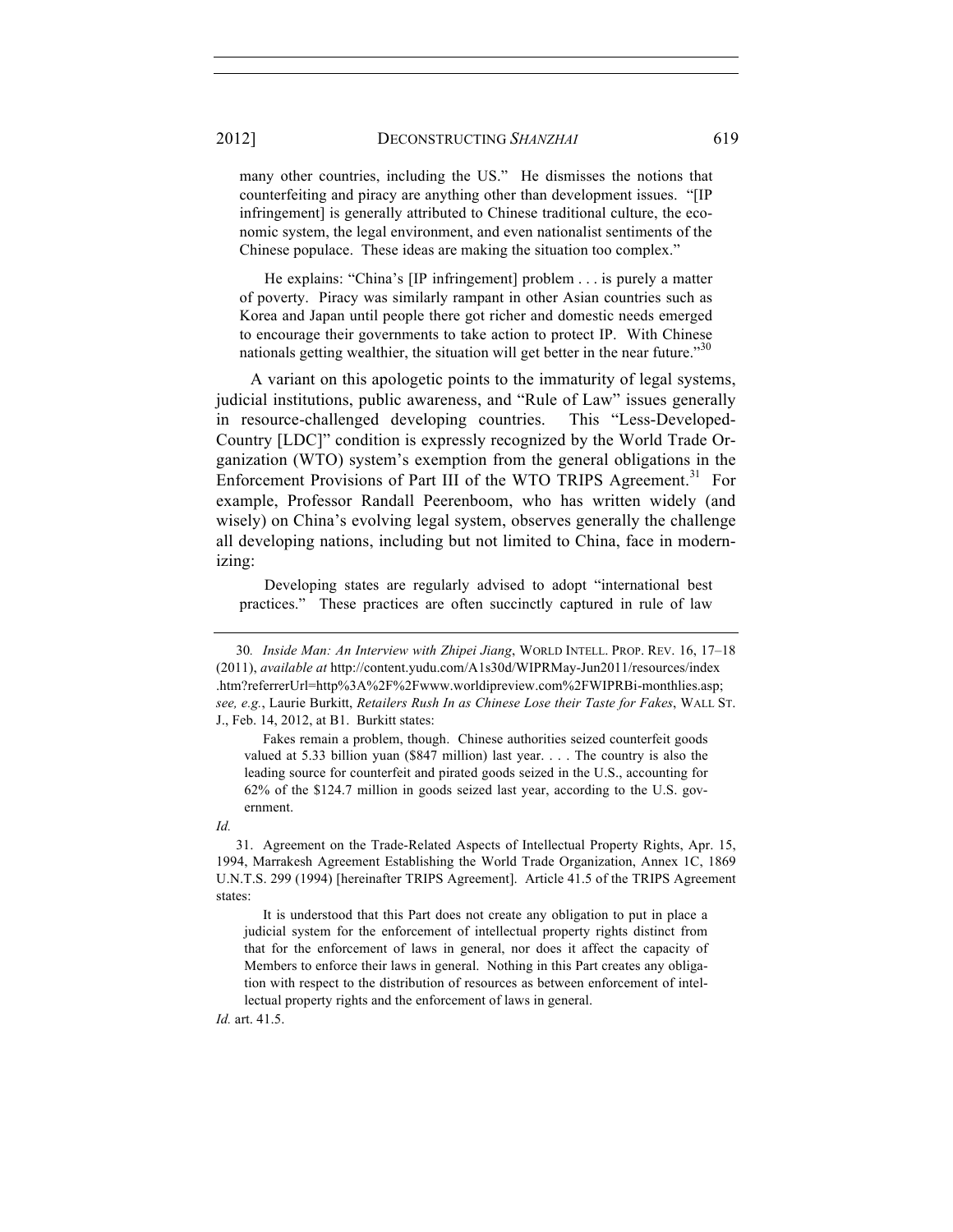> many other countries, including the US." He dismisses the notions that counterfeiting and piracy are anything other than development issues. "[IP infringement] is generally attributed to Chinese traditional culture, the economic system, the legal environment, and even nationalist sentiments of the Chinese populace. These ideas are making the situation too complex."
>
> He explains: "China's [IP infringement] problem . . . is purely a matter of poverty. Piracy was similarly rampant in other Asian countries such as Korea and Japan until people there got richer and domestic needs emerged to encourage their governments to take action to protect IP. With Chinese nationals getting wealthier, the situation will get better in the near future."[30]

A variant on this apologetic points to the immaturity of legal systems, judicial institutions, public awareness, and "Rule of Law" issues generally in resource-challenged developing countries. This "Less-Developed-Country [LDC]" condition is expressly recognized by the World Trade Organization (WTO) system's exemption from the general obligations in the Enforcement Provisions of Part III of the WTO TRIPS Agreement.[31] For example, Professor Randall Peerenboom, who has written widely (and wisely) on China's evolving legal system, observes generally the challenge all developing nations, including but not limited to China, face in modernizing:

> Developing states are regularly advised to adopt "international best practices." These practices are often succinctly captured in rule of law

---

30. *Inside Man: An Interview with Zhipei Jiang*, WORLD INTELL. PROP. REV. 16, 17–18 (2011), *available at* http://content.yudu.com/A1s30d/WIPRMay-Jun2011/resources/index.htm?referrerUrl=http%3A%2F%2Fwww.worldipreview.com%2FWIPRBi-monthlies.asp; *see, e.g.*, Laurie Burkitt, *Retailers Rush In as Chinese Lose their Taste for Fakes*, WALL ST. J., Feb. 14, 2012, at B1. Burkitt states:

> Fakes remain a problem, though. Chinese authorities seized counterfeit goods valued at 5.33 billion yuan ($847 million) last year. . . . The country is also the leading source for counterfeit and pirated goods seized in the U.S., accounting for 62% of the $124.7 million in goods seized last year, according to the U.S. government.

*Id.*

31. Agreement on the Trade-Related Aspects of Intellectual Property Rights, Apr. 15, 1994, Marrakesh Agreement Establishing the World Trade Organization, Annex 1C, 1869 U.N.T.S. 299 (1994) [hereinafter TRIPS Agreement]. Article 41.5 of the TRIPS Agreement states:

> It is understood that this Part does not create any obligation to put in place a judicial system for the enforcement of intellectual property rights distinct from that for the enforcement of laws in general, nor does it affect the capacity of Members to enforce their laws in general. Nothing in this Part creates any obligation with respect to the distribution of resources as between enforcement of intellectual property rights and the enforcement of laws in general.

*Id.* art. 41.5.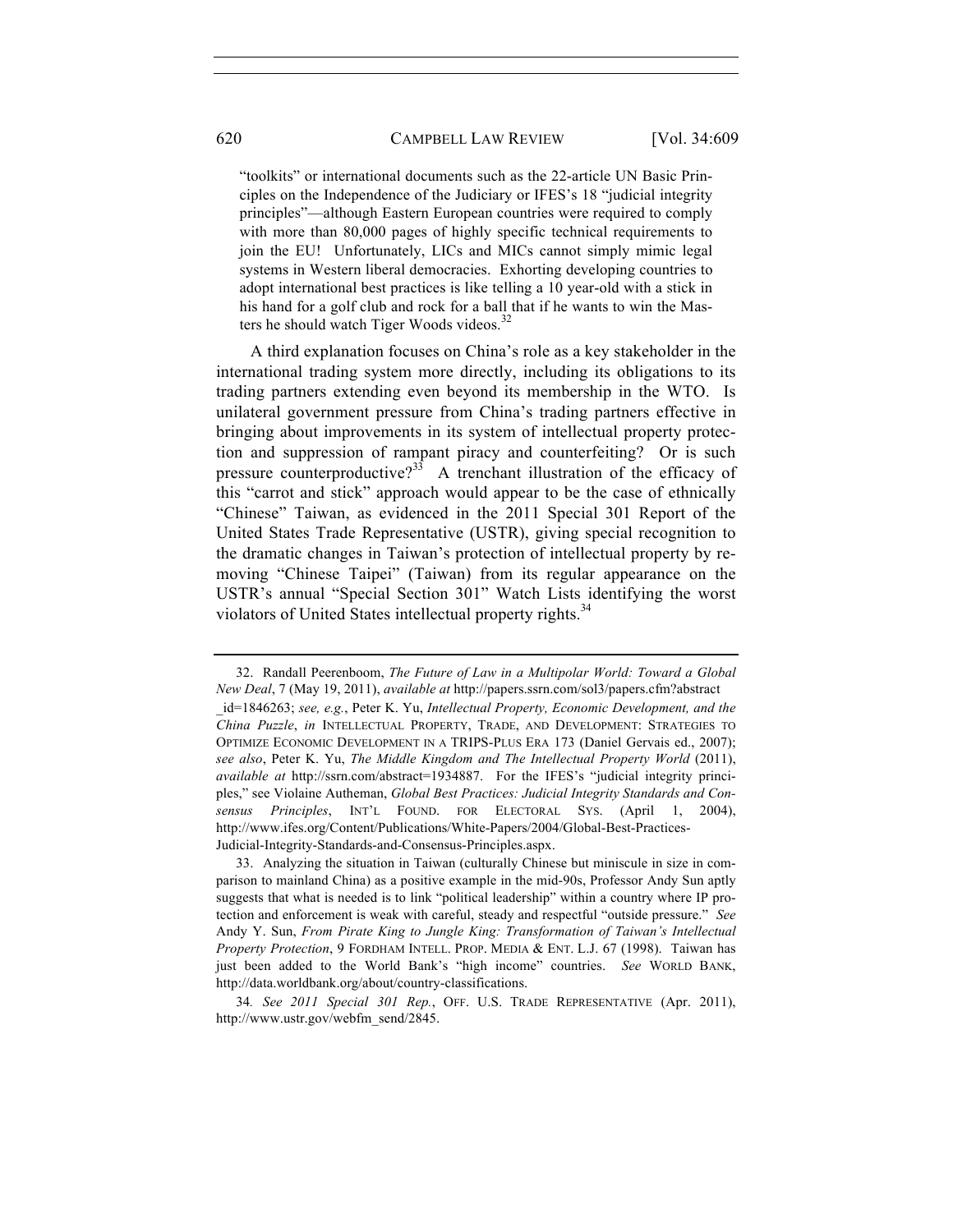"toolkits" or international documents such as the 22-article UN Basic Principles on the Independence of the Judiciary or IFES's 18 "judicial integrity principles"—although Eastern European countries were required to comply with more than 80,000 pages of highly specific technical requirements to join the EU! Unfortunately, LICs and MICs cannot simply mimic legal systems in Western liberal democracies. Exhorting developing countries to adopt international best practices is like telling a 10 year-old with a stick in his hand for a golf club and rock for a ball that if he wants to win the Masters he should watch Tiger Woods videos.[32]

A third explanation focuses on China's role as a key stakeholder in the international trading system more directly, including its obligations to its trading partners extending even beyond its membership in the WTO. Is unilateral government pressure from China's trading partners effective in bringing about improvements in its system of intellectual property protection and suppression of rampant piracy and counterfeiting? Or is such pressure counterproductive?[33] A trenchant illustration of the efficacy of this "carrot and stick" approach would appear to be the case of ethnically "Chinese" Taiwan, as evidenced in the 2011 Special 301 Report of the United States Trade Representative (USTR), giving special recognition to the dramatic changes in Taiwan's protection of intellectual property by removing "Chinese Taipei" (Taiwan) from its regular appearance on the USTR's annual "Special Section 301" Watch Lists identifying the worst violators of United States intellectual property rights.[34]

---

32. Randall Peerenboom, *The Future of Law in a Multipolar World: Toward a Global New Deal*, 7 (May 19, 2011), *available at* http://papers.ssrn.com/sol3/papers.cfm?abstract_id=1846263; *see, e.g.*, Peter K. Yu, *Intellectual Property, Economic Development, and the China Puzzle*, *in* INTELLECTUAL PROPERTY, TRADE, AND DEVELOPMENT: STRATEGIES TO OPTIMIZE ECONOMIC DEVELOPMENT IN A TRIPS-PLUS ERA 173 (Daniel Gervais ed., 2007); *see also*, Peter K. Yu, *The Middle Kingdom and The Intellectual Property World* (2011), *available at* http://ssrn.com/abstract=1934887. For the IFES's "judicial integrity principles," see Violaine Autheman, *Global Best Practices: Judicial Integrity Standards and Consensus Principles*, INT'L FOUND. FOR ELECTORAL SYS. (April 1, 2004), http://www.ifes.org/Content/Publications/White-Papers/2004/Global-Best-Practices-Judicial-Integrity-Standards-and-Consensus-Principles.aspx.

33. Analyzing the situation in Taiwan (culturally Chinese but miniscule in size in comparison to mainland China) as a positive example in the mid-90s, Professor Andy Sun aptly suggests that what is needed is to link "political leadership" within a country where IP protection and enforcement is weak with careful, steady and respectful "outside pressure." *See* Andy Y. Sun, *From Pirate King to Jungle King: Transformation of Taiwan's Intellectual Property Protection*, 9 FORDHAM INTELL. PROP. MEDIA & ENT. L.J. 67 (1998). Taiwan has just been added to the World Bank's "high income" countries. *See* WORLD BANK, http://data.worldbank.org/about/country-classifications.

34. *See 2011 Special 301 Rep.*, OFF. U.S. TRADE REPRESENTATIVE (Apr. 2011), http://www.ustr.gov/webfm_send/2845.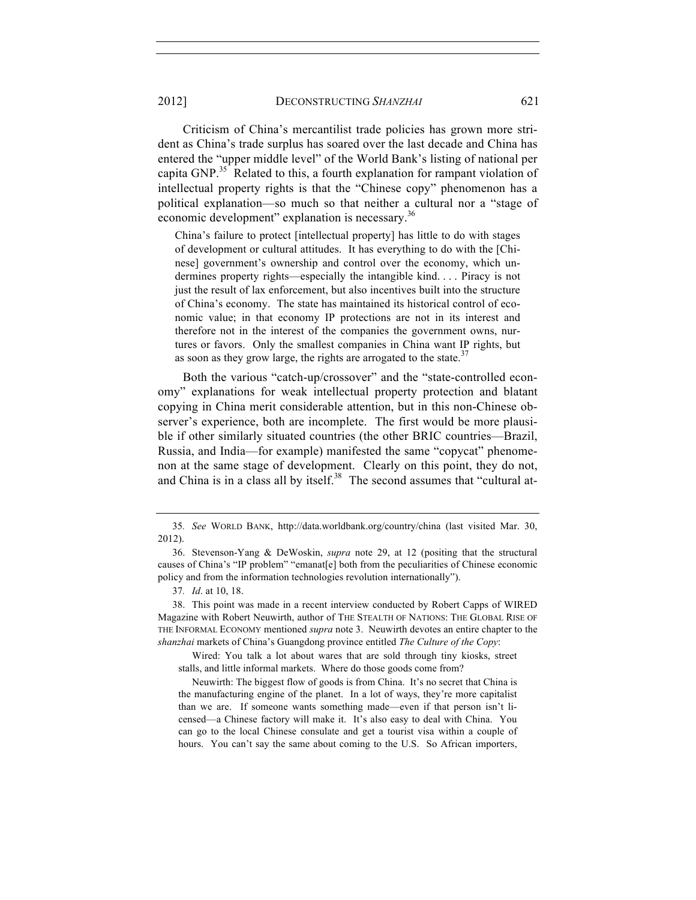Criticism of China's mercantilist trade policies has grown more strident as China's trade surplus has soared over the last decade and China has entered the "upper middle level" of the World Bank's listing of national per capita GNP.[35] Related to this, a fourth explanation for rampant violation of intellectual property rights is that the "Chinese copy" phenomenon has a political explanation—so much so that neither a cultural nor a "stage of economic development" explanation is necessary.[36]

> China's failure to protect [intellectual property] has little to do with stages of development or cultural attitudes. It has everything to do with the [Chinese] government's ownership and control over the economy, which undermines property rights—especially the intangible kind. . . . Piracy is not just the result of lax enforcement, but also incentives built into the structure of China's economy. The state has maintained its historical control of economic value; in that economy IP protections are not in its interest and therefore not in the interest of the companies the government owns, nurtures or favors. Only the smallest companies in China want IP rights, but as soon as they grow large, the rights are arrogated to the state.[37]

Both the various "catch-up/crossover" and the "state-controlled economy" explanations for weak intellectual property protection and blatant copying in China merit considerable attention, but in this non-Chinese observer's experience, both are incomplete. The first would be more plausible if other similarly situated countries (the other BRIC countries—Brazil, Russia, and India—for example) manifested the same "copycat" phenomenon at the same stage of development. Clearly on this point, they do not, and China is in a class all by itself.[38] The second assumes that "cultural at-

---

35. *See* WORLD BANK, http://data.worldbank.org/country/china (last visited Mar. 30, 2012).

36. Stevenson-Yang & DeWoskin, *supra* note 29, at 12 (positing that the structural causes of China's "IP problem" "emanat[e] both from the peculiarities of Chinese economic policy and from the information technologies revolution internationally").

37. *Id*. at 10, 18.

38. This point was made in a recent interview conducted by Robert Capps of WIRED Magazine with Robert Neuwirth, author of THE STEALTH OF NATIONS: THE GLOBAL RISE OF THE INFORMAL ECONOMY mentioned *supra* note 3. Neuwirth devotes an entire chapter to the *shanzhai* markets of China's Guangdong province entitled *The Culture of the Copy*:

> Wired: You talk a lot about wares that are sold through tiny kiosks, street stalls, and little informal markets. Where do those goods come from?
>
> Neuwirth: The biggest flow of goods is from China. It's no secret that China is the manufacturing engine of the planet. In a lot of ways, they're more capitalist than we are. If someone wants something made—even if that person isn't licensed—a Chinese factory will make it. It's also easy to deal with China. You can go to the local Chinese consulate and get a tourist visa within a couple of hours. You can't say the same about coming to the U.S. So African importers,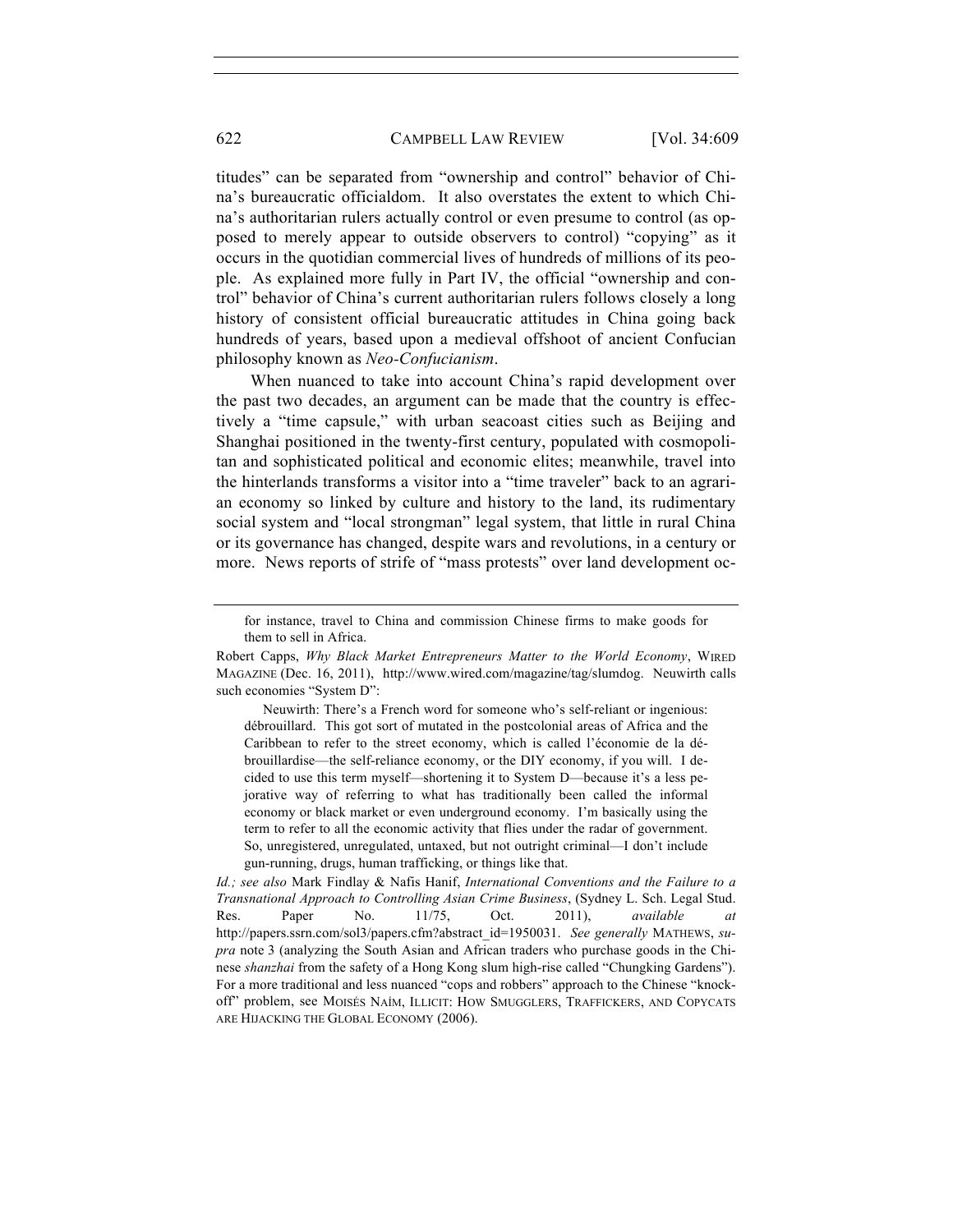titudes" can be separated from "ownership and control" behavior of China's bureaucratic officialdom. It also overstates the extent to which China's authoritarian rulers actually control or even presume to control (as opposed to merely appear to outside observers to control) "copying" as it occurs in the quotidian commercial lives of hundreds of millions of its people. As explained more fully in Part IV, the official "ownership and control" behavior of China's current authoritarian rulers follows closely a long history of consistent official bureaucratic attitudes in China going back hundreds of years, based upon a medieval offshoot of ancient Confucian philosophy known as *Neo-Confucianism*.

When nuanced to take into account China's rapid development over the past two decades, an argument can be made that the country is effectively a "time capsule," with urban seacoast cities such as Beijing and Shanghai positioned in the twenty-first century, populated with cosmopolitan and sophisticated political and economic elites; meanwhile, travel into the hinterlands transforms a visitor into a "time traveler" back to an agrarian economy so linked by culture and history to the land, its rudimentary social system and "local strongman" legal system, that little in rural China or its governance has changed, despite wars and revolutions, in a century or more. News reports of strife of "mass protests" over land development oc-

---

> for instance, travel to China and commission Chinese firms to make goods for them to sell in Africa.

Robert Capps, *Why Black Market Entrepreneurs Matter to the World Economy*, WIRED MAGAZINE (Dec. 16, 2011), http://www.wired.com/magazine/tag/slumdog. Neuwirth calls such economies "System D":

> Neuwirth: There's a French word for someone who's self-reliant or ingenious: débrouillard. This got sort of mutated in the postcolonial areas of Africa and the Caribbean to refer to the street economy, which is called l'économie de la débrouillardise—the self-reliance economy, or the DIY economy, if you will. I decided to use this term myself—shortening it to System D—because it's a less pejorative way of referring to what has traditionally been called the informal economy or black market or even underground economy. I'm basically using the term to refer to all the economic activity that flies under the radar of government. So, unregistered, unregulated, untaxed, but not outright criminal—I don't include gun-running, drugs, human trafficking, or things like that.

*Id.; see also* Mark Findlay & Nafis Hanif, *International Conventions and the Failure to a Transnational Approach to Controlling Asian Crime Business*, (Sydney L. Sch. Legal Stud. Res. Paper No. 11/75, Oct. 2011), *available at* http://papers.ssrn.com/sol3/papers.cfm?abstract_id=1950031. *See generally* MATHEWS, *supra* note 3 (analyzing the South Asian and African traders who purchase goods in the Chinese *shanzhai* from the safety of a Hong Kong slum high-rise called "Chungking Gardens"). For a more traditional and less nuanced "cops and robbers" approach to the Chinese "knock-off" problem, see MOISÉS NAÍM, ILLICIT: HOW SMUGGLERS, TRAFFICKERS, AND COPYCATS ARE HIJACKING THE GLOBAL ECONOMY (2006).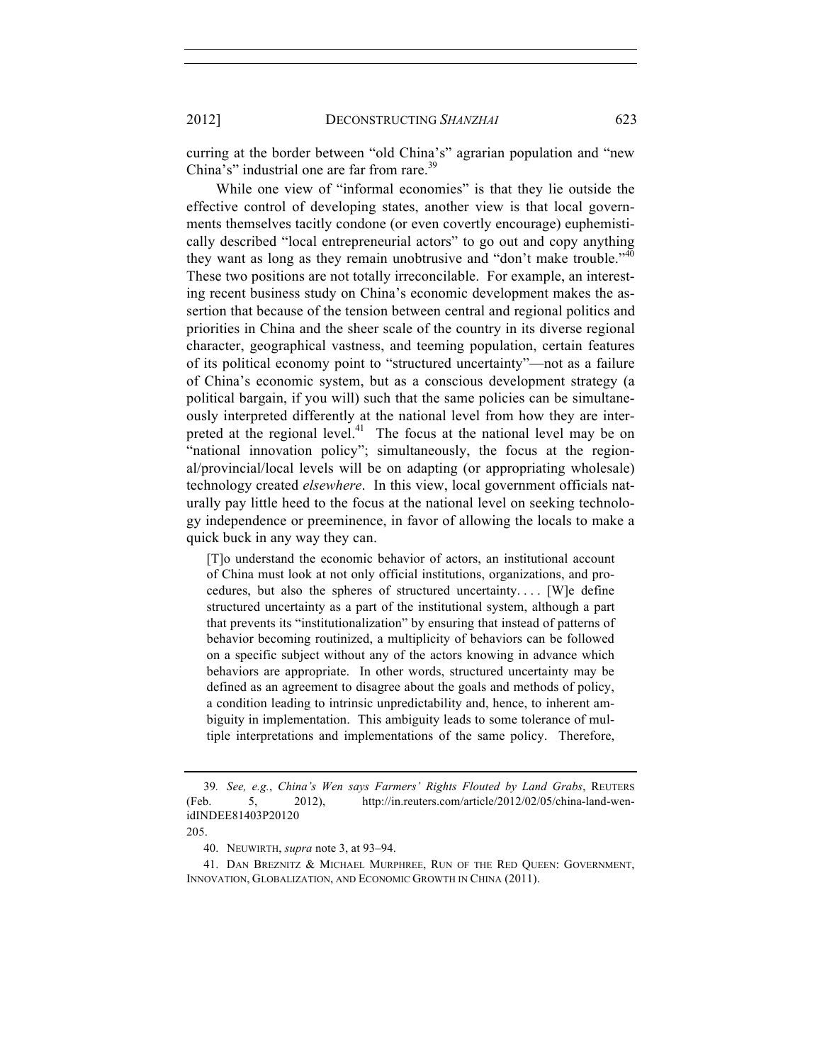curring at the border between "old China's" agrarian population and "new China's" industrial one are far from rare.[39]

While one view of "informal economies" is that they lie outside the effective control of developing states, another view is that local governments themselves tacitly condone (or even covertly encourage) euphemistically described "local entrepreneurial actors" to go out and copy anything they want as long as they remain unobtrusive and "don't make trouble."[40] These two positions are not totally irreconcilable. For example, an interesting recent business study on China's economic development makes the assertion that because of the tension between central and regional politics and priorities in China and the sheer scale of the country in its diverse regional character, geographical vastness, and teeming population, certain features of its political economy point to "structured uncertainty"—not as a failure of China's economic system, but as a conscious development strategy (a political bargain, if you will) such that the same policies can be simultaneously interpreted differently at the national level from how they are interpreted at the regional level.[41] The focus at the national level may be on "national innovation policy"; simultaneously, the focus at the regional/provincial/local levels will be on adapting (or appropriating wholesale) technology created *elsewhere*. In this view, local government officials naturally pay little heed to the focus at the national level on seeking technology independence or preeminence, in favor of allowing the locals to make a quick buck in any way they can.

> [T]o understand the economic behavior of actors, an institutional account of China must look at not only official institutions, organizations, and procedures, but also the spheres of structured uncertainty. . . . [W]e define structured uncertainty as a part of the institutional system, although a part that prevents its "institutionalization" by ensuring that instead of patterns of behavior becoming routinized, a multiplicity of behaviors can be followed on a specific subject without any of the actors knowing in advance which behaviors are appropriate. In other words, structured uncertainty may be defined as an agreement to disagree about the goals and methods of policy, a condition leading to intrinsic unpredictability and, hence, to inherent ambiguity in implementation. This ambiguity leads to some tolerance of multiple interpretations and implementations of the same policy. Therefore,

---

39. *See, e.g.*, *China's Wen says Farmers' Rights Flouted by Land Grabs*, REUTERS (Feb. 5, 2012), http://in.reuters.com/article/2012/02/05/china-land-wen-idINDEE81403P20120205.

40. NEUWIRTH, *supra* note 3, at 93–94.

41. DAN BREZNITZ & MICHAEL MURPHREE, RUN OF THE RED QUEEN: GOVERNMENT, INNOVATION, GLOBALIZATION, AND ECONOMIC GROWTH IN CHINA (2011).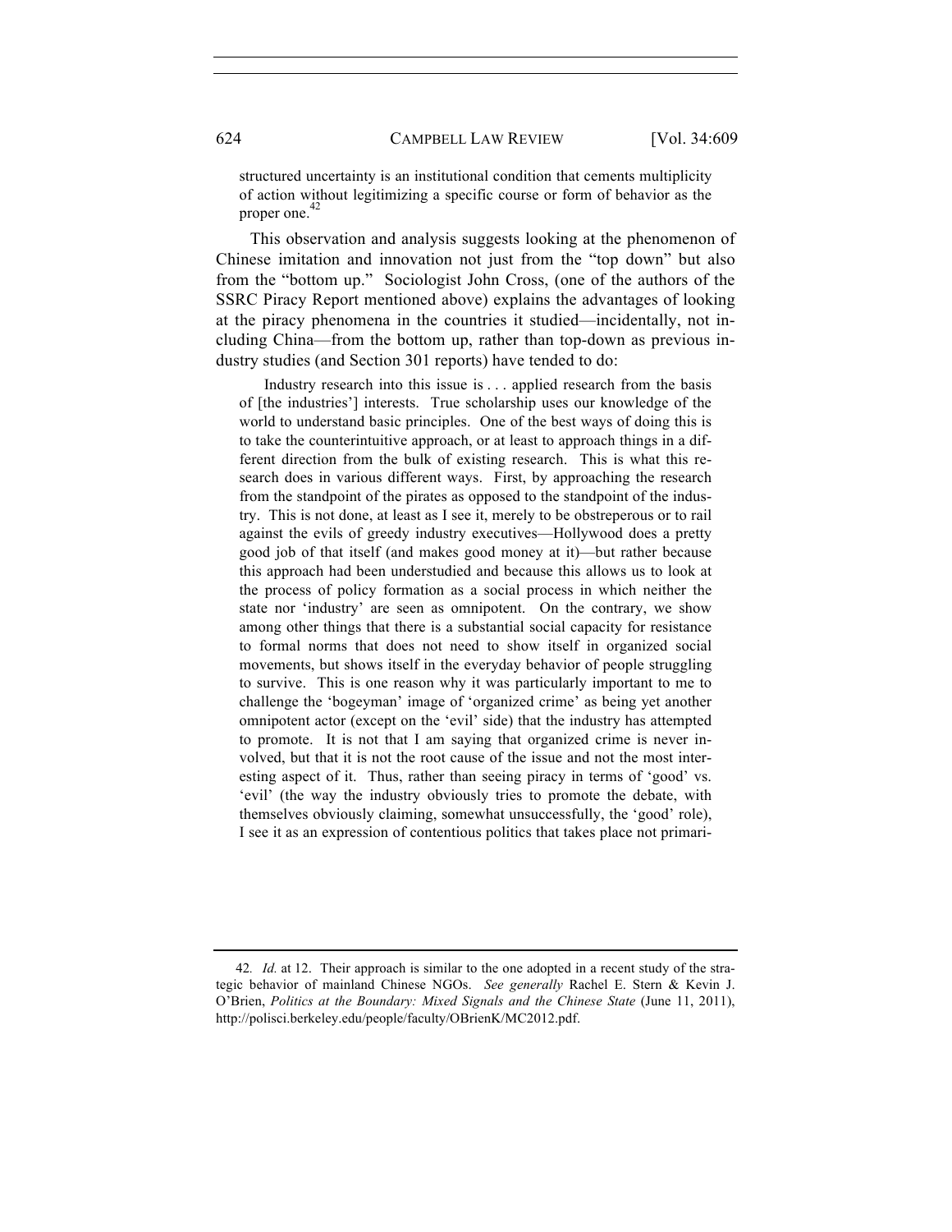> structured uncertainty is an institutional condition that cements multiplicity of action without legitimizing a specific course or form of behavior as the proper one.[42]

This observation and analysis suggests looking at the phenomenon of Chinese imitation and innovation not just from the "top down" but also from the "bottom up." Sociologist John Cross, (one of the authors of the SSRC Piracy Report mentioned above) explains the advantages of looking at the piracy phenomena in the countries it studied—incidentally, not including China—from the bottom up, rather than top-down as previous industry studies (and Section 301 reports) have tended to do:

> Industry research into this issue is . . . applied research from the basis of [the industries'] interests. True scholarship uses our knowledge of the world to understand basic principles. One of the best ways of doing this is to take the counterintuitive approach, or at least to approach things in a different direction from the bulk of existing research. This is what this research does in various different ways. First, by approaching the research from the standpoint of the pirates as opposed to the standpoint of the industry. This is not done, at least as I see it, merely to be obstreperous or to rail against the evils of greedy industry executives—Hollywood does a pretty good job of that itself (and makes good money at it)—but rather because this approach had been understudied and because this allows us to look at the process of policy formation as a social process in which neither the state nor 'industry' are seen as omnipotent. On the contrary, we show among other things that there is a substantial social capacity for resistance to formal norms that does not need to show itself in organized social movements, but shows itself in the everyday behavior of people struggling to survive. This is one reason why it was particularly important to me to challenge the 'bogeyman' image of 'organized crime' as being yet another omnipotent actor (except on the 'evil' side) that the industry has attempted to promote. It is not that I am saying that organized crime is never involved, but that it is not the root cause of the issue and not the most interesting aspect of it. Thus, rather than seeing piracy in terms of 'good' vs. 'evil' (the way the industry obviously tries to promote the debate, with themselves obviously claiming, somewhat unsuccessfully, the 'good' role), I see it as an expression of contentious politics that takes place not primari-

---

42. *Id.* at 12. Their approach is similar to the one adopted in a recent study of the strategic behavior of mainland Chinese NGOs. *See generally* Rachel E. Stern & Kevin J. O'Brien, *Politics at the Boundary: Mixed Signals and the Chinese State* (June 11, 2011), http://polisci.berkeley.edu/people/faculty/OBrienK/MC2012.pdf.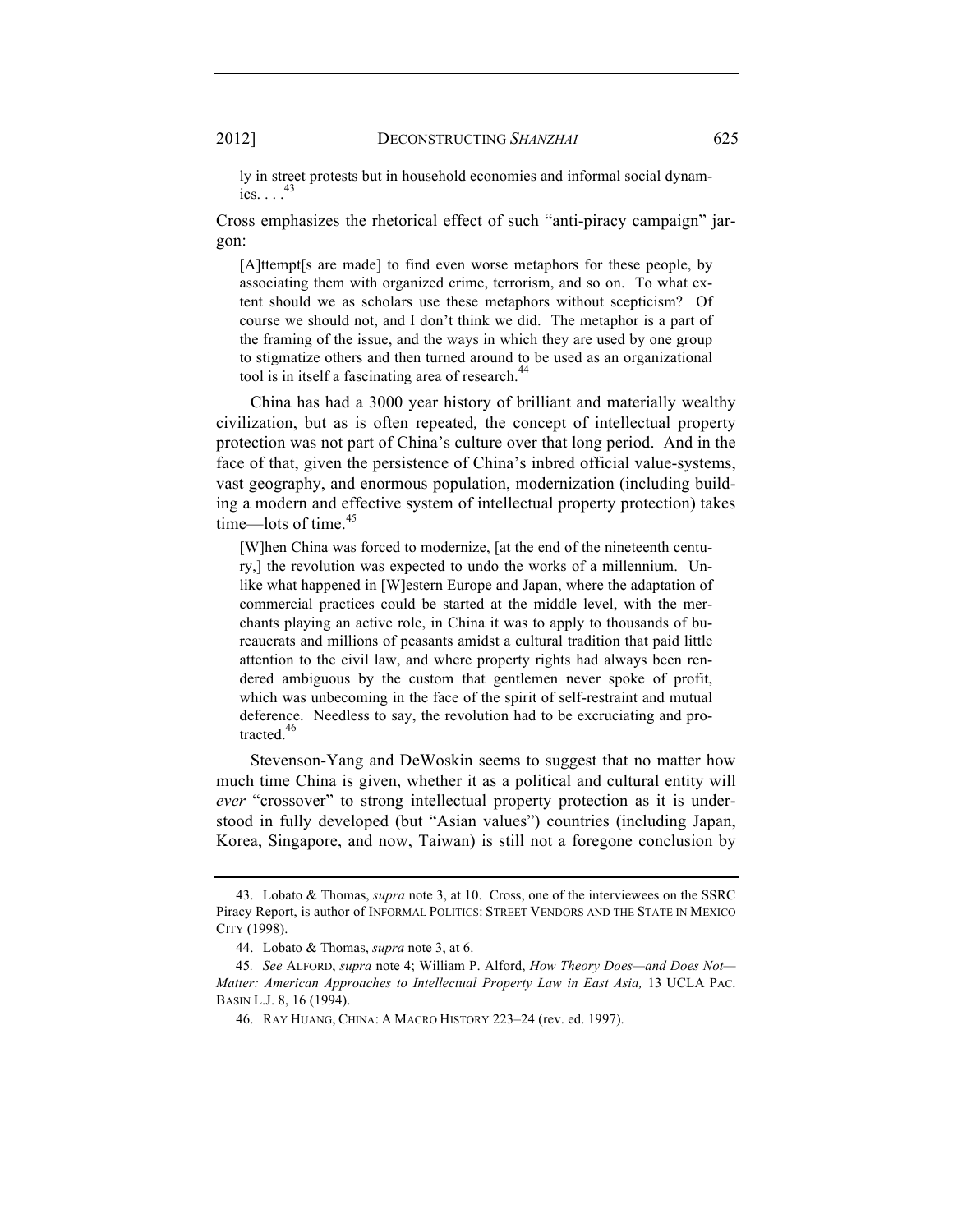> ly in street protests but in household economies and informal social dynamics. . . .[43]

Cross emphasizes the rhetorical effect of such "anti-piracy campaign" jargon:

> [A]ttempt[s are made] to find even worse metaphors for these people, by associating them with organized crime, terrorism, and so on. To what extent should we as scholars use these metaphors without scepticism? Of course we should not, and I don't think we did. The metaphor is a part of the framing of the issue, and the ways in which they are used by one group to stigmatize others and then turned around to be used as an organizational tool is in itself a fascinating area of research.[44]

China has had a 3000 year history of brilliant and materially wealthy civilization, but as is often repeated*,* the concept of intellectual property protection was not part of China's culture over that long period. And in the face of that, given the persistence of China's inbred official value-systems, vast geography, and enormous population, modernization (including building a modern and effective system of intellectual property protection) takes time—lots of time.[45]

> [W]hen China was forced to modernize, [at the end of the nineteenth century,] the revolution was expected to undo the works of a millennium. Unlike what happened in [W]estern Europe and Japan, where the adaptation of commercial practices could be started at the middle level, with the merchants playing an active role, in China it was to apply to thousands of bureaucrats and millions of peasants amidst a cultural tradition that paid little attention to the civil law, and where property rights had always been rendered ambiguous by the custom that gentlemen never spoke of profit, which was unbecoming in the face of the spirit of self-restraint and mutual deference. Needless to say, the revolution had to be excruciating and protracted.[46]

Stevenson-Yang and DeWoskin seems to suggest that no matter how much time China is given, whether it as a political and cultural entity will *ever* "crossover" to strong intellectual property protection as it is understood in fully developed (but "Asian values") countries (including Japan, Korea, Singapore, and now, Taiwan) is still not a foregone conclusion by

---

43. Lobato & Thomas, *supra* note 3, at 10. Cross, one of the interviewees on the SSRC Piracy Report, is author of INFORMAL POLITICS: STREET VENDORS AND THE STATE IN MEXICO CITY (1998).

44. Lobato & Thomas, *supra* note 3, at 6.

45. *See* ALFORD, *supra* note 4; William P. Alford, *How Theory Does—and Does Not—Matter: American Approaches to Intellectual Property Law in East Asia,* 13 UCLA PAC. BASIN L.J. 8, 16 (1994).

46. RAY HUANG, CHINA: A MACRO HISTORY 223–24 (rev. ed. 1997).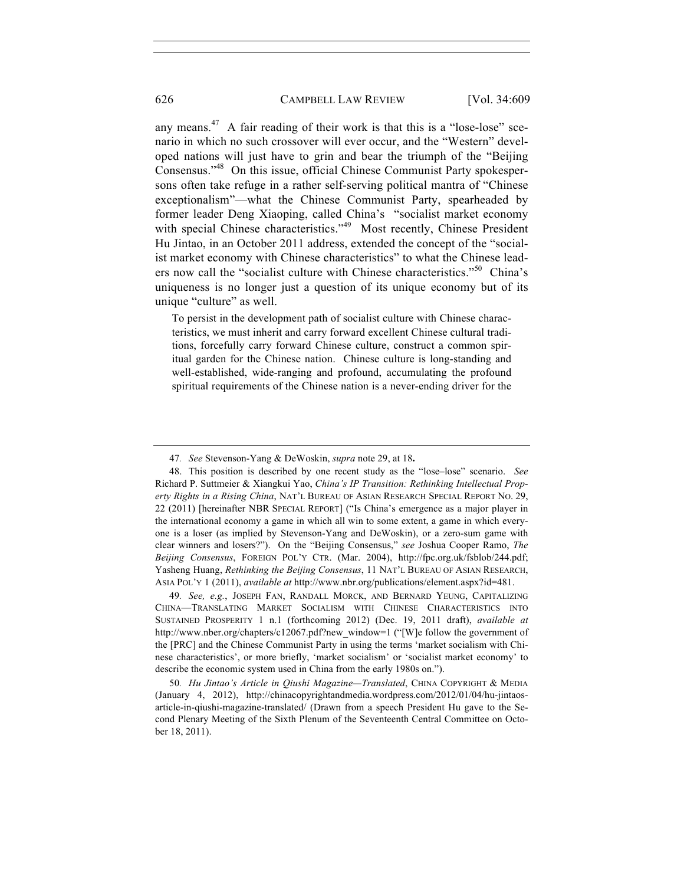any means.[47] A fair reading of their work is that this is a "lose-lose" scenario in which no such crossover will ever occur, and the "Western" developed nations will just have to grin and bear the triumph of the "Beijing Consensus."[48] On this issue, official Chinese Communist Party spokespersons often take refuge in a rather self-serving political mantra of "Chinese exceptionalism"—what the Chinese Communist Party, spearheaded by former leader Deng Xiaoping, called China's "socialist market economy with special Chinese characteristics."[49] Most recently, Chinese President Hu Jintao, in an October 2011 address, extended the concept of the "socialist market economy with Chinese characteristics" to what the Chinese leaders now call the "socialist culture with Chinese characteristics."[50] China's uniqueness is no longer just a question of its unique economy but of its unique "culture" as well.

> To persist in the development path of socialist culture with Chinese characteristics, we must inherit and carry forward excellent Chinese cultural traditions, forcefully carry forward Chinese culture, construct a common spiritual garden for the Chinese nation. Chinese culture is long-standing and well-established, wide-ranging and profound, accumulating the profound spiritual requirements of the Chinese nation is a never-ending driver for the

---

47. *See* Stevenson-Yang & DeWoskin, *supra* note 29, at 18**.**

48. This position is described by one recent study as the "lose–lose" scenario. *See* Richard P. Suttmeier & Xiangkui Yao, *China's IP Transition: Rethinking Intellectual Property Rights in a Rising China*, NAT'L BUREAU OF ASIAN RESEARCH SPECIAL REPORT NO. 29, 22 (2011) [hereinafter NBR SPECIAL REPORT] ("Is China's emergence as a major player in the international economy a game in which all win to some extent, a game in which everyone is a loser (as implied by Stevenson-Yang and DeWoskin), or a zero-sum game with clear winners and losers?"). On the "Beijing Consensus," *see* Joshua Cooper Ramo, *The Beijing Consensus*, FOREIGN POL'Y CTR. (Mar. 2004), http://fpc.org.uk/fsblob/244.pdf; Yasheng Huang, *Rethinking the Beijing Consensus*, 11 NAT'L BUREAU OF ASIAN RESEARCH, ASIA POL'Y 1 (2011), *available at* http://www.nbr.org/publications/element.aspx?id=481.

49. *See, e.g.*, JOSEPH FAN, RANDALL MORCK, AND BERNARD YEUNG, CAPITALIZING CHINA—TRANSLATING MARKET SOCIALISM WITH CHINESE CHARACTERISTICS INTO SUSTAINED PROSPERITY 1 n.1 (forthcoming 2012) (Dec. 19, 2011 draft), *available at* http://www.nber.org/chapters/c12067.pdf?new_window=1 ("[W]e follow the government of the [PRC] and the Chinese Communist Party in using the terms 'market socialism with Chinese characteristics', or more briefly, 'market socialism' or 'socialist market economy' to describe the economic system used in China from the early 1980s on.").

50. *Hu Jintao's Article in Qiushi Magazine—Translated*, CHINA COPYRIGHT & MEDIA (January 4, 2012), http://chinacopyrightandmedia.wordpress.com/2012/01/04/hu-jintaos-article-in-qiushi-magazine-translated/ (Drawn from a speech President Hu gave to the Second Plenary Meeting of the Sixth Plenum of the Seventeenth Central Committee on October 18, 2011).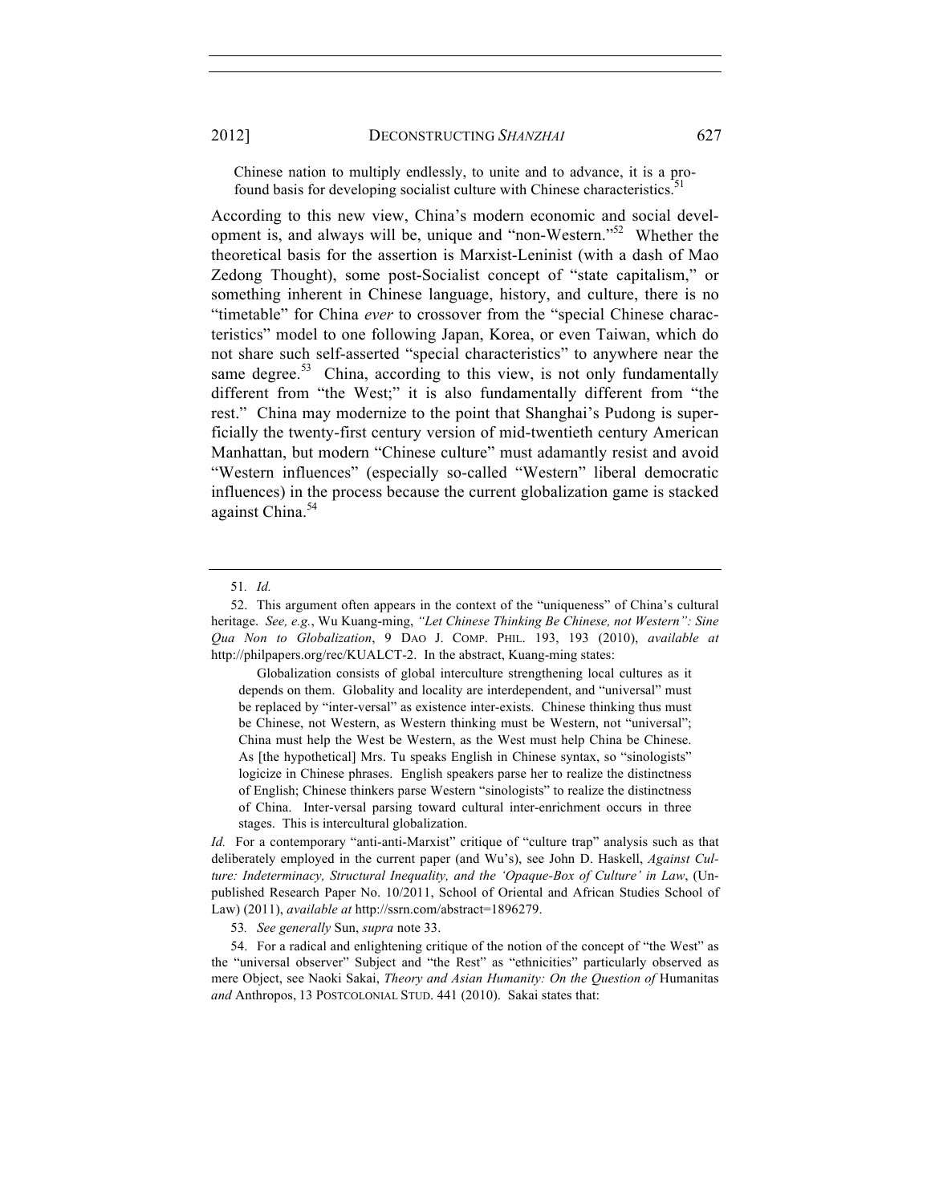> Chinese nation to multiply endlessly, to unite and to advance, it is a profound basis for developing socialist culture with Chinese characteristics.[51]

According to this new view, China's modern economic and social development is, and always will be, unique and "non-Western."[52] Whether the theoretical basis for the assertion is Marxist-Leninist (with a dash of Mao Zedong Thought), some post-Socialist concept of "state capitalism," or something inherent in Chinese language, history, and culture, there is no "timetable" for China *ever* to crossover from the "special Chinese characteristics" model to one following Japan, Korea, or even Taiwan, which do not share such self-asserted "special characteristics" to anywhere near the same degree.[53] China, according to this view, is not only fundamentally different from "the West;" it is also fundamentally different from "the rest." China may modernize to the point that Shanghai's Pudong is superficially the twenty-first century version of mid-twentieth century American Manhattan, but modern "Chinese culture" must adamantly resist and avoid "Western influences" (especially so-called "Western" liberal democratic influences) in the process because the current globalization game is stacked against China.[54]

---

51. *Id.*

52. This argument often appears in the context of the "uniqueness" of China's cultural heritage. *See, e.g.*, Wu Kuang-ming, *"Let Chinese Thinking Be Chinese, not Western": Sine Qua Non to Globalization*, 9 DAO J. COMP. PHIL. 193, 193 (2010), *available at* http://philpapers.org/rec/KUALCT-2. In the abstract, Kuang-ming states:

> Globalization consists of global interculture strengthening local cultures as it depends on them. Globality and locality are interdependent, and "universal" must be replaced by "inter-versal" as existence inter-exists. Chinese thinking thus must be Chinese, not Western, as Western thinking must be Western, not "universal"; China must help the West be Western, as the West must help China be Chinese. As [the hypothetical] Mrs. Tu speaks English in Chinese syntax, so "sinologists" logicize in Chinese phrases. English speakers parse her to realize the distinctness of English; Chinese thinkers parse Western "sinologists" to realize the distinctness of China. Inter-versal parsing toward cultural inter-enrichment occurs in three stages. This is intercultural globalization.

*Id.* For a contemporary "anti-anti-Marxist" critique of "culture trap" analysis such as that deliberately employed in the current paper (and Wu's), see John D. Haskell, *Against Culture: Indeterminacy, Structural Inequality, and the 'Opaque-Box of Culture' in Law*, (Unpublished Research Paper No. 10/2011, School of Oriental and African Studies School of Law) (2011), *available at* http://ssrn.com/abstract=1896279.

53. *See generally* Sun, *supra* note 33.

54. For a radical and enlightening critique of the notion of the concept of "the West" as the "universal observer" Subject and "the Rest" as "ethnicities" particularly observed as mere Object, see Naoki Sakai, *Theory and Asian Humanity: On the Question of* Humanitas *and* Anthropos, 13 POSTCOLONIAL STUD. 441 (2010). Sakai states that: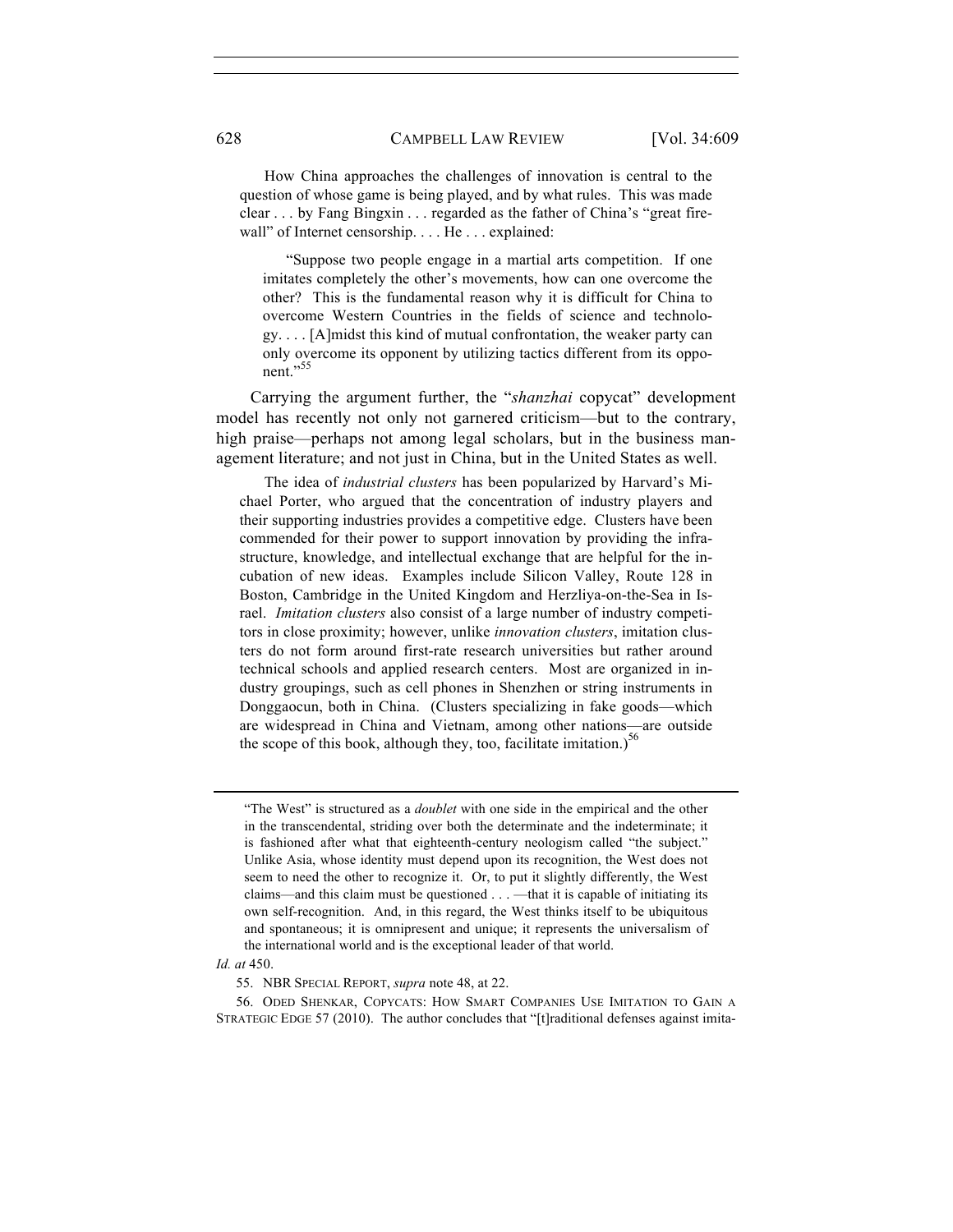> How China approaches the challenges of innovation is central to the question of whose game is being played, and by what rules. This was made clear . . . by Fang Bingxin . . . regarded as the father of China's "great firewall" of Internet censorship. . . . He . . . explained:
>
> > "Suppose two people engage in a martial arts competition. If one imitates completely the other's movements, how can one overcome the other? This is the fundamental reason why it is difficult for China to overcome Western Countries in the fields of science and technology. . . . [A]midst this kind of mutual confrontation, the weaker party can only overcome its opponent by utilizing tactics different from its opponent."[55]

Carrying the argument further, the "*shanzhai* copycat" development model has recently not only not garnered criticism—but to the contrary, high praise—perhaps not among legal scholars, but in the business management literature; and not just in China, but in the United States as well.

> The idea of *industrial clusters* has been popularized by Harvard's Michael Porter, who argued that the concentration of industry players and their supporting industries provides a competitive edge. Clusters have been commended for their power to support innovation by providing the infrastructure, knowledge, and intellectual exchange that are helpful for the incubation of new ideas. Examples include Silicon Valley, Route 128 in Boston, Cambridge in the United Kingdom and Herzliya-on-the-Sea in Israel. *Imitation clusters* also consist of a large number of industry competitors in close proximity; however, unlike *innovation clusters*, imitation clusters do not form around first-rate research universities but rather around technical schools and applied research centers. Most are organized in industry groupings, such as cell phones in Shenzhen or string instruments in Donggaocun, both in China. (Clusters specializing in fake goods—which are widespread in China and Vietnam, among other nations—are outside the scope of this book, although they, too, facilitate imitation.)[56]

---

> "The West" is structured as a *doublet* with one side in the empirical and the other in the transcendental, striding over both the determinate and the indeterminate; it is fashioned after what that eighteenth-century neologism called "the subject." Unlike Asia, whose identity must depend upon its recognition, the West does not seem to need the other to recognize it. Or, to put it slightly differently, the West claims—and this claim must be questioned . . . —that it is capable of initiating its own self-recognition. And, in this regard, the West thinks itself to be ubiquitous and spontaneous; it is omnipresent and unique; it represents the universalism of the international world and is the exceptional leader of that world.

*Id. at* 450.

55. NBR SPECIAL REPORT, *supra* note 48, at 22.

56. ODED SHENKAR, COPYCATS: HOW SMART COMPANIES USE IMITATION TO GAIN A STRATEGIC EDGE 57 (2010). The author concludes that "[t]raditional defenses against imita-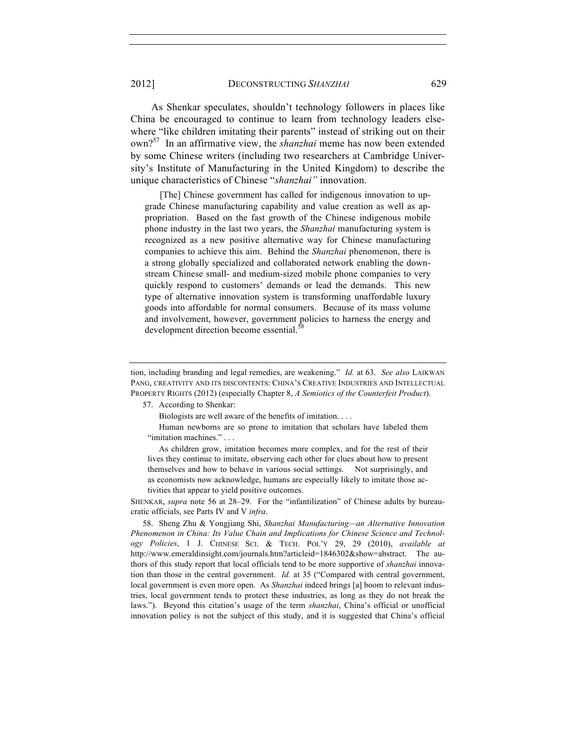As Shenkar speculates, shouldn't technology followers in places like China be encouraged to continue to learn from technology leaders elsewhere "like children imitating their parents" instead of striking out on their own?[57] In an affirmative view, the *shanzhai* meme has now been extended by some Chinese writers (including two researchers at Cambridge University's Institute of Manufacturing in the United Kingdom) to describe the unique characteristics of Chinese "*shanzhai"* innovation.

> [The] Chinese government has called for indigenous innovation to upgrade Chinese manufacturing capability and value creation as well as appropriation. Based on the fast growth of the Chinese indigenous mobile phone industry in the last two years, the *Shanzhai* manufacturing system is recognized as a new positive alternative way for Chinese manufacturing companies to achieve this aim. Behind the *Shanzhai* phenomenon, there is a strong globally specialized and collaborated network enabling the downstream Chinese small- and medium-sized mobile phone companies to very quickly respond to customers' demands or lead the demands. This new type of alternative innovation system is transforming unaffordable luxury goods into affordable for normal consumers. Because of its mass volume and involvement, however, government policies to harness the energy and development direction become essential.[58]

---

tion, including branding and legal remedies, are weakening." *Id.* at 63. *See also* LAIKWAN PANG, CREATIVITY AND ITS DISCONTENTS: CHINA'S CREATIVE INDUSTRIES AND INTELLECTUAL PROPERTY RIGHTS (2012) (especially Chapter 8, *A Semiotics of the Counterfeit Product*).

57. According to Shenkar:

> Biologists are well aware of the benefits of imitation. . . .
>
> Human newborns are so prone to imitation that scholars have labeled them "imitation machines." . . .
>
> As children grow, imitation becomes more complex, and for the rest of their lives they continue to imitate, observing each other for clues about how to present themselves and how to behave in various social settings. Not surprisingly, and as economists now acknowledge, humans are especially likely to imitate those activities that appear to yield positive outcomes.

SHENKAR, *supra* note 56 at 28–29. For the "infantilization" of Chinese adults by bureaucratic officials, see Parts IV and V *infra*.

58. Sheng Zhu & Yongjiang Shi, *Shanzhai Manufacturing—an Alternative Innovation Phenomenon in China: Its Value Chain and Implications for Chinese Science and Technology Policies*, 1 J. CHINESE SCI. & TECH. POL'Y 29, 29 (2010), *available at* http://www.emeraldinsight.com/journals.htm?articleid=1846302&show=abstract. The authors of this study report that local officials tend to be more supportive of *shanzhai* innovation than those in the central government. *Id.* at 35 ("Compared with central government, local government is even more open. As *Shanzhai* indeed brings [a] boom to relevant industries, local government tends to protect these industries, as long as they do not break the laws."). Beyond this citation's usage of the term *shanzhai*, China's official or unofficial innovation policy is not the subject of this study, and it is suggested that China's official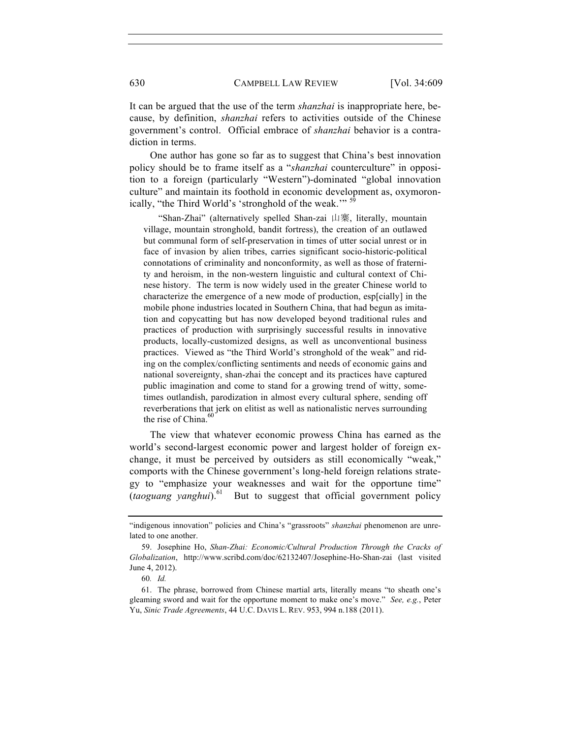It can be argued that the use of the term *shanzhai* is inappropriate here, because, by definition, *shanzhai* refers to activities outside of the Chinese government's control. Official embrace of *shanzhai* behavior is a contradiction in terms.

One author has gone so far as to suggest that China's best innovation policy should be to frame itself as a "*shanzhai* counterculture" in opposition to a foreign (particularly "Western")-dominated "global innovation culture" and maintain its foothold in economic development as, oxymoronically, "the Third World's 'stronghold of the weak.'" [59]

> "Shan-Zhai" (alternatively spelled Shan-zai 山寨, literally, mountain village, mountain stronghold, bandit fortress), the creation of an outlawed but communal form of self-preservation in times of utter social unrest or in face of invasion by alien tribes, carries significant socio-historic-political connotations of criminality and nonconformity, as well as those of fraternity and heroism, in the non-western linguistic and cultural context of Chinese history. The term is now widely used in the greater Chinese world to characterize the emergence of a new mode of production, esp[cially] in the mobile phone industries located in Southern China, that had begun as imitation and copycatting but has now developed beyond traditional rules and practices of production with surprisingly successful results in innovative products, locally-customized designs, as well as unconventional business practices. Viewed as "the Third World's stronghold of the weak" and riding on the complex/conflicting sentiments and needs of economic gains and national sovereignty, shan-zhai the concept and its practices have captured public imagination and come to stand for a growing trend of witty, sometimes outlandish, parodization in almost every cultural sphere, sending off reverberations that jerk on elitist as well as nationalistic nerves surrounding the rise of China.[60]

The view that whatever economic prowess China has earned as the world's second-largest economic power and largest holder of foreign exchange, it must be perceived by outsiders as still economically "weak," comports with the Chinese government's long-held foreign relations strategy to "emphasize your weaknesses and wait for the opportune time" (*taoguang yanghui*).[61] But to suggest that official government policy

---

"indigenous innovation" policies and China's "grassroots" *shanzhai* phenomenon are unrelated to one another.

59. Josephine Ho, *Shan-Zhai: Economic/Cultural Production Through the Cracks of Globalization*, http://www.scribd.com/doc/62132407/Josephine-Ho-Shan-zai (last visited June 4, 2012).

60. *Id.*

61. The phrase, borrowed from Chinese martial arts, literally means "to sheath one's gleaming sword and wait for the opportune moment to make one's move." *See, e.g.*, Peter Yu, *Sinic Trade Agreements*, 44 U.C. DAVIS L. REV. 953, 994 n.188 (2011).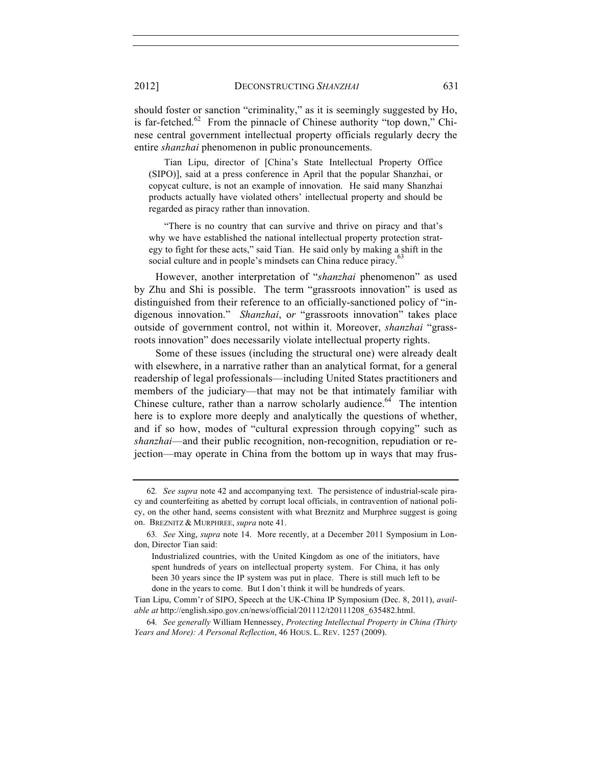should foster or sanction "criminality," as it is seemingly suggested by Ho, is far-fetched.[62] From the pinnacle of Chinese authority "top down," Chinese central government intellectual property officials regularly decry the entire *shanzhai* phenomenon in public pronouncements.

> Tian Lipu, director of [China's State Intellectual Property Office (SIPO)], said at a press conference in April that the popular Shanzhai, or copycat culture, is not an example of innovation. He said many Shanzhai products actually have violated others' intellectual property and should be regarded as piracy rather than innovation.
>
> "There is no country that can survive and thrive on piracy and that's why we have established the national intellectual property protection strategy to fight for these acts," said Tian. He said only by making a shift in the social culture and in people's mindsets can China reduce piracy.[63]

However, another interpretation of "*shanzhai* phenomenon" as used by Zhu and Shi is possible. The term "grassroots innovation" is used as distinguished from their reference to an officially-sanctioned policy of "indigenous innovation." *Shanzhai*, o*r* "grassroots innovation" takes place outside of government control, not within it. Moreover, *shanzhai* "grassroots innovation" does necessarily violate intellectual property rights.

Some of these issues (including the structural one) were already dealt with elsewhere, in a narrative rather than an analytical format, for a general readership of legal professionals—including United States practitioners and members of the judiciary—that may not be that intimately familiar with Chinese culture, rather than a narrow scholarly audience.[64] The intention here is to explore more deeply and analytically the questions of whether, and if so how, modes of "cultural expression through copying" such as *shanzhai*—and their public recognition, non-recognition, repudiation or rejection—may operate in China from the bottom up in ways that may frus-

---

62. *See supra* note 42 and accompanying text. The persistence of industrial-scale piracy and counterfeiting as abetted by corrupt local officials, in contravention of national policy, on the other hand, seems consistent with what Breznitz and Murphree suggest is going on. BREZNITZ & MURPHREE, *supra* note 41.

63. *See* Xing, *supra* note 14. More recently, at a December 2011 Symposium in London, Director Tian said:

> Industrialized countries, with the United Kingdom as one of the initiators, have spent hundreds of years on intellectual property system. For China, it has only been 30 years since the IP system was put in place. There is still much left to be done in the years to come. But I don't think it will be hundreds of years.

Tian Lipu, Comm'r of SIPO, Speech at the UK-China IP Symposium (Dec. 8, 2011), *available at* http://english.sipo.gov.cn/news/official/201112/t20111208_635482.html.

64. *See generally* William Hennessey, *Protecting Intellectual Property in China (Thirty Years and More): A Personal Reflection*, 46 HOUS. L. REV. 1257 (2009).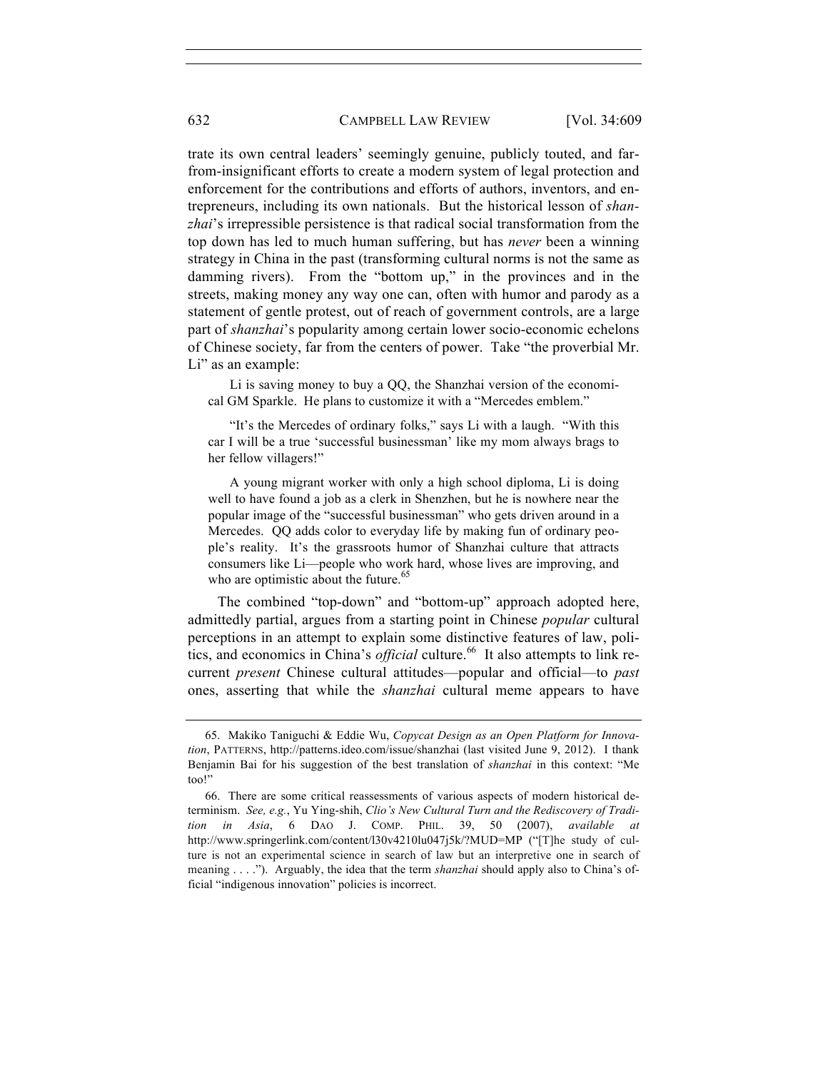trate its own central leaders' seemingly genuine, publicly touted, and far-from-insignificant efforts to create a modern system of legal protection and enforcement for the contributions and efforts of authors, inventors, and entrepreneurs, including its own nationals. But the historical lesson of *shanzhai*'s irrepressible persistence is that radical social transformation from the top down has led to much human suffering, but has *never* been a winning strategy in China in the past (transforming cultural norms is not the same as damming rivers). From the "bottom up," in the provinces and in the streets, making money any way one can, often with humor and parody as a statement of gentle protest, out of reach of government controls, are a large part of *shanzhai*'s popularity among certain lower socio-economic echelons of Chinese society, far from the centers of power. Take "the proverbial Mr. Li" as an example:

> Li is saving money to buy a QQ, the Shanzhai version of the economical GM Sparkle. He plans to customize it with a "Mercedes emblem."
>
> "It's the Mercedes of ordinary folks," says Li with a laugh. "With this car I will be a true 'successful businessman' like my mom always brags to her fellow villagers!"
>
> A young migrant worker with only a high school diploma, Li is doing well to have found a job as a clerk in Shenzhen, but he is nowhere near the popular image of the "successful businessman" who gets driven around in a Mercedes. QQ adds color to everyday life by making fun of ordinary people's reality. It's the grassroots humor of Shanzhai culture that attracts consumers like Li—people who work hard, whose lives are improving, and who are optimistic about the future.[65]

The combined "top-down" and "bottom-up" approach adopted here, admittedly partial, argues from a starting point in Chinese *popular* cultural perceptions in an attempt to explain some distinctive features of law, politics, and economics in China's *official* culture.[66] It also attempts to link recurrent *present* Chinese cultural attitudes—popular and official—to *past* ones, asserting that while the *shanzhai* cultural meme appears to have

---

65. Makiko Taniguchi & Eddie Wu, *Copycat Design as an Open Platform for Innovation*, PATTERNS, http://patterns.ideo.com/issue/shanzhai (last visited June 9, 2012). I thank Benjamin Bai for his suggestion of the best translation of *shanzhai* in this context: "Me too!"

66. There are some critical reassessments of various aspects of modern historical determinism. *See, e.g.*, Yu Ying-shih, *Clio's New Cultural Turn and the Rediscovery of Tradition in Asia*, 6 DAO J. COMP. PHIL. 39, 50 (2007), *available at* http://www.springerlink.com/content/l30v4210lu047j5k/?MUD=MP ("[T]he study of culture is not an experimental science in search of law but an interpretive one in search of meaning . . . ."). Arguably, the idea that the term *shanzhai* should apply also to China's official "indigenous innovation" policies is incorrect.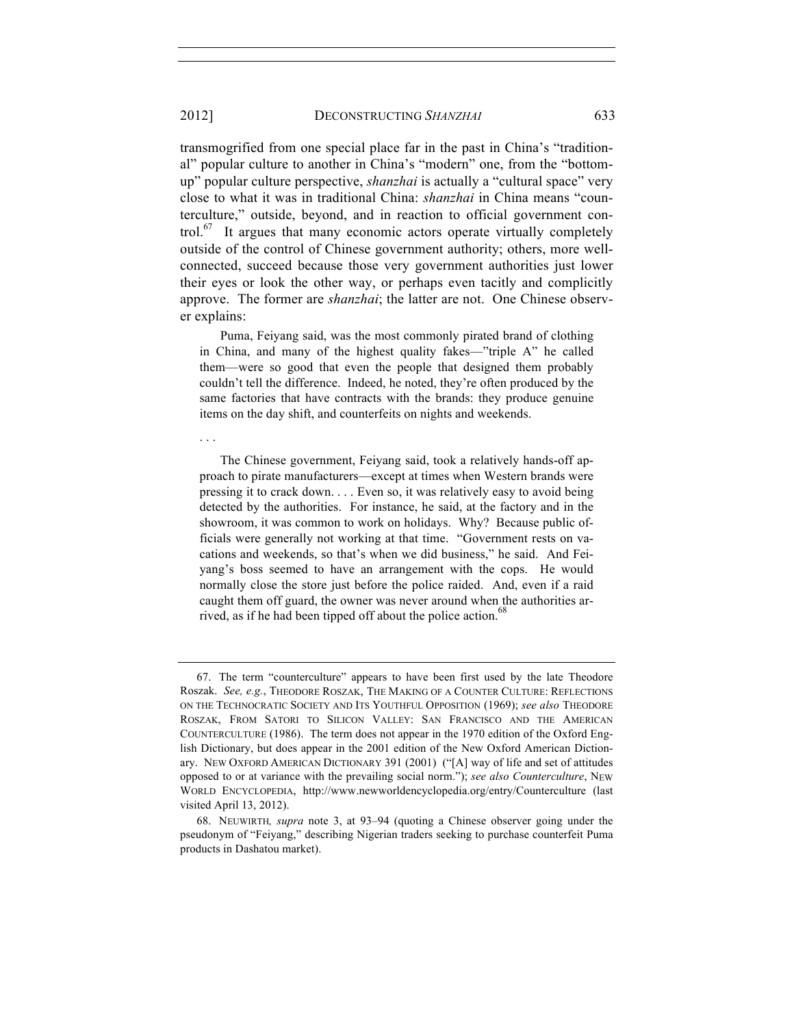transmogrified from one special place far in the past in China's "traditional" popular culture to another in China's "modern" one, from the "bottom-up" popular culture perspective, *shanzhai* is actually a "cultural space" very close to what it was in traditional China: *shanzhai* in China means "counterculture," outside, beyond, and in reaction to official government control.[67] It argues that many economic actors operate virtually completely outside of the control of Chinese government authority; others, more well-connected, succeed because those very government authorities just lower their eyes or look the other way, or perhaps even tacitly and complicitly approve. The former are *shanzhai*; the latter are not. One Chinese observer explains:

> Puma, Feiyang said, was the most commonly pirated brand of clothing in China, and many of the highest quality fakes—"triple A" he called them—were so good that even the people that designed them probably couldn't tell the difference. Indeed, he noted, they're often produced by the same factories that have contracts with the brands: they produce genuine items on the day shift, and counterfeits on nights and weekends.
>
> . . .
>
> The Chinese government, Feiyang said, took a relatively hands-off approach to pirate manufacturers—except at times when Western brands were pressing it to crack down. . . . Even so, it was relatively easy to avoid being detected by the authorities. For instance, he said, at the factory and in the showroom, it was common to work on holidays. Why? Because public officials were generally not working at that time. "Government rests on vacations and weekends, so that's when we did business," he said. And Feiyang's boss seemed to have an arrangement with the cops. He would normally close the store just before the police raided. And, even if a raid caught them off guard, the owner was never around when the authorities arrived, as if he had been tipped off about the police action.[68]

---

67. The term "counterculture" appears to have been first used by the late Theodore Roszak. *See, e.g.*, THEODORE ROSZAK, THE MAKING OF A COUNTER CULTURE: REFLECTIONS ON THE TECHNOCRATIC SOCIETY AND ITS YOUTHFUL OPPOSITION (1969); *see also* THEODORE ROSZAK, FROM SATORI TO SILICON VALLEY: SAN FRANCISCO AND THE AMERICAN COUNTERCULTURE (1986). The term does not appear in the 1970 edition of the Oxford English Dictionary, but does appear in the 2001 edition of the New Oxford American Dictionary. NEW OXFORD AMERICAN DICTIONARY 391 (2001) ("[A] way of life and set of attitudes opposed to or at variance with the prevailing social norm."); *see also Counterculture*, NEW WORLD ENCYCLOPEDIA, http://www.newworldencyclopedia.org/entry/Counterculture (last visited April 13, 2012).

68. NEUWIRTH*, supra* note 3, at 93–94 (quoting a Chinese observer going under the pseudonym of "Feiyang," describing Nigerian traders seeking to purchase counterfeit Puma products in Dashatou market).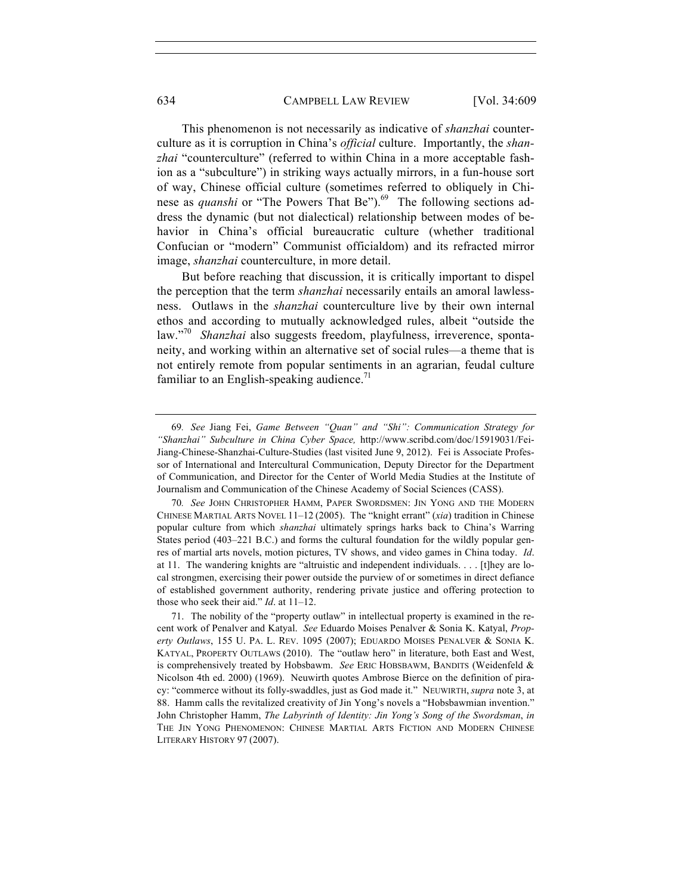This phenomenon is not necessarily as indicative of *shanzhai* counterculture as it is corruption in China's *official* culture. Importantly, the *shanzhai* "counterculture" (referred to within China in a more acceptable fashion as a "subculture") in striking ways actually mirrors, in a fun-house sort of way, Chinese official culture (sometimes referred to obliquely in Chinese as *quanshi* or "The Powers That Be").[69] The following sections address the dynamic (but not dialectical) relationship between modes of behavior in China's official bureaucratic culture (whether traditional Confucian or "modern" Communist officialdom) and its refracted mirror image, *shanzhai* counterculture, in more detail.

But before reaching that discussion, it is critically important to dispel the perception that the term *shanzhai* necessarily entails an amoral lawlessness. Outlaws in the *shanzhai* counterculture live by their own internal ethos and according to mutually acknowledged rules, albeit "outside the law."[70] *Shanzhai* also suggests freedom, playfulness, irreverence, spontaneity, and working within an alternative set of social rules—a theme that is not entirely remote from popular sentiments in an agrarian, feudal culture familiar to an English-speaking audience.[71]

---

69. *See* Jiang Fei, *Game Between "Quan" and "Shi": Communication Strategy for "Shanzhai" Subculture in China Cyber Space,* http://www.scribd.com/doc/15919031/Fei-Jiang-Chinese-Shanzhai-Culture-Studies (last visited June 9, 2012). Fei is Associate Professor of International and Intercultural Communication, Deputy Director for the Department of Communication, and Director for the Center of World Media Studies at the Institute of Journalism and Communication of the Chinese Academy of Social Sciences (CASS).

70. *See* JOHN CHRISTOPHER HAMM, PAPER SWORDSMEN: JIN YONG AND THE MODERN CHINESE MARTIAL ARTS NOVEL 11–12 (2005). The "knight errant" (*xia*) tradition in Chinese popular culture from which *shanzhai* ultimately springs harks back to China's Warring States period (403–221 B.C.) and forms the cultural foundation for the wildly popular genres of martial arts novels, motion pictures, TV shows, and video games in China today. *Id*. at 11. The wandering knights are "altruistic and independent individuals. . . . [t]hey are local strongmen, exercising their power outside the purview of or sometimes in direct defiance of established government authority, rendering private justice and offering protection to those who seek their aid." *Id*. at 11–12.

71. The nobility of the "property outlaw" in intellectual property is examined in the recent work of Penalver and Katyal. *See* Eduardo Moises Penalver & Sonia K. Katyal, *Property Outlaws*, 155 U. PA. L. REV. 1095 (2007); EDUARDO MOISES PENALVER & SONIA K. KATYAL, PROPERTY OUTLAWS (2010). The "outlaw hero" in literature, both East and West, is comprehensively treated by Hobsbawm. *See* ERIC HOBSBAWM, BANDITS (Weidenfeld & Nicolson 4th ed. 2000) (1969). Neuwirth quotes Ambrose Bierce on the definition of piracy: "commerce without its folly-swaddles, just as God made it." NEUWIRTH, *supra* note 3, at 88. Hamm calls the revitalized creativity of Jin Yong's novels a "Hobsbawmian invention." John Christopher Hamm, *The Labyrinth of Identity: Jin Yong's Song of the Swordsman*, *in* THE JIN YONG PHENOMENON: CHINESE MARTIAL ARTS FICTION AND MODERN CHINESE LITERARY HISTORY 97 (2007).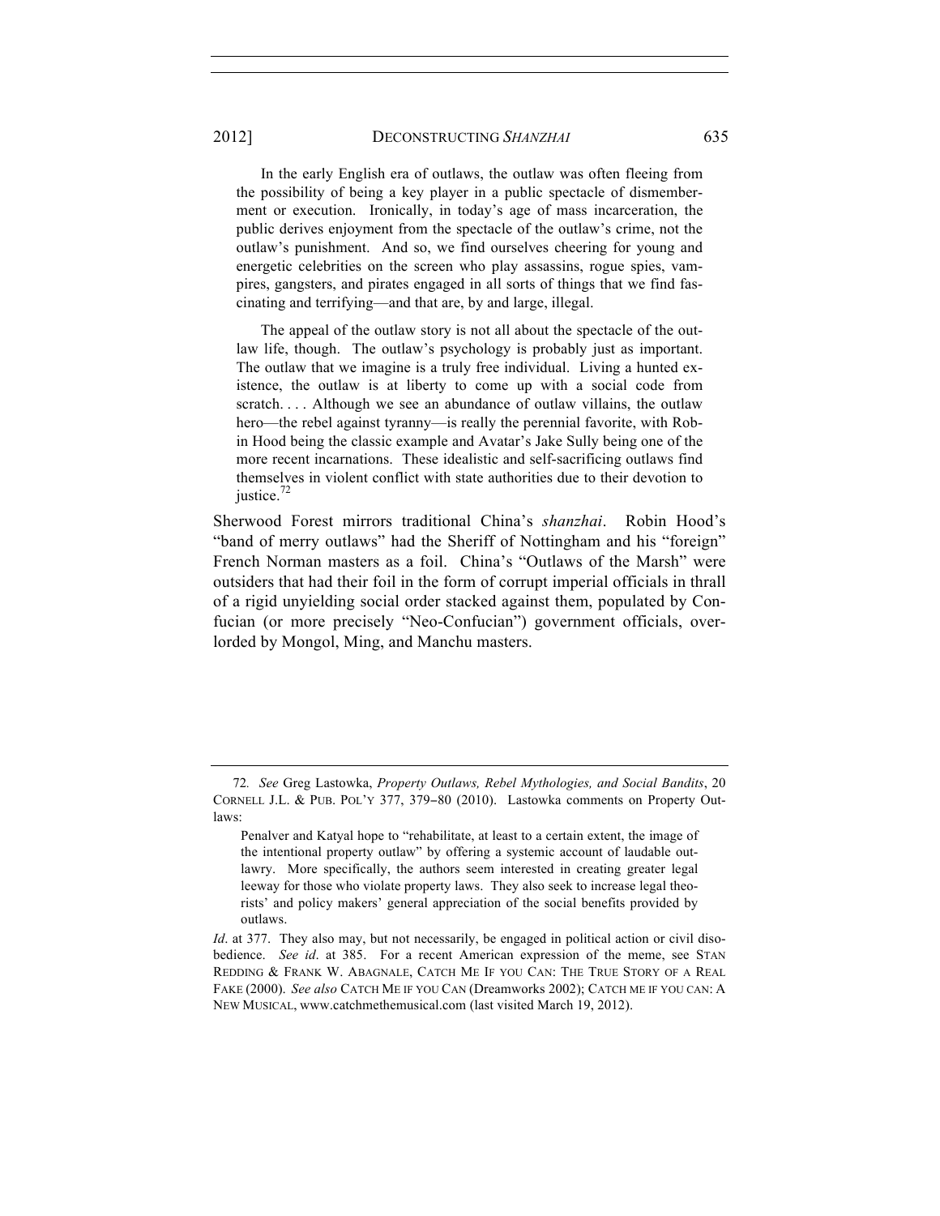In the early English era of outlaws, the outlaw was often fleeing from the possibility of being a key player in a public spectacle of dismemberment or execution. Ironically, in today's age of mass incarceration, the public derives enjoyment from the spectacle of the outlaw's crime, not the outlaw's punishment. And so, we find ourselves cheering for young and energetic celebrities on the screen who play assassins, rogue spies, vampires, gangsters, and pirates engaged in all sorts of things that we find fascinating and terrifying—and that are, by and large, illegal.

> The appeal of the outlaw story is not all about the spectacle of the outlaw life, though. The outlaw's psychology is probably just as important. The outlaw that we imagine is a truly free individual. Living a hunted existence, the outlaw is at liberty to come up with a social code from scratch. . . . Although we see an abundance of outlaw villains, the outlaw hero—the rebel against tyranny—is really the perennial favorite, with Robin Hood being the classic example and Avatar's Jake Sully being one of the more recent incarnations. These idealistic and self-sacrificing outlaws find themselves in violent conflict with state authorities due to their devotion to justice.[72]

Sherwood Forest mirrors traditional China's *shanzhai*. Robin Hood's "band of merry outlaws" had the Sheriff of Nottingham and his "foreign" French Norman masters as a foil. China's "Outlaws of the Marsh" were outsiders that had their foil in the form of corrupt imperial officials in thrall of a rigid unyielding social order stacked against them, populated by Confucian (or more precisely "Neo-Confucian") government officials, overlorded by Mongol, Ming, and Manchu masters.

---

72. *See* Greg Lastowka, *Property Outlaws, Rebel Mythologies, and Social Bandits*, 20 CORNELL J.L. & PUB. POL'Y 377, 379–80 (2010). Lastowka comments on Property Outlaws:

> Penalver and Katyal hope to "rehabilitate, at least to a certain extent, the image of the intentional property outlaw" by offering a systemic account of laudable outlawry. More specifically, the authors seem interested in creating greater legal leeway for those who violate property laws. They also seek to increase legal theorists' and policy makers' general appreciation of the social benefits provided by outlaws.

*Id*. at 377. They also may, but not necessarily, be engaged in political action or civil disobedience. *See id*. at 385. For a recent American expression of the meme, see STAN REDDING & FRANK W. ABAGNALE, CATCH ME IF YOU CAN: THE TRUE STORY OF A REAL FAKE (2000). *See also* CATCH ME IF YOU CAN (Dreamworks 2002); CATCH ME IF YOU CAN: A NEW MUSICAL, www.catchmethemusical.com (last visited March 19, 2012).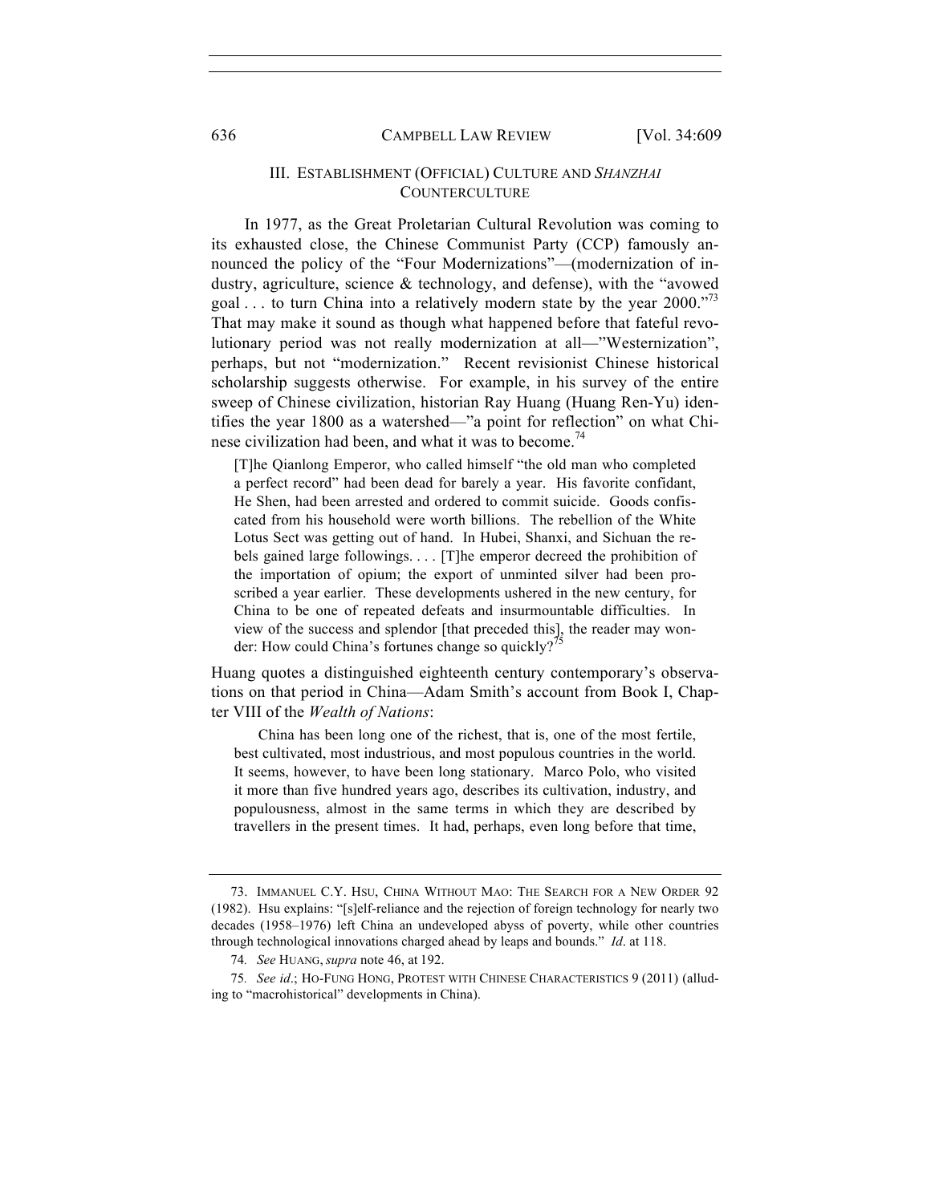## III. ESTABLISHMENT (OFFICIAL) CULTURE AND *SHANZHAI* COUNTERCULTURE

In 1977, as the Great Proletarian Cultural Revolution was coming to its exhausted close, the Chinese Communist Party (CCP) famously announced the policy of the "Four Modernizations"—(modernization of industry, agriculture, science & technology, and defense), with the "avowed goal . . . to turn China into a relatively modern state by the year 2000."[73] That may make it sound as though what happened before that fateful revolutionary period was not really modernization at all—"Westernization", perhaps, but not "modernization." Recent revisionist Chinese historical scholarship suggests otherwise. For example, in his survey of the entire sweep of Chinese civilization, historian Ray Huang (Huang Ren-Yu) identifies the year 1800 as a watershed—"a point for reflection" on what Chinese civilization had been, and what it was to become.[74]

> [T]he Qianlong Emperor, who called himself "the old man who completed a perfect record" had been dead for barely a year. His favorite confidant, He Shen, had been arrested and ordered to commit suicide. Goods confiscated from his household were worth billions. The rebellion of the White Lotus Sect was getting out of hand. In Hubei, Shanxi, and Sichuan the rebels gained large followings. . . . [T]he emperor decreed the prohibition of the importation of opium; the export of unminted silver had been proscribed a year earlier. These developments ushered in the new century, for China to be one of repeated defeats and insurmountable difficulties. In view of the success and splendor [that preceded this], the reader may wonder: How could China's fortunes change so quickly?[75]

Huang quotes a distinguished eighteenth century contemporary's observations on that period in China—Adam Smith's account from Book I, Chapter VIII of the *Wealth of Nations*:

> China has been long one of the richest, that is, one of the most fertile, best cultivated, most industrious, and most populous countries in the world. It seems, however, to have been long stationary. Marco Polo, who visited it more than five hundred years ago, describes its cultivation, industry, and populousness, almost in the same terms in which they are described by travellers in the present times. It had, perhaps, even long before that time,

---

73. IMMANUEL C.Y. HSU, CHINA WITHOUT MAO: THE SEARCH FOR A NEW ORDER 92 (1982). Hsu explains: "[s]elf-reliance and the rejection of foreign technology for nearly two decades (1958–1976) left China an undeveloped abyss of poverty, while other countries through technological innovations charged ahead by leaps and bounds." *Id*. at 118.

74. *See* HUANG, *supra* note 46, at 192.

75. *See id*.; HO-FUNG HONG, PROTEST WITH CHINESE CHARACTERISTICS 9 (2011) (alluding to "macrohistorical" developments in China).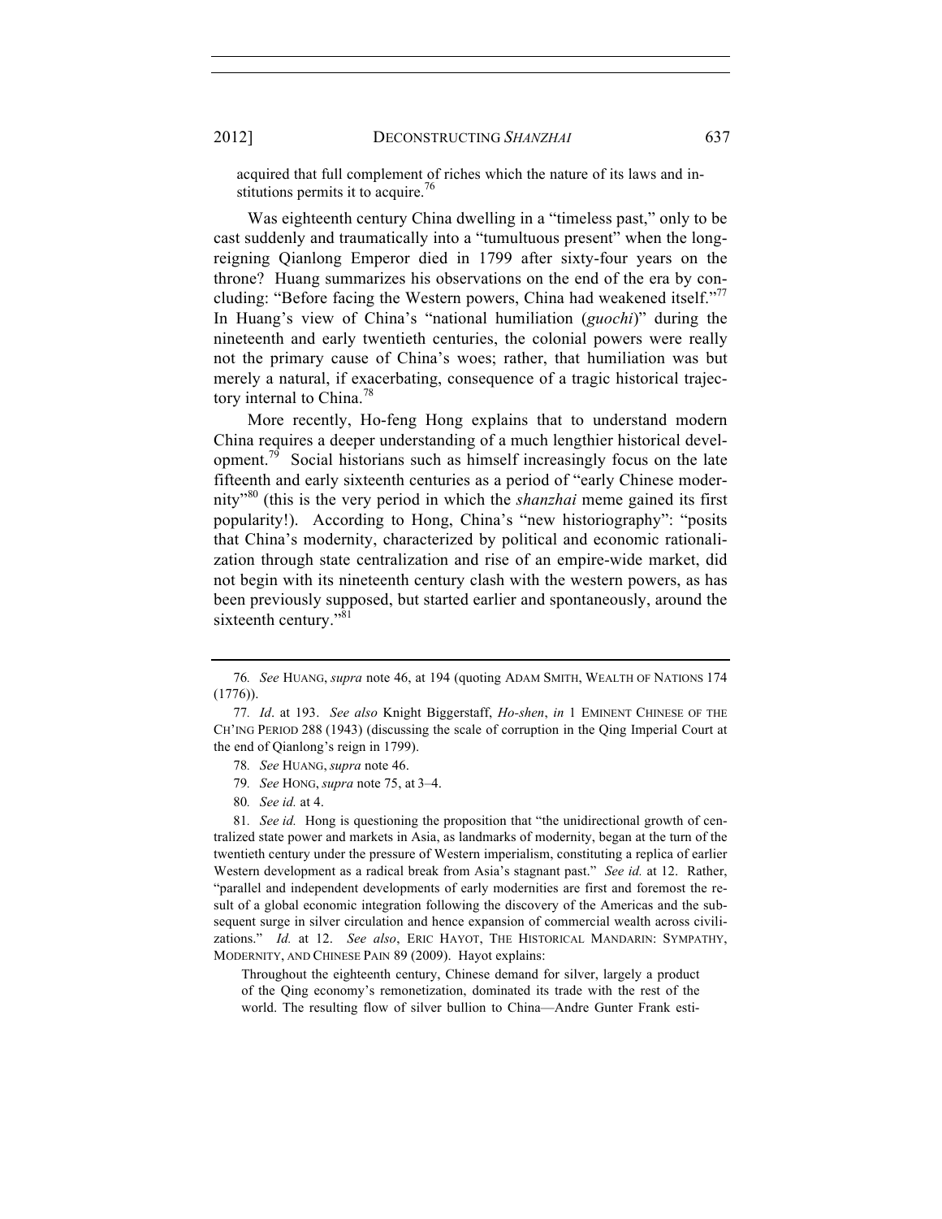acquired that full complement of riches which the nature of its laws and institutions permits it to acquire.[76]

Was eighteenth century China dwelling in a "timeless past," only to be cast suddenly and traumatically into a "tumultuous present" when the long-reigning Qianlong Emperor died in 1799 after sixty-four years on the throne? Huang summarizes his observations on the end of the era by concluding: "Before facing the Western powers, China had weakened itself."[77] In Huang's view of China's "national humiliation (*guochi*)" during the nineteenth and early twentieth centuries, the colonial powers were really not the primary cause of China's woes; rather, that humiliation was but merely a natural, if exacerbating, consequence of a tragic historical trajectory internal to China.[78]

More recently, Ho-feng Hong explains that to understand modern China requires a deeper understanding of a much lengthier historical development.[79] Social historians such as himself increasingly focus on the late fifteenth and early sixteenth centuries as a period of "early Chinese modernity"[80] (this is the very period in which the *shanzhai* meme gained its first popularity!). According to Hong, China's "new historiography": "posits that China's modernity, characterized by political and economic rationalization through state centralization and rise of an empire-wide market, did not begin with its nineteenth century clash with the western powers, as has been previously supposed, but started earlier and spontaneously, around the sixteenth century."[81]

---

76. *See* HUANG, *supra* note 46, at 194 (quoting ADAM SMITH, WEALTH OF NATIONS 174 (1776)).

77. *Id*. at 193. *See also* Knight Biggerstaff, *Ho-shen*, *in* 1 EMINENT CHINESE OF THE CH'ING PERIOD 288 (1943) (discussing the scale of corruption in the Qing Imperial Court at the end of Qianlong's reign in 1799).

78. *See* HUANG, *supra* note 46.

79. *See* HONG, *supra* note 75, at 3–4.

80. *See id.* at 4.

81. *See id.* Hong is questioning the proposition that "the unidirectional growth of centralized state power and markets in Asia, as landmarks of modernity, began at the turn of the twentieth century under the pressure of Western imperialism, constituting a replica of earlier Western development as a radical break from Asia's stagnant past." *See id.* at 12. Rather, "parallel and independent developments of early modernities are first and foremost the result of a global economic integration following the discovery of the Americas and the subsequent surge in silver circulation and hence expansion of commercial wealth across civilizations." *Id.* at 12. *See also*, ERIC HAYOT, THE HISTORICAL MANDARIN: SYMPATHY, MODERNITY, AND CHINESE PAIN 89 (2009). Hayot explains:

> Throughout the eighteenth century, Chinese demand for silver, largely a product of the Qing economy's remonetization, dominated its trade with the rest of the world. The resulting flow of silver bullion to China—Andre Gunter Frank esti-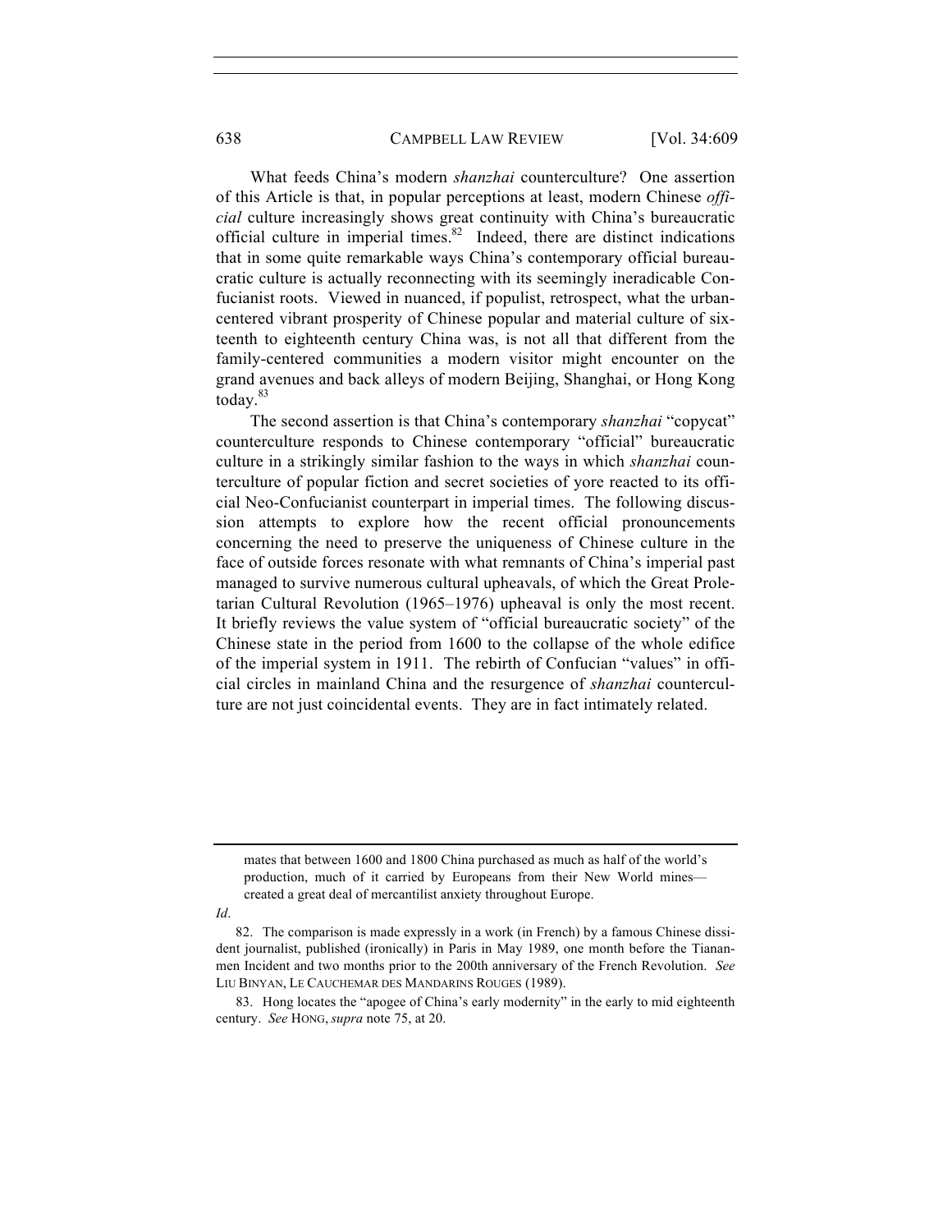What feeds China's modern *shanzhai* counterculture? One assertion of this Article is that, in popular perceptions at least, modern Chinese *official* culture increasingly shows great continuity with China's bureaucratic official culture in imperial times.[82] Indeed, there are distinct indications that in some quite remarkable ways China's contemporary official bureaucratic culture is actually reconnecting with its seemingly ineradicable Confucianist roots. Viewed in nuanced, if populist, retrospect, what the urban-centered vibrant prosperity of Chinese popular and material culture of sixteenth to eighteenth century China was, is not all that different from the family-centered communities a modern visitor might encounter on the grand avenues and back alleys of modern Beijing, Shanghai, or Hong Kong today.[83]

The second assertion is that China's contemporary *shanzhai* "copycat" counterculture responds to Chinese contemporary "official" bureaucratic culture in a strikingly similar fashion to the ways in which *shanzhai* counterculture of popular fiction and secret societies of yore reacted to its official Neo-Confucianist counterpart in imperial times. The following discussion attempts to explore how the recent official pronouncements concerning the need to preserve the uniqueness of Chinese culture in the face of outside forces resonate with what remnants of China's imperial past managed to survive numerous cultural upheavals, of which the Great Proletarian Cultural Revolution (1965–1976) upheaval is only the most recent. It briefly reviews the value system of "official bureaucratic society" of the Chinese state in the period from 1600 to the collapse of the whole edifice of the imperial system in 1911. The rebirth of Confucian "values" in official circles in mainland China and the resurgence of *shanzhai* counterculture are not just coincidental events. They are in fact intimately related.

---

> mates that between 1600 and 1800 China purchased as much as half of the world's production, much of it carried by Europeans from their New World mines—created a great deal of mercantilist anxiety throughout Europe.

*Id*.

82. The comparison is made expressly in a work (in French) by a famous Chinese dissident journalist, published (ironically) in Paris in May 1989, one month before the Tiananmen Incident and two months prior to the 200th anniversary of the French Revolution. *See* LIU BINYAN, LE CAUCHEMAR DES MANDARINS ROUGES (1989).

83. Hong locates the "apogee of China's early modernity" in the early to mid eighteenth century. *See* HONG, *supra* note 75, at 20.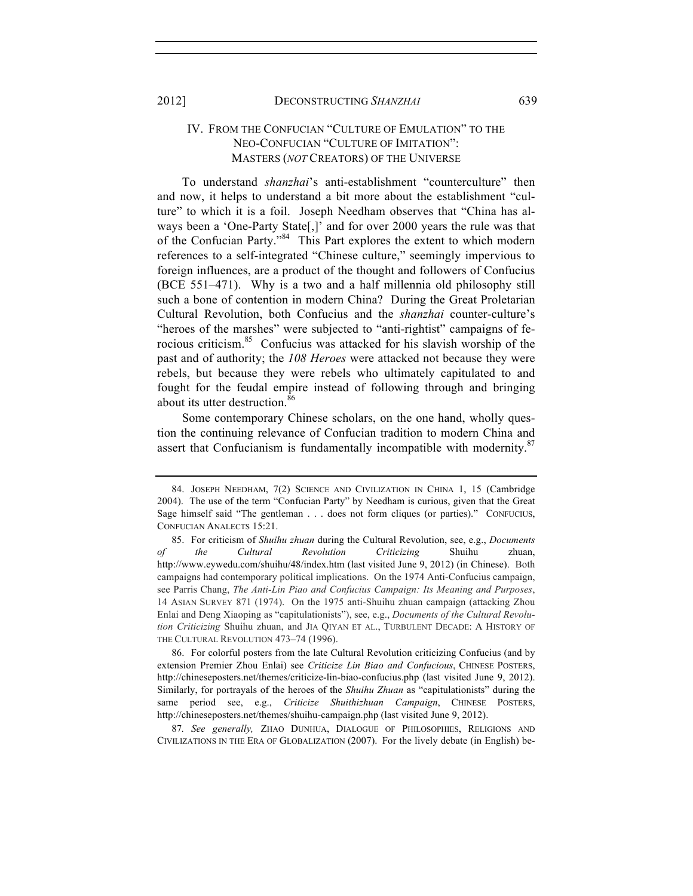## IV. FROM THE CONFUCIAN "CULTURE OF EMULATION" TO THE NEO-CONFUCIAN "CULTURE OF IMITATION": MASTERS (*NOT* CREATORS) OF THE UNIVERSE

To understand *shanzhai*'s anti-establishment "counterculture" then and now, it helps to understand a bit more about the establishment "culture" to which it is a foil. Joseph Needham observes that "China has always been a 'One-Party State[,]' and for over 2000 years the rule was that of the Confucian Party."[84] This Part explores the extent to which modern references to a self-integrated "Chinese culture," seemingly impervious to foreign influences, are a product of the thought and followers of Confucius (BCE 551–471). Why is a two and a half millennia old philosophy still such a bone of contention in modern China? During the Great Proletarian Cultural Revolution, both Confucius and the *shanzhai* counter-culture's "heroes of the marshes" were subjected to "anti-rightist" campaigns of ferocious criticism.[85] Confucius was attacked for his slavish worship of the past and of authority; the *108 Heroes* were attacked not because they were rebels, but because they were rebels who ultimately capitulated to and fought for the feudal empire instead of following through and bringing about its utter destruction.[86]

Some contemporary Chinese scholars, on the one hand, wholly question the continuing relevance of Confucian tradition to modern China and assert that Confucianism is fundamentally incompatible with modernity.[87]

---

84. JOSEPH NEEDHAM, 7(2) SCIENCE AND CIVILIZATION IN CHINA 1, 15 (Cambridge 2004). The use of the term "Confucian Party" by Needham is curious, given that the Great Sage himself said "The gentleman . . . does not form cliques (or parties)." CONFUCIUS, CONFUCIAN ANALECTS 15:21.

85. For criticism of *Shuihu zhuan* during the Cultural Revolution, see, e.g., *Documents of the Cultural Revolution Criticizing* Shuihu zhuan, http://www.eywedu.com/shuihu/48/index.htm (last visited June 9, 2012) (in Chinese). Both campaigns had contemporary political implications. On the 1974 Anti-Confucius campaign, see Parris Chang, *The Anti-Lin Piao and Confucius Campaign: Its Meaning and Purposes*, 14 ASIAN SURVEY 871 (1974). On the 1975 anti-Shuihu zhuan campaign (attacking Zhou Enlai and Deng Xiaoping as "capitulationists"), see, e.g., *Documents of the Cultural Revolution Criticizing* Shuihu zhuan, and JIA QIYAN ET AL., TURBULENT DECADE: A HISTORY OF THE CULTURAL REVOLUTION 473–74 (1996).

86. For colorful posters from the late Cultural Revolution criticizing Confucius (and by extension Premier Zhou Enlai) see *Criticize Lin Biao and Confucious*, CHINESE POSTERS, http://chineseposters.net/themes/criticize-lin-biao-confucius.php (last visited June 9, 2012). Similarly, for portrayals of the heroes of the *Shuihu Zhuan* as "capitulationists" during the same period see, e.g., *Criticize Shuithizhuan Campaign*, CHINESE POSTERS, http://chineseposters.net/themes/shuihu-campaign.php (last visited June 9, 2012).

87. *See generally,* ZHAO DUNHUA, DIALOGUE OF PHILOSOPHIES, RELIGIONS AND CIVILIZATIONS IN THE ERA OF GLOBALIZATION (2007). For the lively debate (in English) be-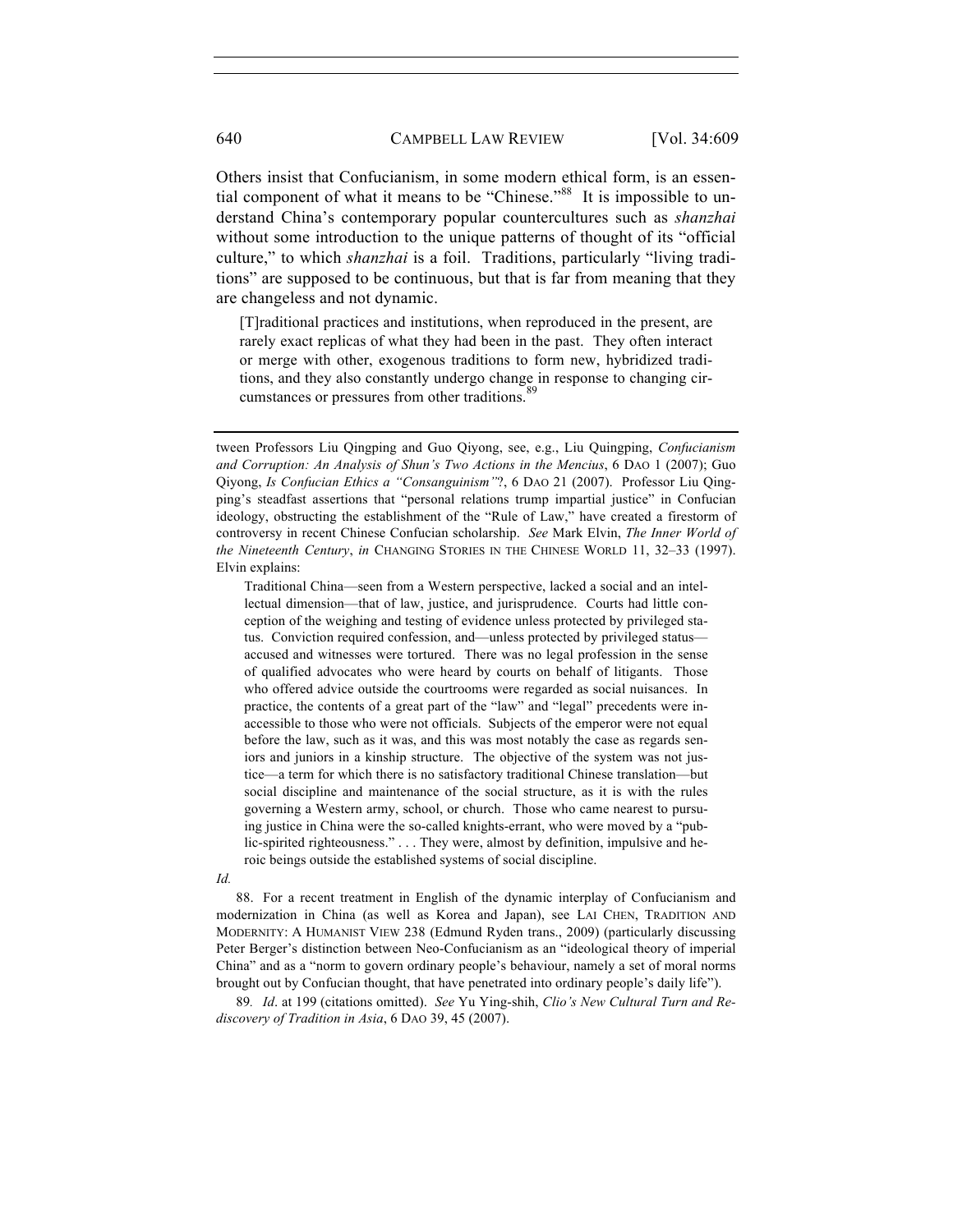Others insist that Confucianism, in some modern ethical form, is an essential component of what it means to be "Chinese."[88] It is impossible to understand China's contemporary popular countercultures such as *shanzhai* without some introduction to the unique patterns of thought of its "official culture," to which *shanzhai* is a foil. Traditions, particularly "living traditions" are supposed to be continuous, but that is far from meaning that they are changeless and not dynamic.

> [T]raditional practices and institutions, when reproduced in the present, are rarely exact replicas of what they had been in the past. They often interact or merge with other, exogenous traditions to form new, hybridized traditions, and they also constantly undergo change in response to changing circumstances or pressures from other traditions.[89]

---

tween Professors Liu Qingping and Guo Qiyong, see, e.g., Liu Quingping, *Confucianism and Corruption: An Analysis of Shun's Two Actions in the Mencius*, 6 DAO 1 (2007); Guo Qiyong, *Is Confucian Ethics a "Consanguinism"?*, 6 DAO 21 (2007). Professor Liu Qingping's steadfast assertions that "personal relations trump impartial justice" in Confucian ideology, obstructing the establishment of the "Rule of Law," have created a firestorm of controversy in recent Chinese Confucian scholarship. *See* Mark Elvin, *The Inner World of the Nineteenth Century*, *in* CHANGING STORIES IN THE CHINESE WORLD 11, 32–33 (1997). Elvin explains:

> Traditional China—seen from a Western perspective, lacked a social and an intellectual dimension—that of law, justice, and jurisprudence. Courts had little conception of the weighing and testing of evidence unless protected by privileged status. Conviction required confession, and—unless protected by privileged status—accused and witnesses were tortured. There was no legal profession in the sense of qualified advocates who were heard by courts on behalf of litigants. Those who offered advice outside the courtrooms were regarded as social nuisances. In practice, the contents of a great part of the "law" and "legal" precedents were inaccessible to those who were not officials. Subjects of the emperor were not equal before the law, such as it was, and this was most notably the case as regards seniors and juniors in a kinship structure. The objective of the system was not justice—a term for which there is no satisfactory traditional Chinese translation—but social discipline and maintenance of the social structure, as it is with the rules governing a Western army, school, or church. Those who came nearest to pursuing justice in China were the so-called knights-errant, who were moved by a "public-spirited righteousness." . . . They were, almost by definition, impulsive and heroic beings outside the established systems of social discipline.

*Id.*

88. For a recent treatment in English of the dynamic interplay of Confucianism and modernization in China (as well as Korea and Japan), see LAI CHEN, TRADITION AND MODERNITY: A HUMANIST VIEW 238 (Edmund Ryden trans., 2009) (particularly discussing Peter Berger's distinction between Neo-Confucianism as an "ideological theory of imperial China" and as a "norm to govern ordinary people's behaviour, namely a set of moral norms brought out by Confucian thought, that have penetrated into ordinary people's daily life").

89. *Id*. at 199 (citations omitted). *See* Yu Ying-shih, *Clio's New Cultural Turn and Rediscovery of Tradition in Asia*, 6 DAO 39, 45 (2007).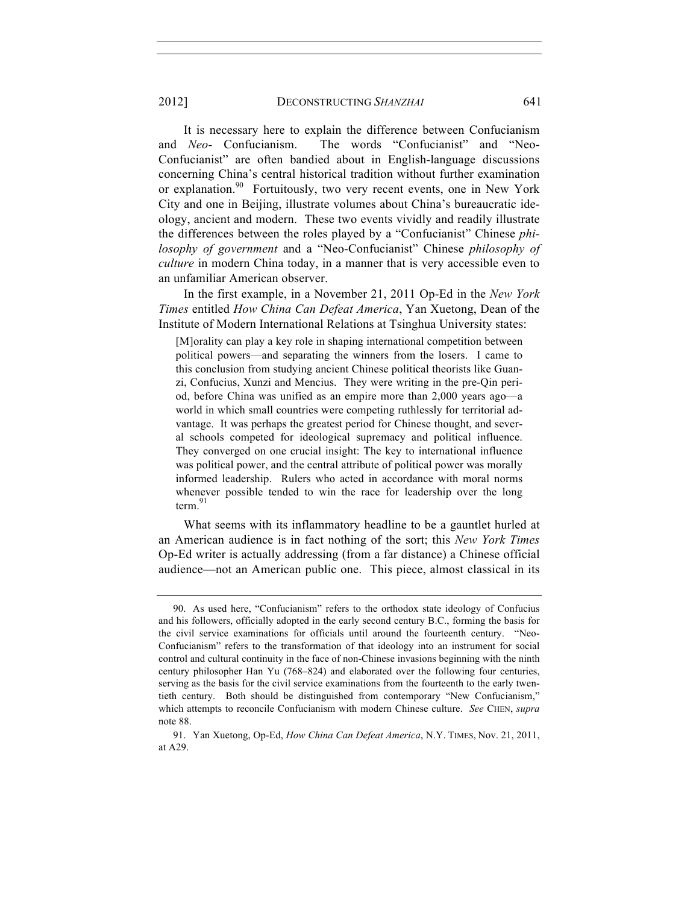It is necessary here to explain the difference between Confucianism and *Neo-* Confucianism. The words "Confucianist" and "Neo-Confucianist" are often bandied about in English-language discussions concerning China's central historical tradition without further examination or explanation.[90] Fortuitously, two very recent events, one in New York City and one in Beijing, illustrate volumes about China's bureaucratic ideology, ancient and modern. These two events vividly and readily illustrate the differences between the roles played by a "Confucianist" Chinese *philosophy of government* and a "Neo-Confucianist" Chinese *philosophy of culture* in modern China today, in a manner that is very accessible even to an unfamiliar American observer.

In the first example, in a November 21, 2011 Op-Ed in the *New York Times* entitled *How China Can Defeat America*, Yan Xuetong, Dean of the Institute of Modern International Relations at Tsinghua University states:

> [M]orality can play a key role in shaping international competition between political powers—and separating the winners from the losers. I came to this conclusion from studying ancient Chinese political theorists like Guanzi, Confucius, Xunzi and Mencius. They were writing in the pre-Qin period, before China was unified as an empire more than 2,000 years ago—a world in which small countries were competing ruthlessly for territorial advantage. It was perhaps the greatest period for Chinese thought, and several schools competed for ideological supremacy and political influence. They converged on one crucial insight: The key to international influence was political power, and the central attribute of political power was morally informed leadership. Rulers who acted in accordance with moral norms whenever possible tended to win the race for leadership over the long term.[91]

What seems with its inflammatory headline to be a gauntlet hurled at an American audience is in fact nothing of the sort; this *New York Times* Op-Ed writer is actually addressing (from a far distance) a Chinese official audience—not an American public one. This piece, almost classical in its

---

90. As used here, "Confucianism" refers to the orthodox state ideology of Confucius and his followers, officially adopted in the early second century B.C., forming the basis for the civil service examinations for officials until around the fourteenth century. "Neo-Confucianism" refers to the transformation of that ideology into an instrument for social control and cultural continuity in the face of non-Chinese invasions beginning with the ninth century philosopher Han Yu (768–824) and elaborated over the following four centuries, serving as the basis for the civil service examinations from the fourteenth to the early twentieth century. Both should be distinguished from contemporary "New Confucianism," which attempts to reconcile Confucianism with modern Chinese culture. *See* CHEN, *supra* note 88.

91. Yan Xuetong, Op-Ed, *How China Can Defeat America*, N.Y. TIMES, Nov. 21, 2011, at A29.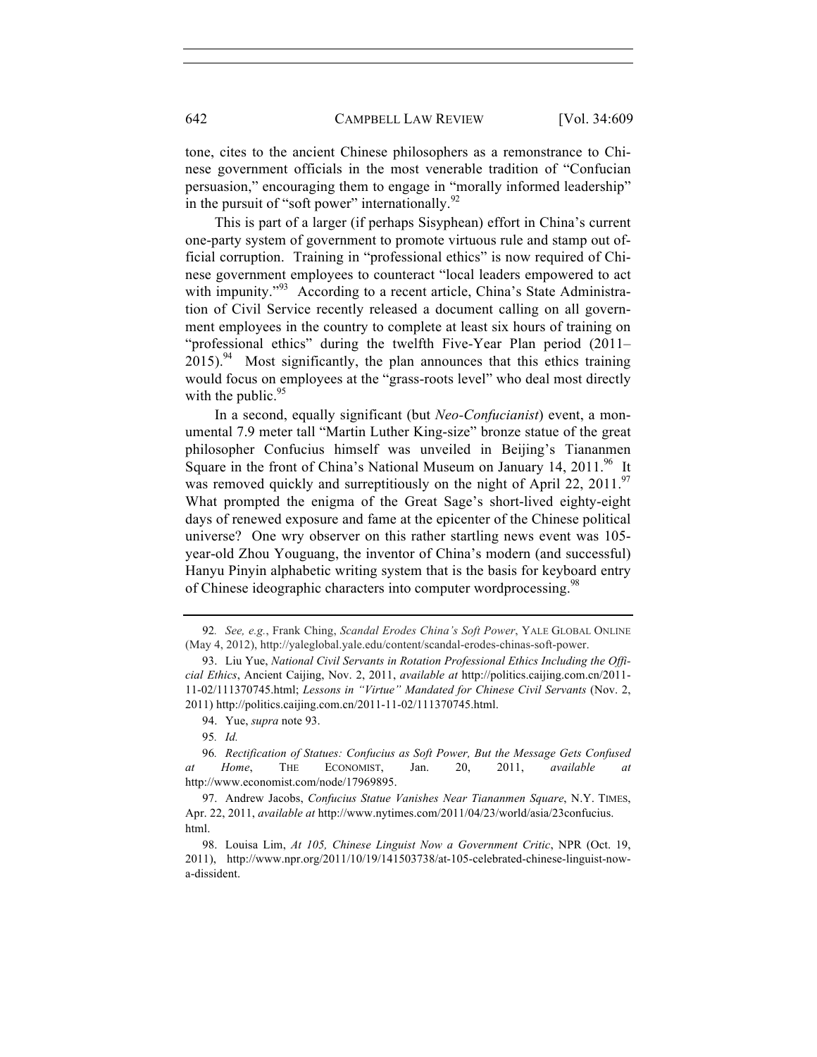tone, cites to the ancient Chinese philosophers as a remonstrance to Chinese government officials in the most venerable tradition of "Confucian persuasion," encouraging them to engage in "morally informed leadership" in the pursuit of "soft power" internationally.[92]

This is part of a larger (if perhaps Sisyphean) effort in China's current one-party system of government to promote virtuous rule and stamp out official corruption. Training in "professional ethics" is now required of Chinese government employees to counteract "local leaders empowered to act with impunity."[93] According to a recent article, China's State Administration of Civil Service recently released a document calling on all government employees in the country to complete at least six hours of training on "professional ethics" during the twelfth Five-Year Plan period (2011–2015).[94] Most significantly, the plan announces that this ethics training would focus on employees at the "grass-roots level" who deal most directly with the public.[95]

In a second, equally significant (but *Neo-Confucianist*) event, a monumental 7.9 meter tall "Martin Luther King-size" bronze statue of the great philosopher Confucius himself was unveiled in Beijing's Tiananmen Square in the front of China's National Museum on January 14, 2011.[96] It was removed quickly and surreptitiously on the night of April 22, 2011.[97] What prompted the enigma of the Great Sage's short-lived eighty-eight days of renewed exposure and fame at the epicenter of the Chinese political universe? One wry observer on this rather startling news event was 105-year-old Zhou Youguang, the inventor of China's modern (and successful) Hanyu Pinyin alphabetic writing system that is the basis for keyboard entry of Chinese ideographic characters into computer wordprocessing.[98]

---

92. *See, e.g.*, Frank Ching, *Scandal Erodes China's Soft Power*, YALE GLOBAL ONLINE (May 4, 2012), http://yaleglobal.yale.edu/content/scandal-erodes-chinas-soft-power.

93. Liu Yue, *National Civil Servants in Rotation Professional Ethics Including the Official Ethics*, Ancient Caijing, Nov. 2, 2011, *available at* http://politics.caijing.com.cn/2011-11-02/111370745.html; *Lessons in "Virtue" Mandated for Chinese Civil Servants* (Nov. 2, 2011) http://politics.caijing.com.cn/2011-11-02/111370745.html.

94. Yue, *supra* note 93.

95. *Id.*

96. *Rectification of Statues: Confucius as Soft Power, But the Message Gets Confused at Home*, THE ECONOMIST, Jan. 20, 2011, *available at* http://www.economist.com/node/17969895.

97. Andrew Jacobs, *Confucius Statue Vanishes Near Tiananmen Square*, N.Y. TIMES, Apr. 22, 2011, *available at* http://www.nytimes.com/2011/04/23/world/asia/23confucius.html.

98. Louisa Lim, *At 105, Chinese Linguist Now a Government Critic*, NPR (Oct. 19, 2011), http://www.npr.org/2011/10/19/141503738/at-105-celebrated-chinese-linguist-now-a-dissident.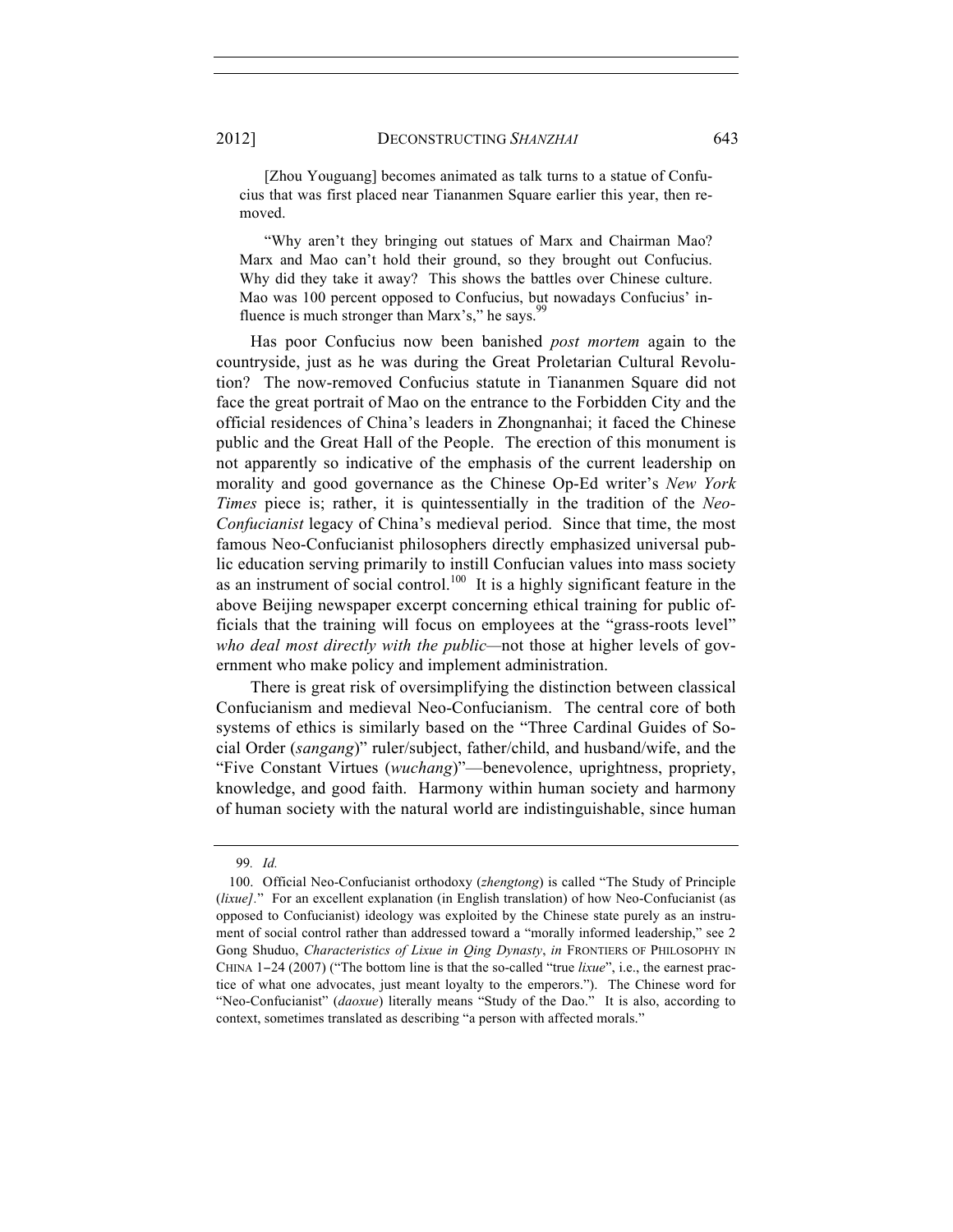> [Zhou Youguang] becomes animated as talk turns to a statue of Confucius that was first placed near Tiananmen Square earlier this year, then removed.
>
> "Why aren't they bringing out statues of Marx and Chairman Mao? Marx and Mao can't hold their ground, so they brought out Confucius. Why did they take it away? This shows the battles over Chinese culture. Mao was 100 percent opposed to Confucius, but nowadays Confucius' influence is much stronger than Marx's," he says.[99]

Has poor Confucius now been banished *post mortem* again to the countryside, just as he was during the Great Proletarian Cultural Revolution? The now-removed Confucius statute in Tiananmen Square did not face the great portrait of Mao on the entrance to the Forbidden City and the official residences of China's leaders in Zhongnanhai; it faced the Chinese public and the Great Hall of the People. The erection of this monument is not apparently so indicative of the emphasis of the current leadership on morality and good governance as the Chinese Op-Ed writer's *New York Times* piece is; rather, it is quintessentially in the tradition of the *Neo-Confucianist* legacy of China's medieval period. Since that time, the most famous Neo-Confucianist philosophers directly emphasized universal public education serving primarily to instill Confucian values into mass society as an instrument of social control.[100] It is a highly significant feature in the above Beijing newspaper excerpt concerning ethical training for public officials that the training will focus on employees at the "grass-roots level" *who deal most directly with the public*—not those at higher levels of government who make policy and implement administration.

There is great risk of oversimplifying the distinction between classical Confucianism and medieval Neo-Confucianism. The central core of both systems of ethics is similarly based on the "Three Cardinal Guides of Social Order (*sangang*)" ruler/subject, father/child, and husband/wife, and the "Five Constant Virtues (*wuchang*)"—benevolence, uprightness, propriety, knowledge, and good faith. Harmony within human society and harmony of human society with the natural world are indistinguishable, since human

---

99. *Id.*

100. Official Neo-Confucianist orthodoxy (*zhengtong*) is called "The Study of Principle (*lixue]*." For an excellent explanation (in English translation) of how Neo-Confucianist (as opposed to Confucianist) ideology was exploited by the Chinese state purely as an instrument of social control rather than addressed toward a "morally informed leadership," see 2 Gong Shuduo, *Characteristics of Lixue in Qing Dynasty*, *in* FRONTIERS OF PHILOSOPHY IN CHINA 1–24 (2007) ("The bottom line is that the so-called "true *lixue*", i.e., the earnest practice of what one advocates, just meant loyalty to the emperors."). The Chinese word for "Neo-Confucianist" (*daoxue*) literally means "Study of the Dao." It is also, according to context, sometimes translated as describing "a person with affected morals."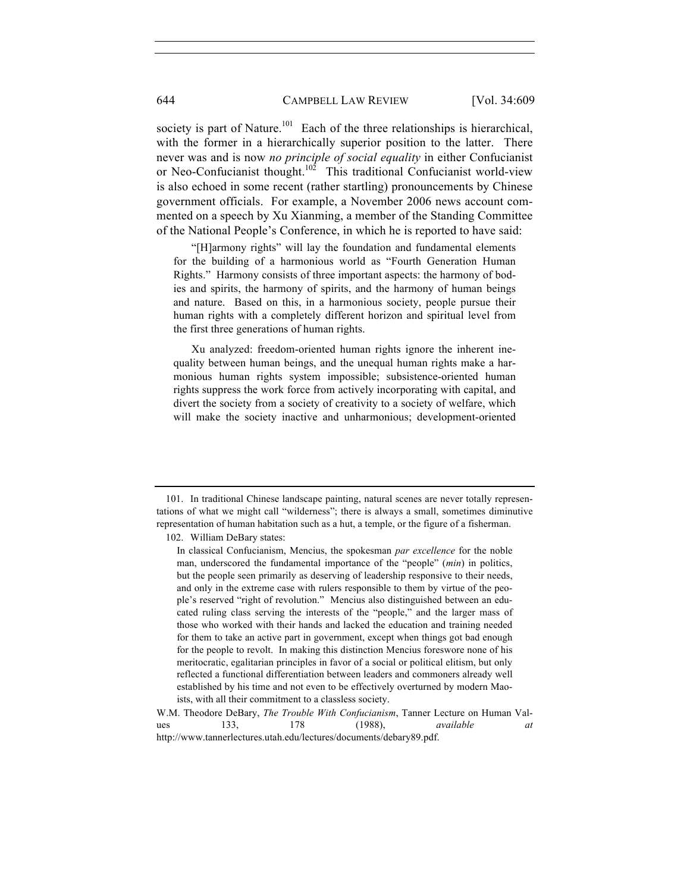society is part of Nature.[101] Each of the three relationships is hierarchical, with the former in a hierarchically superior position to the latter. There never was and is now *no principle of social equality* in either Confucianist or Neo-Confucianist thought.[102] This traditional Confucianist world-view is also echoed in some recent (rather startling) pronouncements by Chinese government officials. For example, a November 2006 news account commented on a speech by Xu Xianming, a member of the Standing Committee of the National People's Conference, in which he is reported to have said:

> "[H]armony rights" will lay the foundation and fundamental elements for the building of a harmonious world as "Fourth Generation Human Rights." Harmony consists of three important aspects: the harmony of bodies and spirits, the harmony of spirits, and the harmony of human beings and nature. Based on this, in a harmonious society, people pursue their human rights with a completely different horizon and spiritual level from the first three generations of human rights.
>
> Xu analyzed: freedom-oriented human rights ignore the inherent inequality between human beings, and the unequal human rights make a harmonious human rights system impossible; subsistence-oriented human rights suppress the work force from actively incorporating with capital, and divert the society from a society of creativity to a society of welfare, which will make the society inactive and unharmonious; development-oriented

---

101. In traditional Chinese landscape painting, natural scenes are never totally representations of what we might call "wilderness"; there is always a small, sometimes diminutive representation of human habitation such as a hut, a temple, or the figure of a fisherman.

102. William DeBary states:

> In classical Confucianism, Mencius, the spokesman *par excellence* for the noble man, underscored the fundamental importance of the "people" (*min*) in politics, but the people seen primarily as deserving of leadership responsive to their needs, and only in the extreme case with rulers responsible to them by virtue of the people's reserved "right of revolution." Mencius also distinguished between an educated ruling class serving the interests of the "people," and the larger mass of those who worked with their hands and lacked the education and training needed for them to take an active part in government, except when things got bad enough for the people to revolt. In making this distinction Mencius foreswore none of his meritocratic, egalitarian principles in favor of a social or political elitism, but only reflected a functional differentiation between leaders and commoners already well established by his time and not even to be effectively overturned by modern Maoists, with all their commitment to a classless society.

W.M. Theodore DeBary, *The Trouble With Confucianism*, Tanner Lecture on Human Values 133, 178 (1988), *available at* http://www.tannerlectures.utah.edu/lectures/documents/debary89.pdf.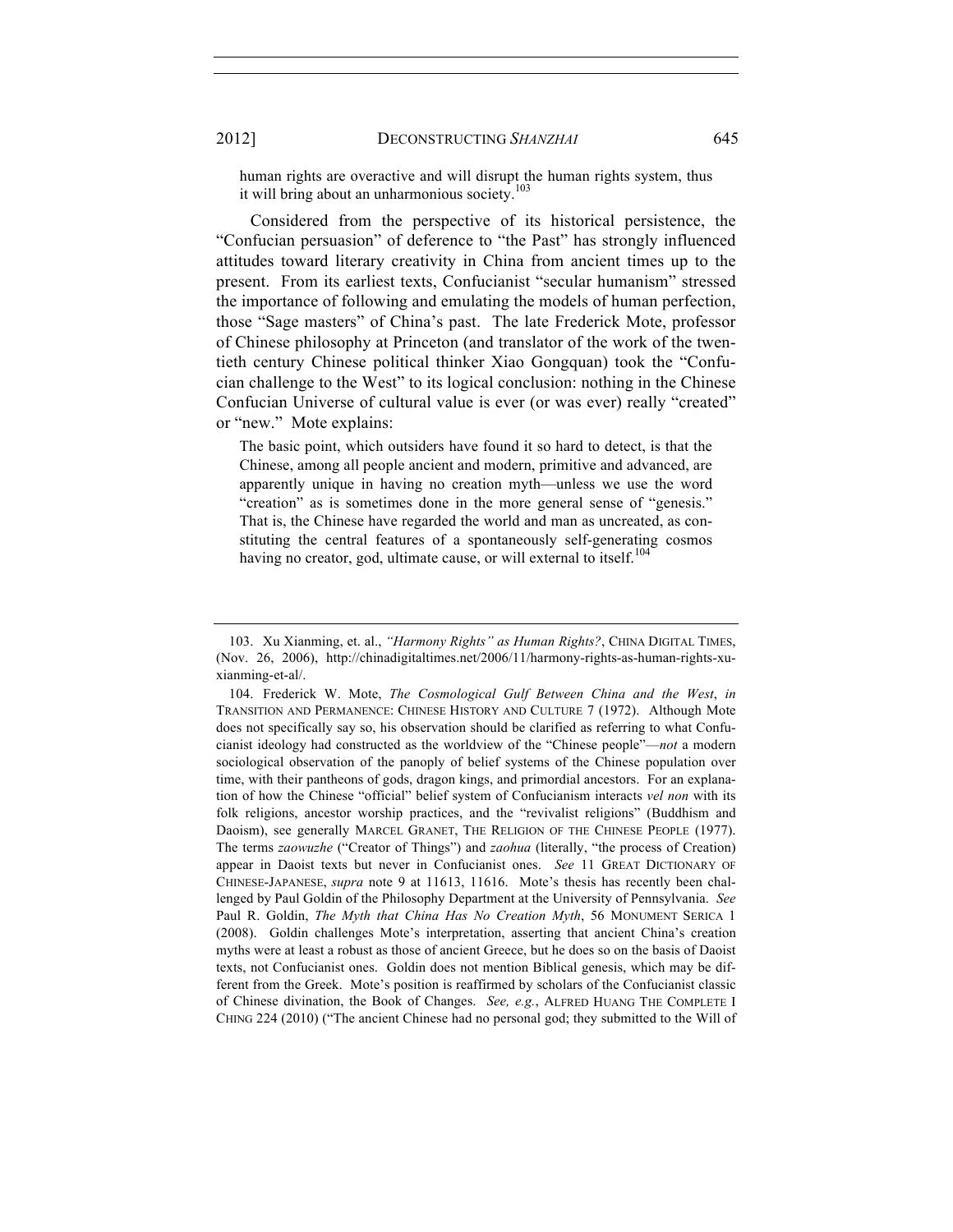human rights are overactive and will disrupt the human rights system, thus it will bring about an unharmonious society.[103]

Considered from the perspective of its historical persistence, the "Confucian persuasion" of deference to "the Past" has strongly influenced attitudes toward literary creativity in China from ancient times up to the present. From its earliest texts, Confucianist "secular humanism" stressed the importance of following and emulating the models of human perfection, those "Sage masters" of China's past. The late Frederick Mote, professor of Chinese philosophy at Princeton (and translator of the work of the twentieth century Chinese political thinker Xiao Gongquan) took the "Confucian challenge to the West" to its logical conclusion: nothing in the Chinese Confucian Universe of cultural value is ever (or was ever) really "created" or "new." Mote explains:

> The basic point, which outsiders have found it so hard to detect, is that the Chinese, among all people ancient and modern, primitive and advanced, are apparently unique in having no creation myth—unless we use the word "creation" as is sometimes done in the more general sense of "genesis." That is, the Chinese have regarded the world and man as uncreated, as constituting the central features of a spontaneously self-generating cosmos having no creator, god, ultimate cause, or will external to itself.[104]

---

103. Xu Xianming, et. al., *"Harmony Rights" as Human Rights?*, CHINA DIGITAL TIMES, (Nov. 26, 2006), http://chinadigitaltimes.net/2006/11/harmony-rights-as-human-rights-xu-xianming-et-al/.

104. Frederick W. Mote, *The Cosmological Gulf Between China and the West*, *in* TRANSITION AND PERMANENCE: CHINESE HISTORY AND CULTURE 7 (1972). Although Mote does not specifically say so, his observation should be clarified as referring to what Confucianist ideology had constructed as the worldview of the "Chinese people"—*not* a modern sociological observation of the panoply of belief systems of the Chinese population over time, with their pantheons of gods, dragon kings, and primordial ancestors. For an explanation of how the Chinese "official" belief system of Confucianism interacts *vel non* with its folk religions, ancestor worship practices, and the "revivalist religions" (Buddhism and Daoism), see generally MARCEL GRANET, THE RELIGION OF THE CHINESE PEOPLE (1977). The terms *zaowuzhe* ("Creator of Things") and *zaohua* (literally, "the process of Creation) appear in Daoist texts but never in Confucianist ones. *See* 11 GREAT DICTIONARY OF CHINESE-JAPANESE, *supra* note 9 at 11613, 11616. Mote's thesis has recently been challenged by Paul Goldin of the Philosophy Department at the University of Pennsylvania. *See* Paul R. Goldin, *The Myth that China Has No Creation Myth*, 56 MONUMENT SERICA 1 (2008). Goldin challenges Mote's interpretation, asserting that ancient China's creation myths were at least a robust as those of ancient Greece, but he does so on the basis of Daoist texts, not Confucianist ones. Goldin does not mention Biblical genesis, which may be different from the Greek. Mote's position is reaffirmed by scholars of the Confucianist classic of Chinese divination, the Book of Changes. *See, e.g.*, ALFRED HUANG THE COMPLETE I CHING 224 (2010) ("The ancient Chinese had no personal god; they submitted to the Will of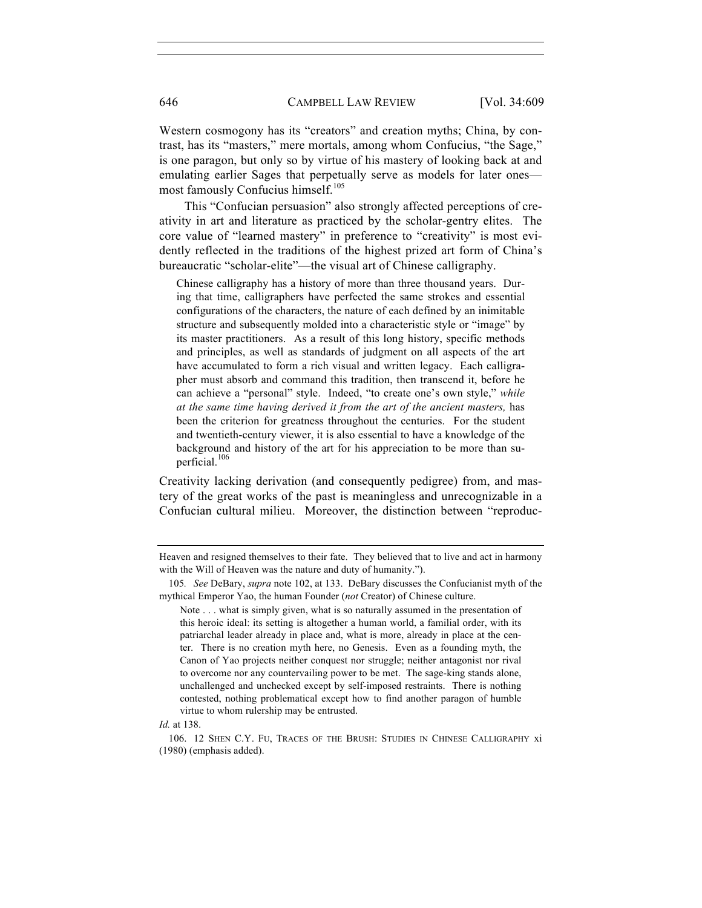Western cosmogony has its "creators" and creation myths; China, by contrast, has its "masters," mere mortals, among whom Confucius, "the Sage," is one paragon, but only so by virtue of his mastery of looking back at and emulating earlier Sages that perpetually serve as models for later ones—most famously Confucius himself.[105]

This "Confucian persuasion" also strongly affected perceptions of creativity in art and literature as practiced by the scholar-gentry elites. The core value of "learned mastery" in preference to "creativity" is most evidently reflected in the traditions of the highest prized art form of China's bureaucratic "scholar-elite"—the visual art of Chinese calligraphy.

> Chinese calligraphy has a history of more than three thousand years. During that time, calligraphers have perfected the same strokes and essential configurations of the characters, the nature of each defined by an inimitable structure and subsequently molded into a characteristic style or "image" by its master practitioners. As a result of this long history, specific methods and principles, as well as standards of judgment on all aspects of the art have accumulated to form a rich visual and written legacy. Each calligrapher must absorb and command this tradition, then transcend it, before he can achieve a "personal" style. Indeed, "to create one's own style," *while at the same time having derived it from the art of the ancient masters,* has been the criterion for greatness throughout the centuries. For the student and twentieth-century viewer, it is also essential to have a knowledge of the background and history of the art for his appreciation to be more than superficial.[106]

Creativity lacking derivation (and consequently pedigree) from, and mastery of the great works of the past is meaningless and unrecognizable in a Confucian cultural milieu. Moreover, the distinction between "reproduc-

---

Heaven and resigned themselves to their fate. They believed that to live and act in harmony with the Will of Heaven was the nature and duty of humanity.").

105. *See* DeBary, *supra* note 102, at 133. DeBary discusses the Confucianist myth of the mythical Emperor Yao, the human Founder (*not* Creator) of Chinese culture.

> Note . . . what is simply given, what is so naturally assumed in the presentation of this heroic ideal: its setting is altogether a human world, a familial order, with its patriarchal leader already in place and, what is more, already in place at the center. There is no creation myth here, no Genesis. Even as a founding myth, the Canon of Yao projects neither conquest nor struggle; neither antagonist nor rival to overcome nor any countervailing power to be met. The sage-king stands alone, unchallenged and unchecked except by self-imposed restraints. There is nothing contested, nothing problematical except how to find another paragon of humble virtue to whom rulership may be entrusted.

*Id.* at 138.

106. 12 SHEN C.Y. FU, TRACES OF THE BRUSH: STUDIES IN CHINESE CALLIGRAPHY xi (1980) (emphasis added).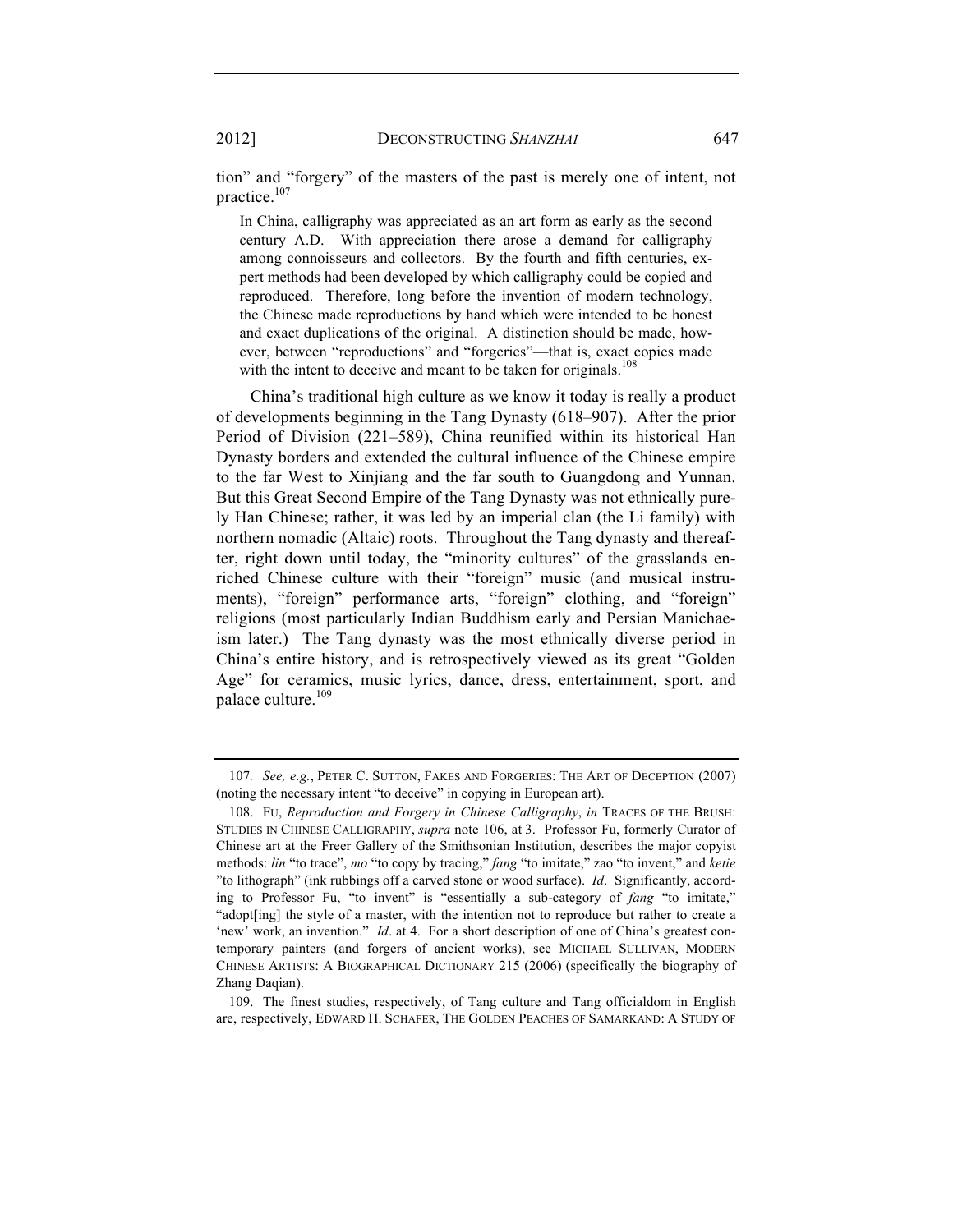tion" and "forgery" of the masters of the past is merely one of intent, not practice.[107]

> In China, calligraphy was appreciated as an art form as early as the second century A.D. With appreciation there arose a demand for calligraphy among connoisseurs and collectors. By the fourth and fifth centuries, expert methods had been developed by which calligraphy could be copied and reproduced. Therefore, long before the invention of modern technology, the Chinese made reproductions by hand which were intended to be honest and exact duplications of the original. A distinction should be made, however, between "reproductions" and "forgeries"—that is, exact copies made with the intent to deceive and meant to be taken for originals.[108]

China's traditional high culture as we know it today is really a product of developments beginning in the Tang Dynasty (618–907). After the prior Period of Division (221–589), China reunified within its historical Han Dynasty borders and extended the cultural influence of the Chinese empire to the far West to Xinjiang and the far south to Guangdong and Yunnan. But this Great Second Empire of the Tang Dynasty was not ethnically purely Han Chinese; rather, it was led by an imperial clan (the Li family) with northern nomadic (Altaic) roots. Throughout the Tang dynasty and thereafter, right down until today, the "minority cultures" of the grasslands enriched Chinese culture with their "foreign" music (and musical instruments), "foreign" performance arts, "foreign" clothing, and "foreign" religions (most particularly Indian Buddhism early and Persian Manichaeism later.) The Tang dynasty was the most ethnically diverse period in China's entire history, and is retrospectively viewed as its great "Golden Age" for ceramics, music lyrics, dance, dress, entertainment, sport, and palace culture.[109]

---

107. *See, e.g.*, PETER C. SUTTON, FAKES AND FORGERIES: THE ART OF DECEPTION (2007) (noting the necessary intent "to deceive" in copying in European art).

108. FU, *Reproduction and Forgery in Chinese Calligraphy*, *in* TRACES OF THE BRUSH: STUDIES IN CHINESE CALLIGRAPHY, *supra* note 106, at 3. Professor Fu, formerly Curator of Chinese art at the Freer Gallery of the Smithsonian Institution, describes the major copyist methods: *lin* "to trace", *mo* "to copy by tracing," *fang* "to imitate," zao "to invent," and *ketie* "to lithograph" (ink rubbings off a carved stone or wood surface). *Id*. Significantly, according to Professor Fu, "to invent" is "essentially a sub-category of *fang* "to imitate," "adopt[ing] the style of a master, with the intention not to reproduce but rather to create a 'new' work, an invention." *Id*. at 4. For a short description of one of China's greatest contemporary painters (and forgers of ancient works), see MICHAEL SULLIVAN, MODERN CHINESE ARTISTS: A BIOGRAPHICAL DICTIONARY 215 (2006) (specifically the biography of Zhang Daqian).

109. The finest studies, respectively, of Tang culture and Tang officialdom in English are, respectively, EDWARD H. SCHAFER, THE GOLDEN PEACHES OF SAMARKAND: A STUDY OF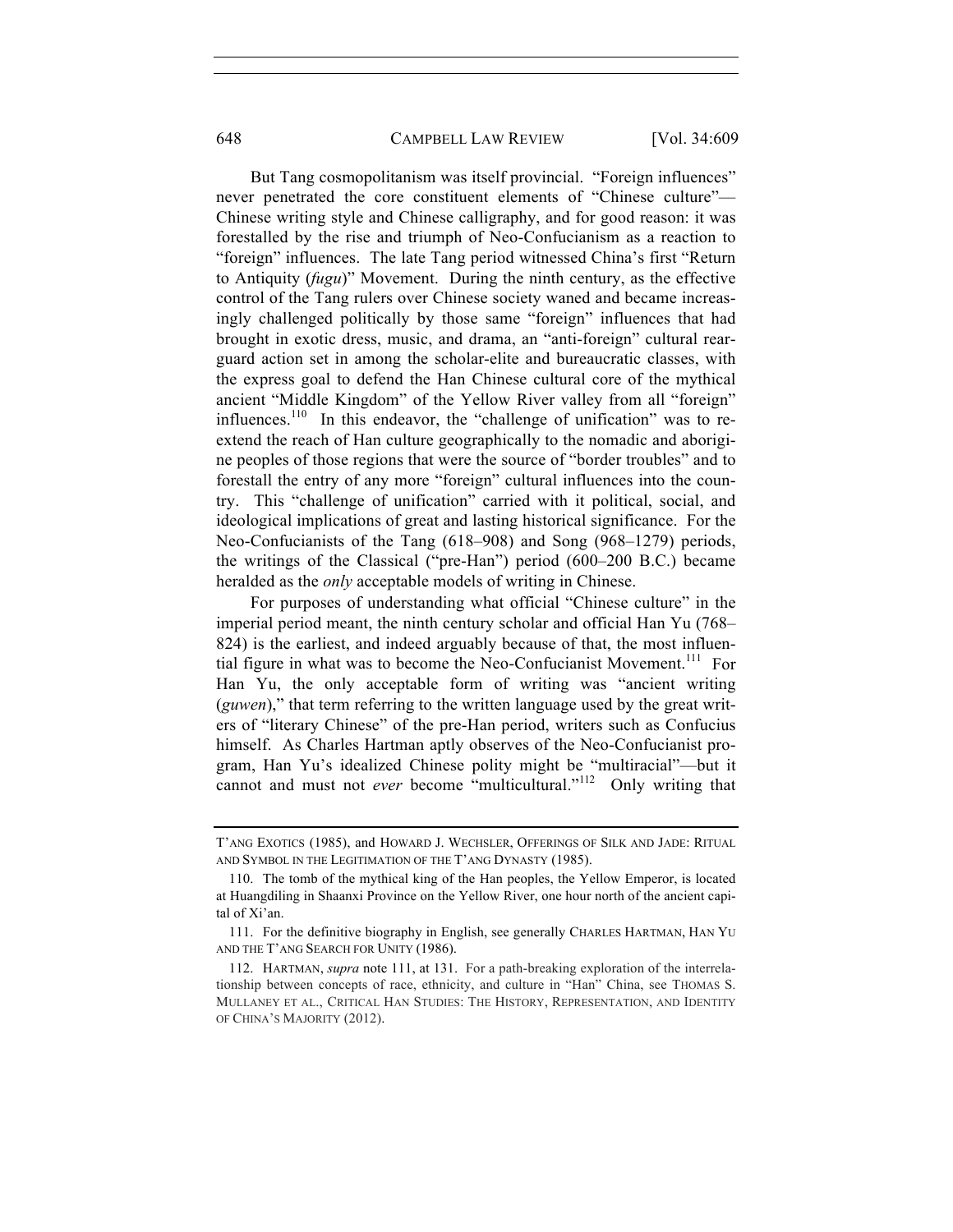But Tang cosmopolitanism was itself provincial. "Foreign influences" never penetrated the core constituent elements of "Chinese culture"—Chinese writing style and Chinese calligraphy, and for good reason: it was forestalled by the rise and triumph of Neo-Confucianism as a reaction to "foreign" influences. The late Tang period witnessed China's first "Return to Antiquity (*fugu*)" Movement. During the ninth century, as the effective control of the Tang rulers over Chinese society waned and became increasingly challenged politically by those same "foreign" influences that had brought in exotic dress, music, and drama, an "anti-foreign" cultural rear-guard action set in among the scholar-elite and bureaucratic classes, with the express goal to defend the Han Chinese cultural core of the mythical ancient "Middle Kingdom" of the Yellow River valley from all "foreign" influences.[110] In this endeavor, the "challenge of unification" was to re-extend the reach of Han culture geographically to the nomadic and aborigine peoples of those regions that were the source of "border troubles" and to forestall the entry of any more "foreign" cultural influences into the country. This "challenge of unification" carried with it political, social, and ideological implications of great and lasting historical significance. For the Neo-Confucianists of the Tang (618–908) and Song (968–1279) periods, the writings of the Classical ("pre-Han") period (600–200 B.C.) became heralded as the *only* acceptable models of writing in Chinese.

For purposes of understanding what official "Chinese culture" in the imperial period meant, the ninth century scholar and official Han Yu (768–824) is the earliest, and indeed arguably because of that, the most influential figure in what was to become the Neo-Confucianist Movement.[111] For Han Yu, the only acceptable form of writing was "ancient writing (*guwen*)," that term referring to the written language used by the great writers of "literary Chinese" of the pre-Han period, writers such as Confucius himself. As Charles Hartman aptly observes of the Neo-Confucianist program, Han Yu's idealized Chinese polity might be "multiracial"—but it cannot and must not *ever* become "multicultural."[112] Only writing that

---

T'ANG EXOTICS (1985), and HOWARD J. WECHSLER, OFFERINGS OF SILK AND JADE: RITUAL AND SYMBOL IN THE LEGITIMATION OF THE T'ANG DYNASTY (1985).

110. The tomb of the mythical king of the Han peoples, the Yellow Emperor, is located at Huangdiling in Shaanxi Province on the Yellow River, one hour north of the ancient capital of Xi'an.

111. For the definitive biography in English, see generally CHARLES HARTMAN, HAN YU AND THE T'ANG SEARCH FOR UNITY (1986).

112. HARTMAN, *supra* note 111, at 131. For a path-breaking exploration of the interrelationship between concepts of race, ethnicity, and culture in "Han" China, see THOMAS S. MULLANEY ET AL., CRITICAL HAN STUDIES: THE HISTORY, REPRESENTATION, AND IDENTITY OF CHINA'S MAJORITY (2012).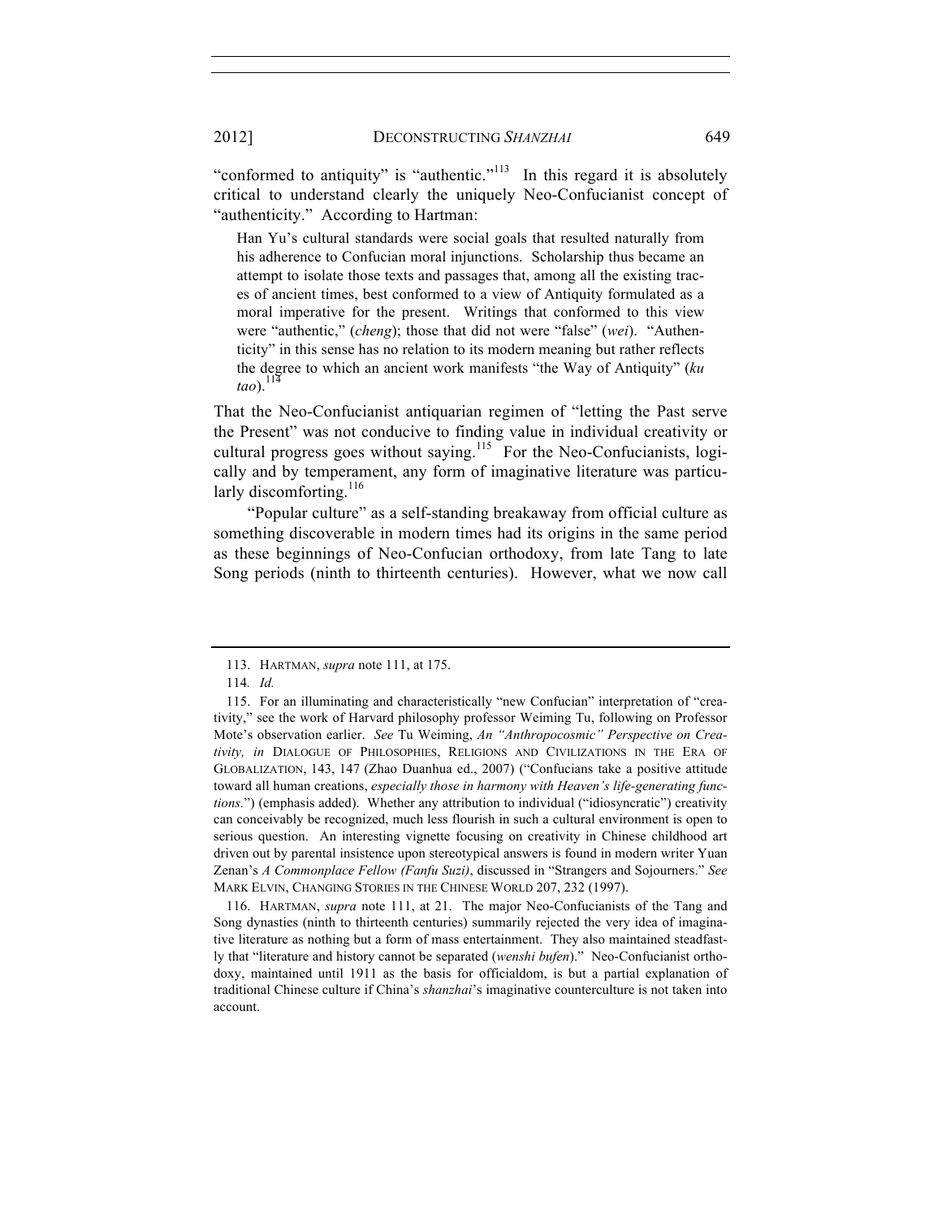"conformed to antiquity" is "authentic."[113] In this regard it is absolutely critical to understand clearly the uniquely Neo-Confucianist concept of "authenticity." According to Hartman:

> Han Yu's cultural standards were social goals that resulted naturally from his adherence to Confucian moral injunctions. Scholarship thus became an attempt to isolate those texts and passages that, among all the existing traces of ancient times, best conformed to a view of Antiquity formulated as a moral imperative for the present. Writings that conformed to this view were "authentic," (*cheng*); those that did not were "false" (*wei*). "Authenticity" in this sense has no relation to its modern meaning but rather reflects the degree to which an ancient work manifests "the Way of Antiquity" (*ku tao*).[114]

That the Neo-Confucianist antiquarian regimen of "letting the Past serve the Present" was not conducive to finding value in individual creativity or cultural progress goes without saying.[115] For the Neo-Confucianists, logically and by temperament, any form of imaginative literature was particularly discomforting.[116]

"Popular culture" as a self-standing breakaway from official culture as something discoverable in modern times had its origins in the same period as these beginnings of Neo-Confucian orthodoxy, from late Tang to late Song periods (ninth to thirteenth centuries). However, what we now call

---

113. HARTMAN, *supra* note 111, at 175.

114. *Id.*

115. For an illuminating and characteristically "new Confucian" interpretation of "creativity," see the work of Harvard philosophy professor Weiming Tu, following on Professor Mote's observation earlier. *See* Tu Weiming, *An "Anthropocosmic" Perspective on Creativity, in* DIALOGUE OF PHILOSOPHIES, RELIGIONS AND CIVILIZATIONS IN THE ERA OF GLOBALIZATION, 143, 147 (Zhao Duanhua ed., 2007) ("Confucians take a positive attitude toward all human creations, *especially those in harmony with Heaven's life-generating functions.*") (emphasis added). Whether any attribution to individual ("idiosyncratic") creativity can conceivably be recognized, much less flourish in such a cultural environment is open to serious question. An interesting vignette focusing on creativity in Chinese childhood art driven out by parental insistence upon stereotypical answers is found in modern writer Yuan Zenan's *A Commonplace Fellow (Fanfu Suzi)*, discussed in "Strangers and Sojourners." *See* MARK ELVIN, CHANGING STORIES IN THE CHINESE WORLD 207, 232 (1997).

116. HARTMAN, *supra* note 111, at 21. The major Neo-Confucianists of the Tang and Song dynasties (ninth to thirteenth centuries) summarily rejected the very idea of imaginative literature as nothing but a form of mass entertainment. They also maintained steadfastly that "literature and history cannot be separated (*wenshi bufen*)." Neo-Confucianist orthodoxy, maintained until 1911 as the basis for officialdom, is but a partial explanation of traditional Chinese culture if China's *shanzhai*'s imaginative counterculture is not taken into account.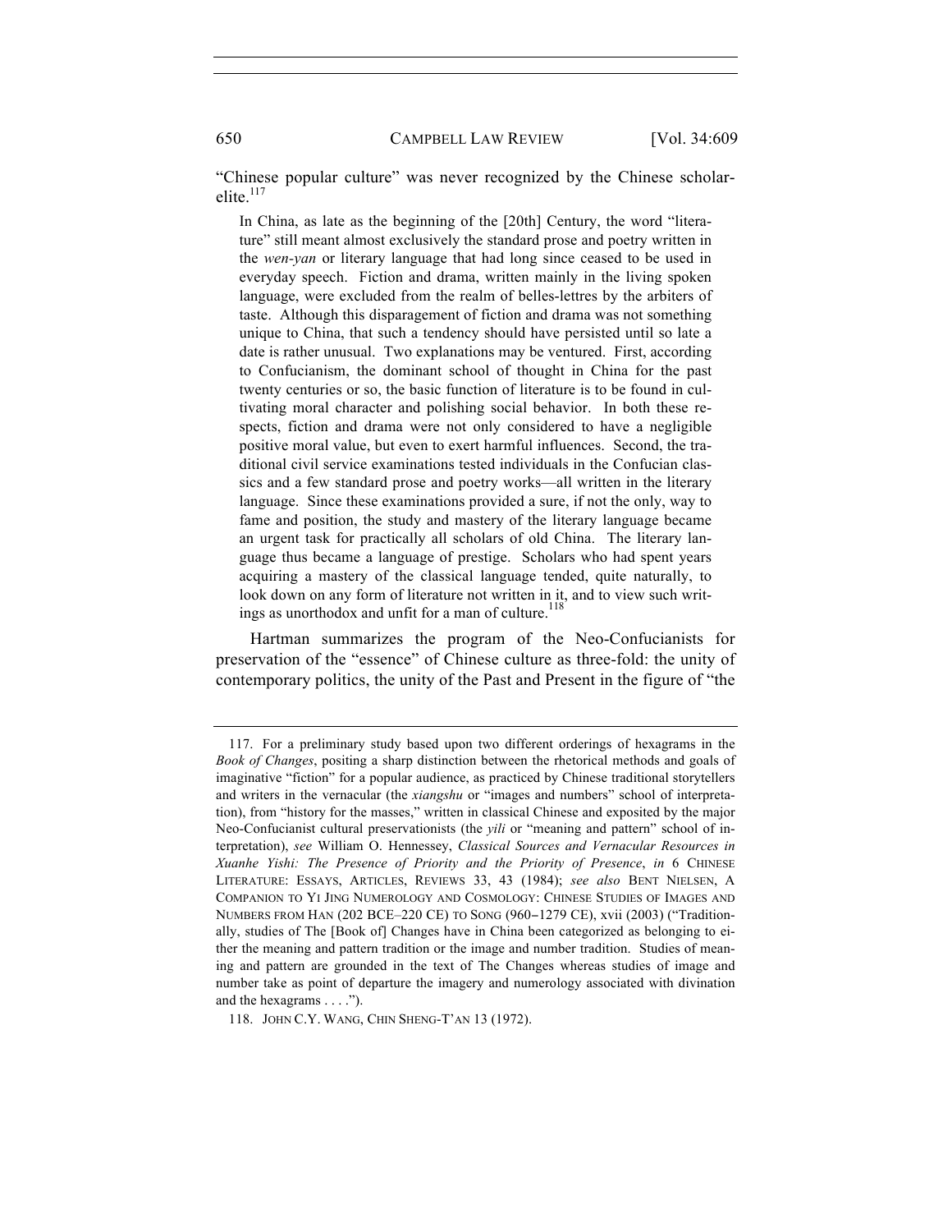"Chinese popular culture" was never recognized by the Chinese scholar-elite.[117]

> In China, as late as the beginning of the [20th] Century, the word "literature" still meant almost exclusively the standard prose and poetry written in the *wen-yan* or literary language that had long since ceased to be used in everyday speech. Fiction and drama, written mainly in the living spoken language, were excluded from the realm of belles-lettres by the arbiters of taste. Although this disparagement of fiction and drama was not something unique to China, that such a tendency should have persisted until so late a date is rather unusual. Two explanations may be ventured. First, according to Confucianism, the dominant school of thought in China for the past twenty centuries or so, the basic function of literature is to be found in cultivating moral character and polishing social behavior. In both these respects, fiction and drama were not only considered to have a negligible positive moral value, but even to exert harmful influences. Second, the traditional civil service examinations tested individuals in the Confucian classics and a few standard prose and poetry works—all written in the literary language. Since these examinations provided a sure, if not the only, way to fame and position, the study and mastery of the literary language became an urgent task for practically all scholars of old China. The literary language thus became a language of prestige. Scholars who had spent years acquiring a mastery of the classical language tended, quite naturally, to look down on any form of literature not written in it, and to view such writings as unorthodox and unfit for a man of culture.[118]

Hartman summarizes the program of the Neo-Confucianists for preservation of the "essence" of Chinese culture as three-fold: the unity of contemporary politics, the unity of the Past and Present in the figure of "the

---

117. For a preliminary study based upon two different orderings of hexagrams in the *Book of Changes*, positing a sharp distinction between the rhetorical methods and goals of imaginative "fiction" for a popular audience, as practiced by Chinese traditional storytellers and writers in the vernacular (the *xiangshu* or "images and numbers" school of interpretation), from "history for the masses," written in classical Chinese and exposited by the major Neo-Confucianist cultural preservationists (the *yili* or "meaning and pattern" school of interpretation), *see* William O. Hennessey, *Classical Sources and Vernacular Resources in Xuanhe Yishi: The Presence of Priority and the Priority of Presence*, *in* 6 CHINESE LITERATURE: ESSAYS, ARTICLES, REVIEWS 33, 43 (1984); *see also* BENT NIELSEN, A COMPANION TO YI JING NUMEROLOGY AND COSMOLOGY: CHINESE STUDIES OF IMAGES AND NUMBERS FROM HAN (202 BCE–220 CE) TO SONG (960–1279 CE), xvii (2003) ("Traditionally, studies of The [Book of] Changes have in China been categorized as belonging to either the meaning and pattern tradition or the image and number tradition. Studies of meaning and pattern are grounded in the text of The Changes whereas studies of image and number take as point of departure the imagery and numerology associated with divination and the hexagrams . . . .").

118. JOHN C.Y. WANG, CHIN SHENG-T'AN 13 (1972).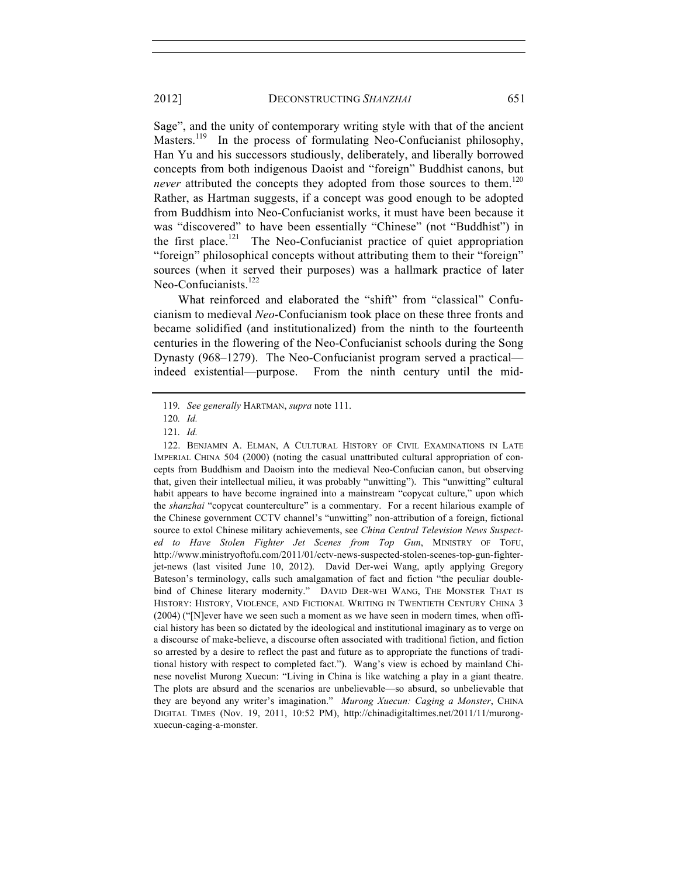Sage", and the unity of contemporary writing style with that of the ancient Masters.[119] In the process of formulating Neo-Confucianist philosophy, Han Yu and his successors studiously, deliberately, and liberally borrowed concepts from both indigenous Daoist and "foreign" Buddhist canons, but *never* attributed the concepts they adopted from those sources to them.[120] Rather, as Hartman suggests, if a concept was good enough to be adopted from Buddhism into Neo-Confucianist works, it must have been because it was "discovered" to have been essentially "Chinese" (not "Buddhist") in the first place.[121] The Neo-Confucianist practice of quiet appropriation "foreign" philosophical concepts without attributing them to their "foreign" sources (when it served their purposes) was a hallmark practice of later Neo-Confucianists.[122]

What reinforced and elaborated the "shift" from "classical" Confucianism to medieval *Neo*-Confucianism took place on these three fronts and became solidified (and institutionalized) from the ninth to the fourteenth centuries in the flowering of the Neo-Confucianist schools during the Song Dynasty (968–1279). The Neo-Confucianist program served a practical—indeed existential—purpose. From the ninth century until the mid-

---

119. *See generally* HARTMAN, *supra* note 111.

120. *Id.*

121. *Id.*

122. BENJAMIN A. ELMAN, A CULTURAL HISTORY OF CIVIL EXAMINATIONS IN LATE IMPERIAL CHINA 504 (2000) (noting the casual unattributed cultural appropriation of concepts from Buddhism and Daoism into the medieval Neo-Confucian canon, but observing that, given their intellectual milieu, it was probably "unwitting"). This "unwitting" cultural habit appears to have become ingrained into a mainstream "copycat culture," upon which the *shanzhai* "copycat counterculture" is a commentary. For a recent hilarious example of the Chinese government CCTV channel's "unwitting" non-attribution of a foreign, fictional source to extol Chinese military achievements, see *China Central Television News Suspected to Have Stolen Fighter Jet Scenes from Top Gun*, MINISTRY OF TOFU, http://www.ministryoftofu.com/2011/01/cctv-news-suspected-stolen-scenes-top-gun-fighter-jet-news (last visited June 10, 2012). David Der-wei Wang, aptly applying Gregory Bateson's terminology, calls such amalgamation of fact and fiction "the peculiar double-bind of Chinese literary modernity." DAVID DER-WEI WANG, THE MONSTER THAT IS HISTORY: HISTORY, VIOLENCE, AND FICTIONAL WRITING IN TWENTIETH CENTURY CHINA 3 (2004) ("[N]ever have we seen such a moment as we have seen in modern times, when official history has been so dictated by the ideological and institutional imaginary as to verge on a discourse of make-believe, a discourse often associated with traditional fiction, and fiction so arrested by a desire to reflect the past and future as to appropriate the functions of traditional history with respect to completed fact."). Wang's view is echoed by mainland Chinese novelist Murong Xuecun: "Living in China is like watching a play in a giant theatre. The plots are absurd and the scenarios are unbelievable—so absurd, so unbelievable that they are beyond any writer's imagination." *Murong Xuecun: Caging a Monster*, CHINA DIGITAL TIMES (Nov. 19, 2011, 10:52 PM), http://chinadigitaltimes.net/2011/11/murong-xuecun-caging-a-monster.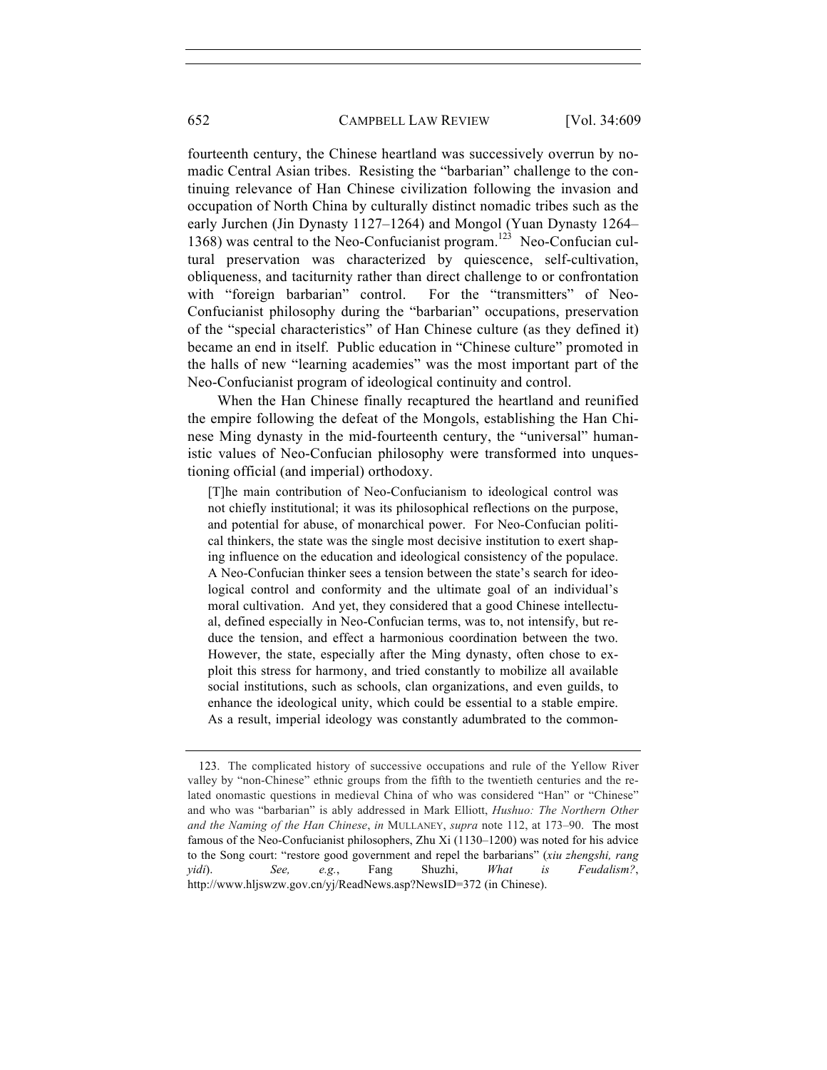fourteenth century, the Chinese heartland was successively overrun by nomadic Central Asian tribes. Resisting the "barbarian" challenge to the continuing relevance of Han Chinese civilization following the invasion and occupation of North China by culturally distinct nomadic tribes such as the early Jurchen (Jin Dynasty 1127–1264) and Mongol (Yuan Dynasty 1264–1368) was central to the Neo-Confucianist program.[123] Neo-Confucian cultural preservation was characterized by quiescence, self-cultivation, obliqueness, and taciturnity rather than direct challenge to or confrontation with "foreign barbarian" control. For the "transmitters" of Neo-Confucianist philosophy during the "barbarian" occupations, preservation of the "special characteristics" of Han Chinese culture (as they defined it) became an end in itself. Public education in "Chinese culture" promoted in the halls of new "learning academies" was the most important part of the Neo-Confucianist program of ideological continuity and control.

When the Han Chinese finally recaptured the heartland and reunified the empire following the defeat of the Mongols, establishing the Han Chinese Ming dynasty in the mid-fourteenth century, the "universal" humanistic values of Neo-Confucian philosophy were transformed into unquestioning official (and imperial) orthodoxy.

> [T]he main contribution of Neo-Confucianism to ideological control was not chiefly institutional; it was its philosophical reflections on the purpose, and potential for abuse, of monarchical power. For Neo-Confucian political thinkers, the state was the single most decisive institution to exert shaping influence on the education and ideological consistency of the populace. A Neo-Confucian thinker sees a tension between the state's search for ideological control and conformity and the ultimate goal of an individual's moral cultivation. And yet, they considered that a good Chinese intellectual, defined especially in Neo-Confucian terms, was to, not intensify, but reduce the tension, and effect a harmonious coordination between the two. However, the state, especially after the Ming dynasty, often chose to exploit this stress for harmony, and tried constantly to mobilize all available social institutions, such as schools, clan organizations, and even guilds, to enhance the ideological unity, which could be essential to a stable empire. As a result, imperial ideology was constantly adumbrated to the common-

---

123. The complicated history of successive occupations and rule of the Yellow River valley by "non-Chinese" ethnic groups from the fifth to the twentieth centuries and the related onomastic questions in medieval China of who was considered "Han" or "Chinese" and who was "barbarian" is ably addressed in Mark Elliott, *Hushuo: The Northern Other and the Naming of the Han Chinese*, *in* MULLANEY, *supra* note 112, at 173–90. The most famous of the Neo-Confucianist philosophers, Zhu Xi (1130–1200) was noted for his advice to the Song court: "restore good government and repel the barbarians" (*xiu zhengshi, rang yidi*). *See, e.g.*, Fang Shuzhi, *What is Feudalism?*, http://www.hljswzw.gov.cn/yj/ReadNews.asp?NewsID=372 (in Chinese).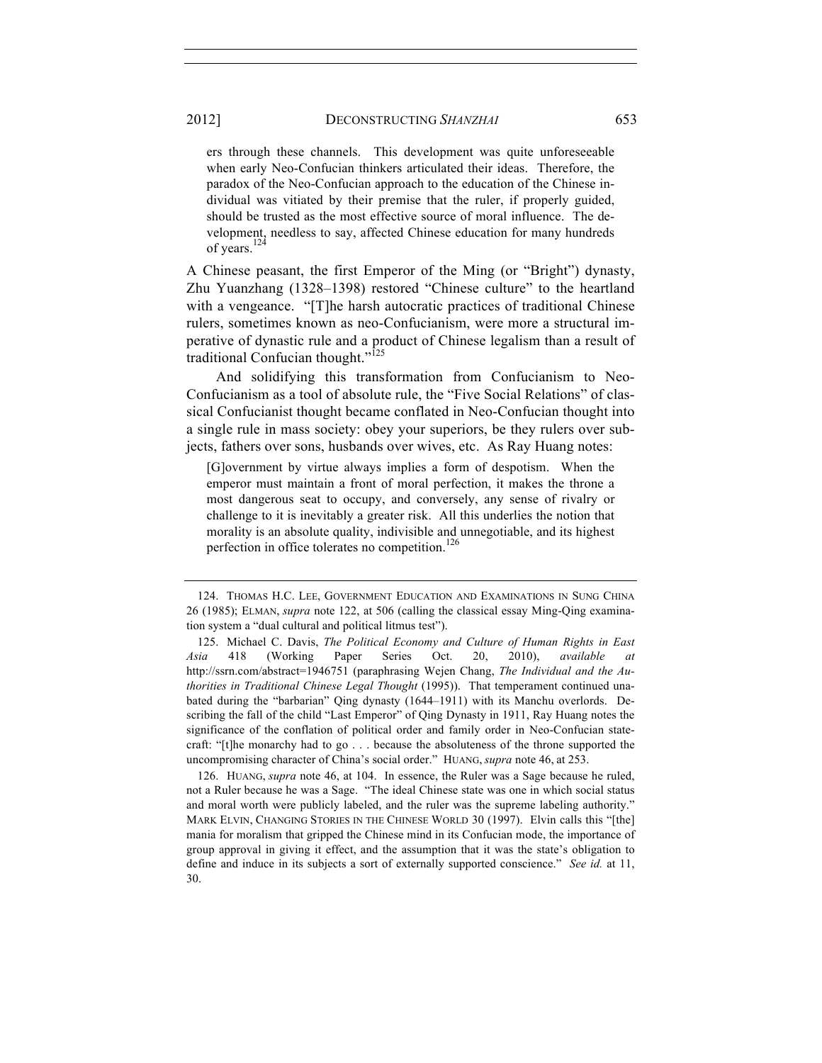> ers through these channels. This development was quite unforeseeable when early Neo-Confucian thinkers articulated their ideas. Therefore, the paradox of the Neo-Confucian approach to the education of the Chinese individual was vitiated by their premise that the ruler, if properly guided, should be trusted as the most effective source of moral influence. The development, needless to say, affected Chinese education for many hundreds of years.[124]

A Chinese peasant, the first Emperor of the Ming (or "Bright") dynasty, Zhu Yuanzhang (1328–1398) restored "Chinese culture" to the heartland with a vengeance. "[T]he harsh autocratic practices of traditional Chinese rulers, sometimes known as neo-Confucianism, were more a structural imperative of dynastic rule and a product of Chinese legalism than a result of traditional Confucian thought."[125]

And solidifying this transformation from Confucianism to Neo-Confucianism as a tool of absolute rule, the "Five Social Relations" of classical Confucianist thought became conflated in Neo-Confucian thought into a single rule in mass society: obey your superiors, be they rulers over subjects, fathers over sons, husbands over wives, etc. As Ray Huang notes:

> [G]overnment by virtue always implies a form of despotism. When the emperor must maintain a front of moral perfection, it makes the throne a most dangerous seat to occupy, and conversely, any sense of rivalry or challenge to it is inevitably a greater risk. All this underlies the notion that morality is an absolute quality, indivisible and unnegotiable, and its highest perfection in office tolerates no competition.[126]

---

124. THOMAS H.C. LEE, GOVERNMENT EDUCATION AND EXAMINATIONS IN SUNG CHINA 26 (1985); ELMAN, *supra* note 122, at 506 (calling the classical essay Ming-Qing examination system a "dual cultural and political litmus test").

125. Michael C. Davis, *The Political Economy and Culture of Human Rights in East Asia* 418 (Working Paper Series Oct. 20, 2010), *available at* http://ssrn.com/abstract=1946751 (paraphrasing Wejen Chang, *The Individual and the Authorities in Traditional Chinese Legal Thought* (1995)). That temperament continued unabated during the "barbarian" Qing dynasty (1644–1911) with its Manchu overlords. Describing the fall of the child "Last Emperor" of Qing Dynasty in 1911, Ray Huang notes the significance of the conflation of political order and family order in Neo-Confucian statecraft: "[t]he monarchy had to go . . . because the absoluteness of the throne supported the uncompromising character of China's social order." HUANG, *supra* note 46, at 253.

126. HUANG, *supra* note 46, at 104. In essence, the Ruler was a Sage because he ruled, not a Ruler because he was a Sage. "The ideal Chinese state was one in which social status and moral worth were publicly labeled, and the ruler was the supreme labeling authority." MARK ELVIN, CHANGING STORIES IN THE CHINESE WORLD 30 (1997). Elvin calls this "[the] mania for moralism that gripped the Chinese mind in its Confucian mode, the importance of group approval in giving it effect, and the assumption that it was the state's obligation to define and induce in its subjects a sort of externally supported conscience." *See id.* at 11, 30.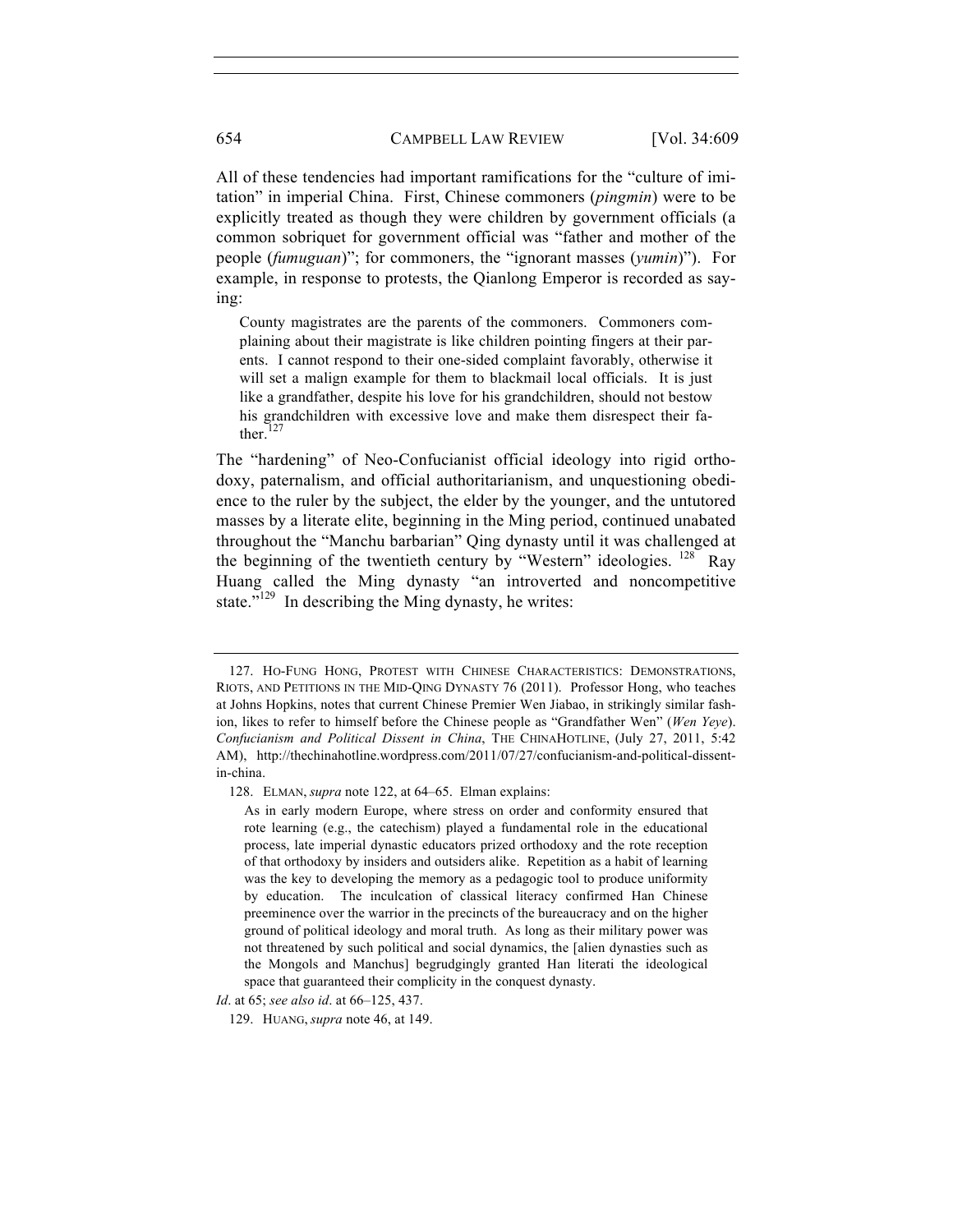All of these tendencies had important ramifications for the "culture of imitation" in imperial China. First, Chinese commoners (*pingmin*) were to be explicitly treated as though they were children by government officials (a common sobriquet for government official was "father and mother of the people (*fumuguan*)"; for commoners, the "ignorant masses (*yumin*)"). For example, in response to protests, the Qianlong Emperor is recorded as saying:

> County magistrates are the parents of the commoners. Commoners complaining about their magistrate is like children pointing fingers at their parents. I cannot respond to their one-sided complaint favorably, otherwise it will set a malign example for them to blackmail local officials. It is just like a grandfather, despite his love for his grandchildren, should not bestow his grandchildren with excessive love and make them disrespect their father.[127]

The "hardening" of Neo-Confucianist official ideology into rigid orthodoxy, paternalism, and official authoritarianism, and unquestioning obedience to the ruler by the subject, the elder by the younger, and the untutored masses by a literate elite, beginning in the Ming period, continued unabated throughout the "Manchu barbarian" Qing dynasty until it was challenged at the beginning of the twentieth century by "Western" ideologies.[128] Ray Huang called the Ming dynasty "an introverted and noncompetitive state."[129] In describing the Ming dynasty, he writes:

---

127. HO-FUNG HONG, PROTEST WITH CHINESE CHARACTERISTICS: DEMONSTRATIONS, RIOTS, AND PETITIONS IN THE MID-QING DYNASTY 76 (2011). Professor Hong, who teaches at Johns Hopkins, notes that current Chinese Premier Wen Jiabao, in strikingly similar fashion, likes to refer to himself before the Chinese people as "Grandfather Wen" (*Wen Yeye*). *Confucianism and Political Dissent in China*, THE CHINAHOTLINE, (July 27, 2011, 5:42 AM), http://thechinahotline.wordpress.com/2011/07/27/confucianism-and-political-dissent-in-china.

128. ELMAN, *supra* note 122, at 64–65. Elman explains:

> As in early modern Europe, where stress on order and conformity ensured that rote learning (e.g., the catechism) played a fundamental role in the educational process, late imperial dynastic educators prized orthodoxy and the rote reception of that orthodoxy by insiders and outsiders alike. Repetition as a habit of learning was the key to developing the memory as a pedagogic tool to produce uniformity by education. The inculcation of classical literacy confirmed Han Chinese preeminence over the warrior in the precincts of the bureaucracy and on the higher ground of political ideology and moral truth. As long as their military power was not threatened by such political and social dynamics, the [alien dynasties such as the Mongols and Manchus] begrudgingly granted Han literati the ideological space that guaranteed their complicity in the conquest dynasty.

*Id*. at 65; *see also id*. at 66–125, 437.

129. HUANG, *supra* note 46, at 149.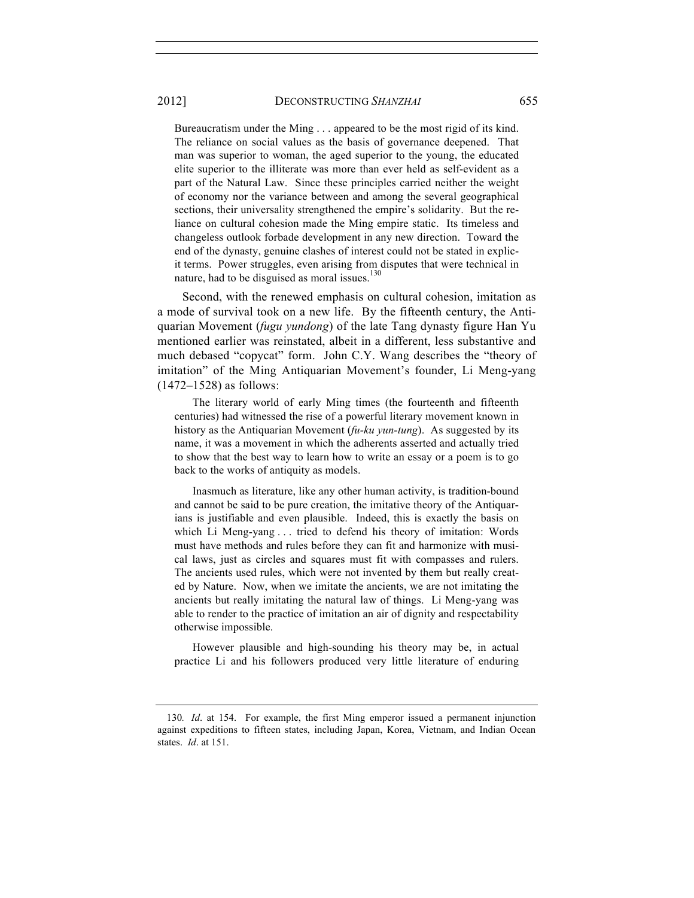> Bureaucratism under the Ming . . . appeared to be the most rigid of its kind. The reliance on social values as the basis of governance deepened. That man was superior to woman, the aged superior to the young, the educated elite superior to the illiterate was more than ever held as self-evident as a part of the Natural Law. Since these principles carried neither the weight of economy nor the variance between and among the several geographical sections, their universality strengthened the empire's solidarity. But the reliance on cultural cohesion made the Ming empire static. Its timeless and changeless outlook forbade development in any new direction. Toward the end of the dynasty, genuine clashes of interest could not be stated in explicit terms. Power struggles, even arising from disputes that were technical in nature, had to be disguised as moral issues.[130]

Second, with the renewed emphasis on cultural cohesion, imitation as a mode of survival took on a new life. By the fifteenth century, the Antiquarian Movement (*fugu yundong*) of the late Tang dynasty figure Han Yu mentioned earlier was reinstated, albeit in a different, less substantive and much debased "copycat" form. John C.Y. Wang describes the "theory of imitation" of the Ming Antiquarian Movement's founder, Li Meng-yang (1472–1528) as follows:

> The literary world of early Ming times (the fourteenth and fifteenth centuries) had witnessed the rise of a powerful literary movement known in history as the Antiquarian Movement (*fu-ku yun-tung*). As suggested by its name, it was a movement in which the adherents asserted and actually tried to show that the best way to learn how to write an essay or a poem is to go back to the works of antiquity as models.
>
> Inasmuch as literature, like any other human activity, is tradition-bound and cannot be said to be pure creation, the imitative theory of the Antiquarians is justifiable and even plausible. Indeed, this is exactly the basis on which Li Meng-yang . . . tried to defend his theory of imitation: Words must have methods and rules before they can fit and harmonize with musical laws, just as circles and squares must fit with compasses and rulers. The ancients used rules, which were not invented by them but really created by Nature. Now, when we imitate the ancients, we are not imitating the ancients but really imitating the natural law of things. Li Meng-yang was able to render to the practice of imitation an air of dignity and respectability otherwise impossible.
>
> However plausible and high-sounding his theory may be, in actual practice Li and his followers produced very little literature of enduring

---

130. *Id*. at 154. For example, the first Ming emperor issued a permanent injunction against expeditions to fifteen states, including Japan, Korea, Vietnam, and Indian Ocean states. *Id*. at 151.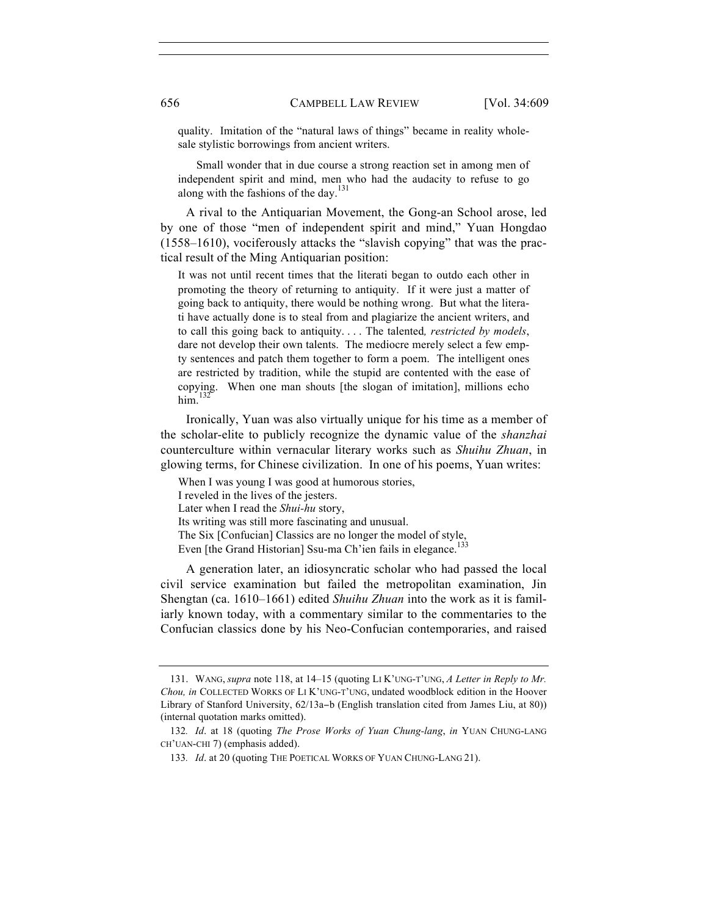quality. Imitation of the "natural laws of things" became in reality wholesale stylistic borrowings from ancient writers.

> Small wonder that in due course a strong reaction set in among men of independent spirit and mind, men who had the audacity to refuse to go along with the fashions of the day.[131]

A rival to the Antiquarian Movement, the Gong-an School arose, led by one of those "men of independent spirit and mind," Yuan Hongdao (1558–1610), vociferously attacks the "slavish copying" that was the practical result of the Ming Antiquarian position:

> It was not until recent times that the literati began to outdo each other in promoting the theory of returning to antiquity. If it were just a matter of going back to antiquity, there would be nothing wrong. But what the literati have actually done is to steal from and plagiarize the ancient writers, and to call this going back to antiquity. . . . The talented*, restricted by models*, dare not develop their own talents. The mediocre merely select a few empty sentences and patch them together to form a poem. The intelligent ones are restricted by tradition, while the stupid are contented with the ease of copying. When one man shouts [the slogan of imitation], millions echo him.[132]

Ironically, Yuan was also virtually unique for his time as a member of the scholar-elite to publicly recognize the dynamic value of the *shanzhai* counterculture within vernacular literary works such as *Shuihu Zhuan*, in glowing terms, for Chinese civilization. In one of his poems, Yuan writes:

> When I was young I was good at humorous stories,
> I reveled in the lives of the jesters.
> Later when I read the *Shui-hu* story,
> Its writing was still more fascinating and unusual.
> The Six [Confucian] Classics are no longer the model of style,
> Even [the Grand Historian] Ssu-ma Ch'ien fails in elegance.[133]

A generation later, an idiosyncratic scholar who had passed the local civil service examination but failed the metropolitan examination, Jin Shengtan (ca. 1610–1661) edited *Shuihu Zhuan* into the work as it is familiarly known today, with a commentary similar to the commentaries to the Confucian classics done by his Neo-Confucian contemporaries, and raised

---

131. WANG, *supra* note 118, at 14–15 (quoting LI K'UNG-T'UNG, *A Letter in Reply to Mr. Chou, in* COLLECTED WORKS OF LI K'UNG-T'UNG, undated woodblock edition in the Hoover Library of Stanford University, 62/13a–b (English translation cited from James Liu, at 80)) (internal quotation marks omitted).

132. *Id*. at 18 (quoting *The Prose Works of Yuan Chung-lang*, *in* YUAN CHUNG-LANG CH'UAN-CHI 7) (emphasis added).

133. *Id*. at 20 (quoting THE POETICAL WORKS OF YUAN CHUNG-LANG 21).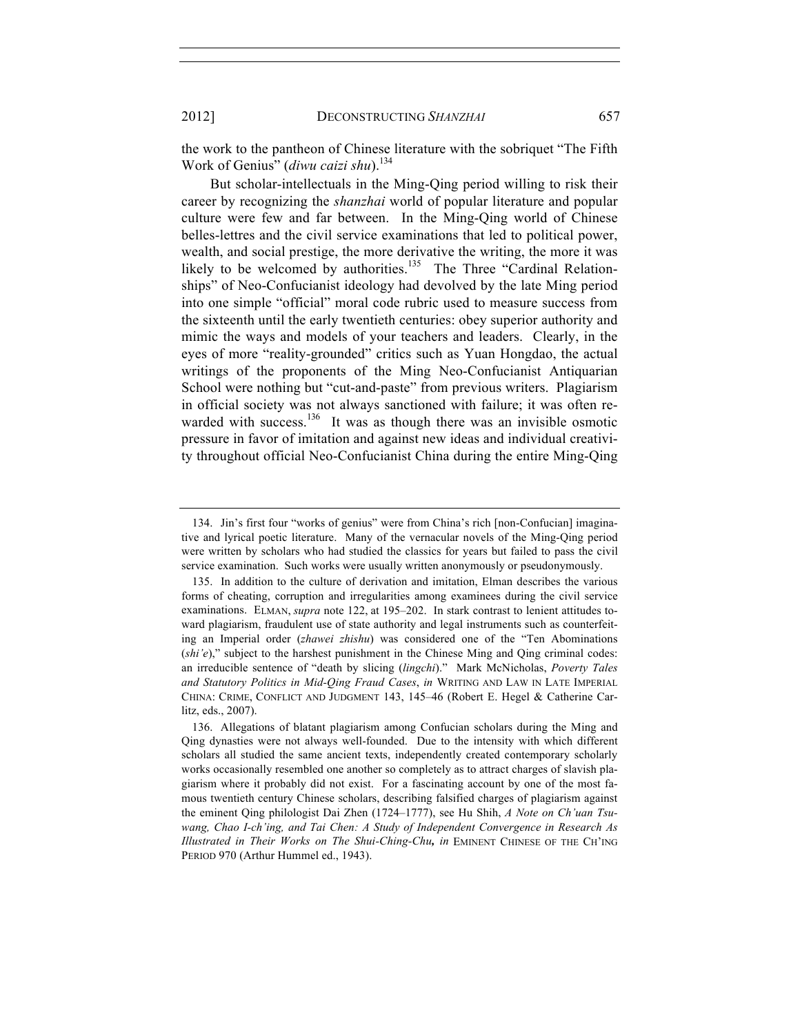the work to the pantheon of Chinese literature with the sobriquet "The Fifth Work of Genius" (*diwu caizi shu*).[134]

But scholar-intellectuals in the Ming-Qing period willing to risk their career by recognizing the *shanzhai* world of popular literature and popular culture were few and far between. In the Ming-Qing world of Chinese belles-lettres and the civil service examinations that led to political power, wealth, and social prestige, the more derivative the writing, the more it was likely to be welcomed by authorities.[135] The Three "Cardinal Relationships" of Neo-Confucianist ideology had devolved by the late Ming period into one simple "official" moral code rubric used to measure success from the sixteenth until the early twentieth centuries: obey superior authority and mimic the ways and models of your teachers and leaders. Clearly, in the eyes of more "reality-grounded" critics such as Yuan Hongdao, the actual writings of the proponents of the Ming Neo-Confucianist Antiquarian School were nothing but "cut-and-paste" from previous writers. Plagiarism in official society was not always sanctioned with failure; it was often rewarded with success.[136] It was as though there was an invisible osmotic pressure in favor of imitation and against new ideas and individual creativity throughout official Neo-Confucianist China during the entire Ming-Qing

---

134. Jin's first four "works of genius" were from China's rich [non-Confucian] imaginative and lyrical poetic literature. Many of the vernacular novels of the Ming-Qing period were written by scholars who had studied the classics for years but failed to pass the civil service examination. Such works were usually written anonymously or pseudonymously.

135. In addition to the culture of derivation and imitation, Elman describes the various forms of cheating, corruption and irregularities among examinees during the civil service examinations. ELMAN, *supra* note 122, at 195–202. In stark contrast to lenient attitudes toward plagiarism, fraudulent use of state authority and legal instruments such as counterfeiting an Imperial order (*zhawei zhishu*) was considered one of the "Ten Abominations (*shi'e*)," subject to the harshest punishment in the Chinese Ming and Qing criminal codes: an irreducible sentence of "death by slicing (*lingchi*)." Mark McNicholas, *Poverty Tales and Statutory Politics in Mid-Qing Fraud Cases*, *in* WRITING AND LAW IN LATE IMPERIAL CHINA: CRIME, CONFLICT AND JUDGMENT 143, 145–46 (Robert E. Hegel & Catherine Carlitz, eds., 2007).

136. Allegations of blatant plagiarism among Confucian scholars during the Ming and Qing dynasties were not always well-founded. Due to the intensity with which different scholars all studied the same ancient texts, independently created contemporary scholarly works occasionally resembled one another so completely as to attract charges of slavish plagiarism where it probably did not exist. For a fascinating account by one of the most famous twentieth century Chinese scholars, describing falsified charges of plagiarism against the eminent Qing philologist Dai Zhen (1724–1777), see Hu Shih, *A Note on Ch'uan Tsu-wang, Chao I-ch'ing, and Tai Chen: A Study of Independent Convergence in Research As Illustrated in Their Works on The Shui-Ching-Chu***,** *in* EMINENT CHINESE OF THE CH'ING PERIOD 970 (Arthur Hummel ed., 1943).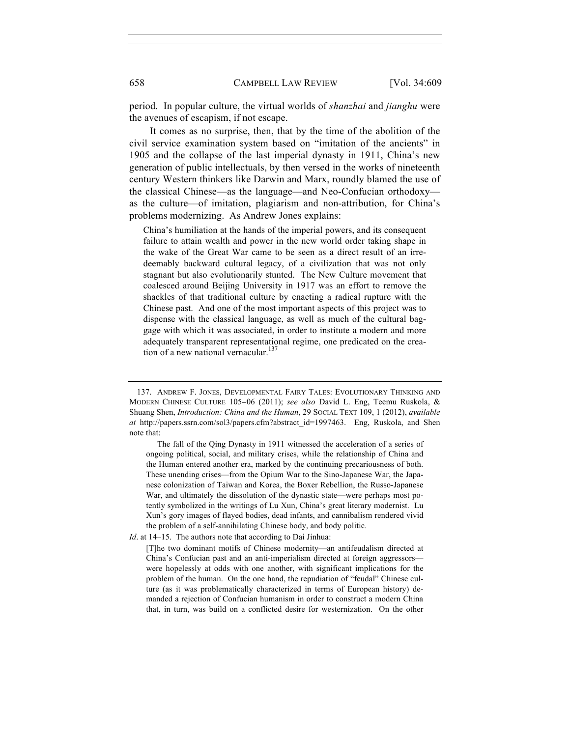period. In popular culture, the virtual worlds of *shanzhai* and *jianghu* were the avenues of escapism, if not escape.

It comes as no surprise, then, that by the time of the abolition of the civil service examination system based on "imitation of the ancients" in 1905 and the collapse of the last imperial dynasty in 1911, China's new generation of public intellectuals, by then versed in the works of nineteenth century Western thinkers like Darwin and Marx, roundly blamed the use of the classical Chinese—as the language—and Neo-Confucian orthodoxy—as the culture—of imitation, plagiarism and non-attribution, for China's problems modernizing. As Andrew Jones explains:

> China's humiliation at the hands of the imperial powers, and its consequent failure to attain wealth and power in the new world order taking shape in the wake of the Great War came to be seen as a direct result of an irredeemably backward cultural legacy, of a civilization that was not only stagnant but also evolutionarily stunted. The New Culture movement that coalesced around Beijing University in 1917 was an effort to remove the shackles of that traditional culture by enacting a radical rupture with the Chinese past. And one of the most important aspects of this project was to dispense with the classical language, as well as much of the cultural baggage with which it was associated, in order to institute a modern and more adequately transparent representational regime, one predicated on the creation of a new national vernacular.[137]

---

137. ANDREW F. JONES, DEVELOPMENTAL FAIRY TALES: EVOLUTIONARY THINKING AND MODERN CHINESE CULTURE 105–06 (2011); *see also* David L. Eng, Teemu Ruskola, & Shuang Shen, *Introduction: China and the Human*, 29 SOCIAL TEXT 109, 1 (2012), *available at* http://papers.ssrn.com/sol3/papers.cfm?abstract_id=1997463. Eng, Ruskola, and Shen note that:

> The fall of the Qing Dynasty in 1911 witnessed the acceleration of a series of ongoing political, social, and military crises, while the relationship of China and the Human entered another era, marked by the continuing precariousness of both. These unending crises—from the Opium War to the Sino-Japanese War, the Japanese colonization of Taiwan and Korea, the Boxer Rebellion, the Russo-Japanese War, and ultimately the dissolution of the dynastic state—were perhaps most potently symbolized in the writings of Lu Xun, China's great literary modernist. Lu Xun's gory images of flayed bodies, dead infants, and cannibalism rendered vivid the problem of a self-annihilating Chinese body, and body politic.

*Id*. at 14–15. The authors note that according to Dai Jinhua:

> [T]he two dominant motifs of Chinese modernity—an antifeudalism directed at China's Confucian past and an anti-imperialism directed at foreign aggressors—were hopelessly at odds with one another, with significant implications for the problem of the human. On the one hand, the repudiation of "feudal" Chinese culture (as it was problematically characterized in terms of European history) demanded a rejection of Confucian humanism in order to construct a modern China that, in turn, was build on a conflicted desire for westernization. On the other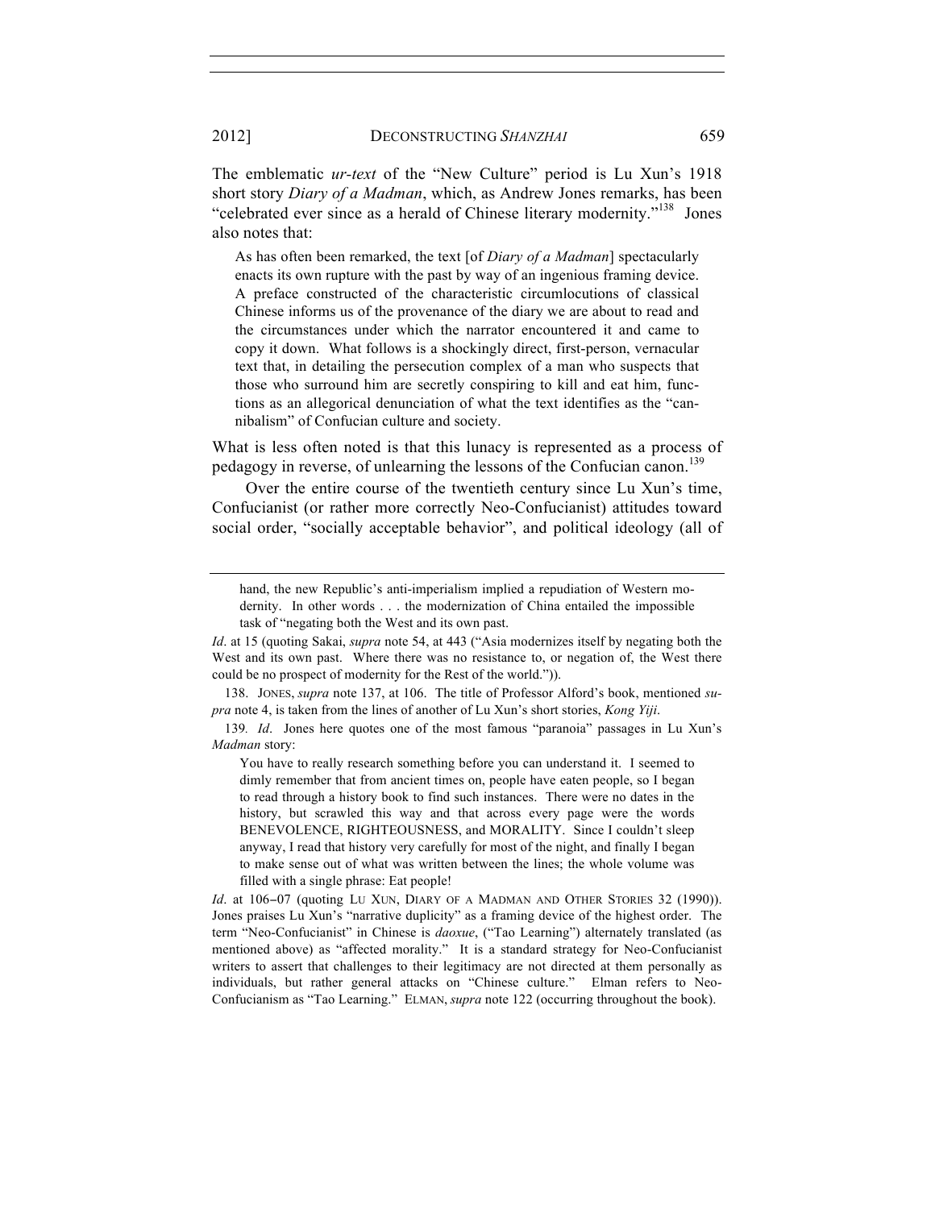The emblematic *ur-text* of the "New Culture" period is Lu Xun's 1918 short story *Diary of a Madman*, which, as Andrew Jones remarks, has been "celebrated ever since as a herald of Chinese literary modernity."[138] Jones also notes that:

> As has often been remarked, the text [of *Diary of a Madman*] spectacularly enacts its own rupture with the past by way of an ingenious framing device. A preface constructed of the characteristic circumlocutions of classical Chinese informs us of the provenance of the diary we are about to read and the circumstances under which the narrator encountered it and came to copy it down. What follows is a shockingly direct, first-person, vernacular text that, in detailing the persecution complex of a man who suspects that those who surround him are secretly conspiring to kill and eat him, functions as an allegorical denunciation of what the text identifies as the "cannibalism" of Confucian culture and society.

What is less often noted is that this lunacy is represented as a process of pedagogy in reverse, of unlearning the lessons of the Confucian canon.[139]

Over the entire course of the twentieth century since Lu Xun's time, Confucianist (or rather more correctly Neo-Confucianist) attitudes toward social order, "socially acceptable behavior", and political ideology (all of

---

> hand, the new Republic's anti-imperialism implied a repudiation of Western modernity. In other words . . . the modernization of China entailed the impossible task of "negating both the West and its own past.

*Id*. at 15 (quoting Sakai, *supra* note 54, at 443 ("Asia modernizes itself by negating both the West and its own past. Where there was no resistance to, or negation of, the West there could be no prospect of modernity for the Rest of the world.")).

138. JONES, *supra* note 137, at 106. The title of Professor Alford's book, mentioned *supra* note 4, is taken from the lines of another of Lu Xun's short stories, *Kong Yiji*.

139. *Id*. Jones here quotes one of the most famous "paranoia" passages in Lu Xun's *Madman* story:

> You have to really research something before you can understand it. I seemed to dimly remember that from ancient times on, people have eaten people, so I began to read through a history book to find such instances. There were no dates in the history, but scrawled this way and that across every page were the words BENEVOLENCE, RIGHTEOUSNESS, and MORALITY. Since I couldn't sleep anyway, I read that history very carefully for most of the night, and finally I began to make sense out of what was written between the lines; the whole volume was filled with a single phrase: Eat people!

*Id*. at 106–07 (quoting LU XUN, DIARY OF A MADMAN AND OTHER STORIES 32 (1990)). Jones praises Lu Xun's "narrative duplicity" as a framing device of the highest order. The term "Neo-Confucianist" in Chinese is *daoxue*, ("Tao Learning") alternately translated (as mentioned above) as "affected morality." It is a standard strategy for Neo-Confucianist writers to assert that challenges to their legitimacy are not directed at them personally as individuals, but rather general attacks on "Chinese culture." Elman refers to Neo-Confucianism as "Tao Learning." ELMAN, *supra* note 122 (occurring throughout the book).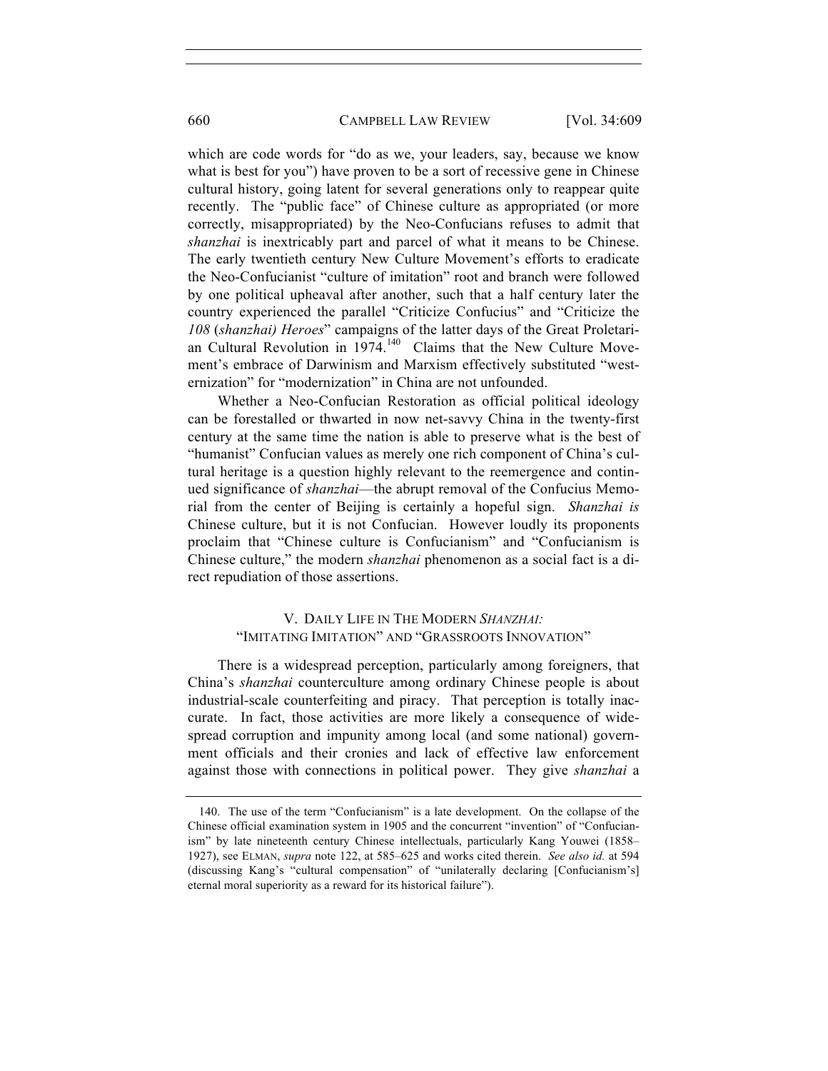which are code words for "do as we, your leaders, say, because we know what is best for you") have proven to be a sort of recessive gene in Chinese cultural history, going latent for several generations only to reappear quite recently. The "public face" of Chinese culture as appropriated (or more correctly, misappropriated) by the Neo-Confucians refuses to admit that *shanzhai* is inextricably part and parcel of what it means to be Chinese. The early twentieth century New Culture Movement's efforts to eradicate the Neo-Confucianist "culture of imitation" root and branch were followed by one political upheaval after another, such that a half century later the country experienced the parallel "Criticize Confucius" and "Criticize the *108* (*shanzhai) Heroes*" campaigns of the latter days of the Great Proletarian Cultural Revolution in 1974.[140] Claims that the New Culture Movement's embrace of Darwinism and Marxism effectively substituted "westernization" for "modernization" in China are not unfounded.

Whether a Neo-Confucian Restoration as official political ideology can be forestalled or thwarted in now net-savvy China in the twenty-first century at the same time the nation is able to preserve what is the best of "humanist" Confucian values as merely one rich component of China's cultural heritage is a question highly relevant to the reemergence and continued significance of *shanzhai*—the abrupt removal of the Confucius Memorial from the center of Beijing is certainly a hopeful sign. *Shanzhai is* Chinese culture, but it is not Confucian. However loudly its proponents proclaim that "Chinese culture is Confucianism" and "Confucianism is Chinese culture," the modern *shanzhai* phenomenon as a social fact is a direct repudiation of those assertions.

## V. DAILY LIFE IN THE MODERN *SHANZHAI*: "IMITATING IMITATION" AND "GRASSROOTS INNOVATION"

There is a widespread perception, particularly among foreigners, that China's *shanzhai* counterculture among ordinary Chinese people is about industrial-scale counterfeiting and piracy. That perception is totally inaccurate. In fact, those activities are more likely a consequence of widespread corruption and impunity among local (and some national) government officials and their cronies and lack of effective law enforcement against those with connections in political power. They give *shanzhai* a

140. The use of the term "Confucianism" is a late development. On the collapse of the Chinese official examination system in 1905 and the concurrent "invention" of "Confucianism" by late nineteenth century Chinese intellectuals, particularly Kang Youwei (1858–1927), see ELMAN, *supra* note 122, at 585–625 and works cited therein. *See also id.* at 594 (discussing Kang's "cultural compensation" of "unilaterally declaring [Confucianism's] eternal moral superiority as a reward for its historical failure").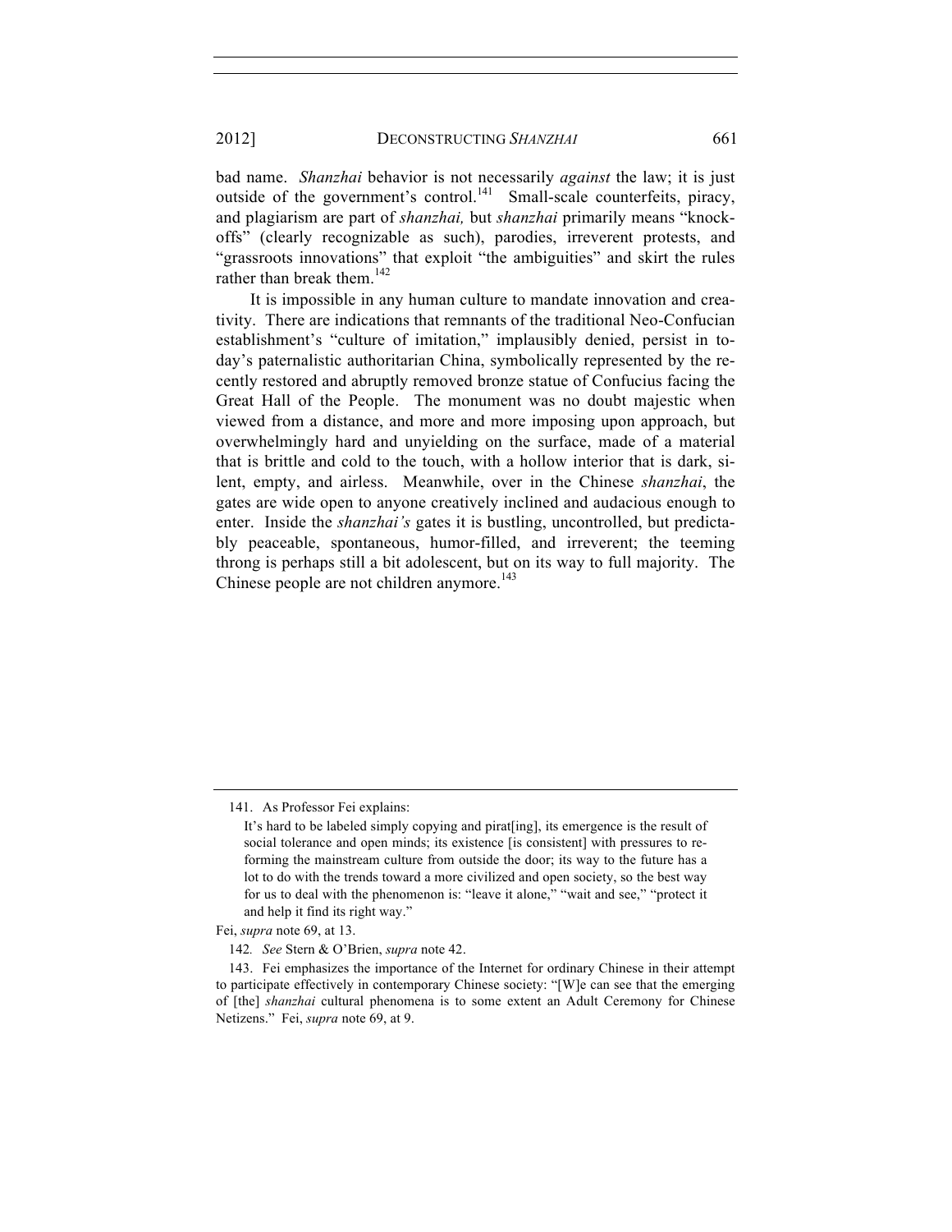bad name. *Shanzhai* behavior is not necessarily *against* the law; it is just outside of the government's control.[141] Small-scale counterfeits, piracy, and plagiarism are part of *shanzhai,* but *shanzhai* primarily means "knock-offs" (clearly recognizable as such), parodies, irreverent protests, and "grassroots innovations" that exploit "the ambiguities" and skirt the rules rather than break them.[142]

It is impossible in any human culture to mandate innovation and creativity. There are indications that remnants of the traditional Neo-Confucian establishment's "culture of imitation," implausibly denied, persist in today's paternalistic authoritarian China, symbolically represented by the recently restored and abruptly removed bronze statue of Confucius facing the Great Hall of the People. The monument was no doubt majestic when viewed from a distance, and more and more imposing upon approach, but overwhelmingly hard and unyielding on the surface, made of a material that is brittle and cold to the touch, with a hollow interior that is dark, silent, empty, and airless. Meanwhile, over in the Chinese *shanzhai*, the gates are wide open to anyone creatively inclined and audacious enough to enter. Inside the *shanzhai's* gates it is bustling, uncontrolled, but predictably peaceable, spontaneous, humor-filled, and irreverent; the teeming throng is perhaps still a bit adolescent, but on its way to full majority. The Chinese people are not children anymore.[143]

---

141. As Professor Fei explains:

> It's hard to be labeled simply copying and pirat[ing], its emergence is the result of social tolerance and open minds; its existence [is consistent] with pressures to reforming the mainstream culture from outside the door; its way to the future has a lot to do with the trends toward a more civilized and open society, so the best way for us to deal with the phenomenon is: "leave it alone," "wait and see," "protect it and help it find its right way."

Fei, *supra* note 69, at 13.

142. *See* Stern & O'Brien, *supra* note 42.

143. Fei emphasizes the importance of the Internet for ordinary Chinese in their attempt to participate effectively in contemporary Chinese society: "[W]e can see that the emerging of [the] *shanzhai* cultural phenomena is to some extent an Adult Ceremony for Chinese Netizens." Fei, *supra* note 69, at 9.